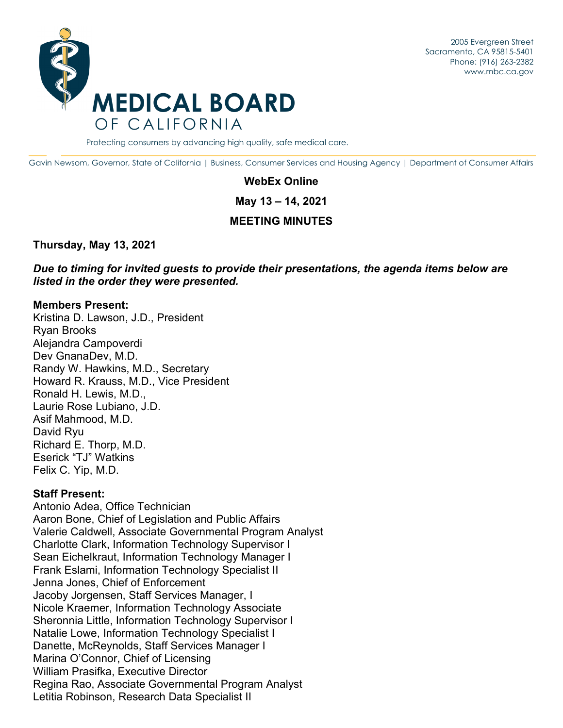# MEDICAL BOARD OF CALIFORNIA

2005 Evergreen Street
Sacramento, CA 95815-5401
Phone: (916) 263-2382
www.mbc.ca.gov

Protecting consumers by advancing high quality, safe medical care.

Gavin Newsom, Governor, State of California | Business, Consumer Services and Housing Agency | Department of Consumer Affairs

**WebEx Online**

**May 13 – 14, 2021**

**MEETING MINUTES**

**Thursday, May 13, 2021**

***Due to timing for invited guests to provide their presentations, the agenda items below are listed in the order they were presented.***

**Members Present:**
Kristina D. Lawson, J.D., President
Ryan Brooks
Alejandra Campoverdi
Dev GnanaDev, M.D.
Randy W. Hawkins, M.D., Secretary
Howard R. Krauss, M.D., Vice President
Ronald H. Lewis, M.D.,
Laurie Rose Lubiano, J.D.
Asif Mahmood, M.D.
David Ryu
Richard E. Thorp, M.D.
Eserick "TJ" Watkins
Felix C. Yip, M.D.

**Staff Present:**
Antonio Adea, Office Technician
Aaron Bone, Chief of Legislation and Public Affairs
Valerie Caldwell, Associate Governmental Program Analyst
Charlotte Clark, Information Technology Supervisor I
Sean Eichelkraut, Information Technology Manager I
Frank Eslami, Information Technology Specialist II
Jenna Jones, Chief of Enforcement
Jacoby Jorgensen, Staff Services Manager, I
Nicole Kraemer, Information Technology Associate
Sheronnia Little, Information Technology Supervisor I
Natalie Lowe, Information Technology Specialist I
Danette, McReynolds, Staff Services Manager I
Marina O'Connor, Chief of Licensing
William Prasifka, Executive Director
Regina Rao, Associate Governmental Program Analyst
Letitia Robinson, Research Data Specialist II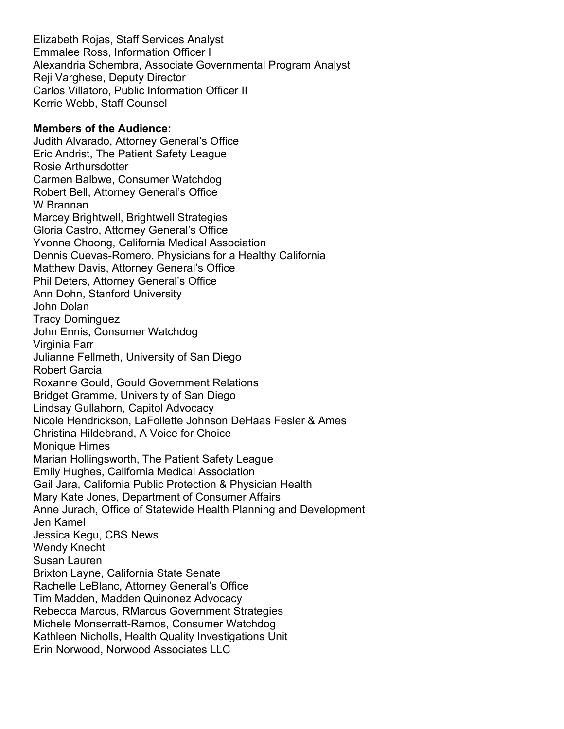Elizabeth Rojas, Staff Services Analyst
Emmalee Ross, Information Officer I
Alexandria Schembra, Associate Governmental Program Analyst
Reji Varghese, Deputy Director
Carlos Villatoro, Public Information Officer II
Kerrie Webb, Staff Counsel

**Members of the Audience:**
Judith Alvarado, Attorney General's Office
Eric Andrist, The Patient Safety League
Rosie Arthursdotter
Carmen Balbwe, Consumer Watchdog
Robert Bell, Attorney General's Office
W Brannan
Marcey Brightwell, Brightwell Strategies
Gloria Castro, Attorney General's Office
Yvonne Choong, California Medical Association
Dennis Cuevas-Romero, Physicians for a Healthy California
Matthew Davis, Attorney General's Office
Phil Deters, Attorney General's Office
Ann Dohn, Stanford University
John Dolan
Tracy Dominguez
John Ennis, Consumer Watchdog
Virginia Farr
Julianne Fellmeth, University of San Diego
Robert Garcia
Roxanne Gould, Gould Government Relations
Bridget Gramme, University of San Diego
Lindsay Gullahorn, Capitol Advocacy
Nicole Hendrickson, LaFollette Johnson DeHaas Fesler & Ames
Christina Hildebrand, A Voice for Choice
Monique Himes
Marian Hollingsworth, The Patient Safety League
Emily Hughes, California Medical Association
Gail Jara, California Public Protection & Physician Health
Mary Kate Jones, Department of Consumer Affairs
Anne Jurach, Office of Statewide Health Planning and Development
Jen Kamel
Jessica Kegu, CBS News
Wendy Knecht
Susan Lauren
Brixton Layne, California State Senate
Rachelle LeBlanc, Attorney General's Office
Tim Madden, Madden Quinonez Advocacy
Rebecca Marcus, RMarcus Government Strategies
Michele Monserratt-Ramos, Consumer Watchdog
Kathleen Nicholls, Health Quality Investigations Unit
Erin Norwood, Norwood Associates LLC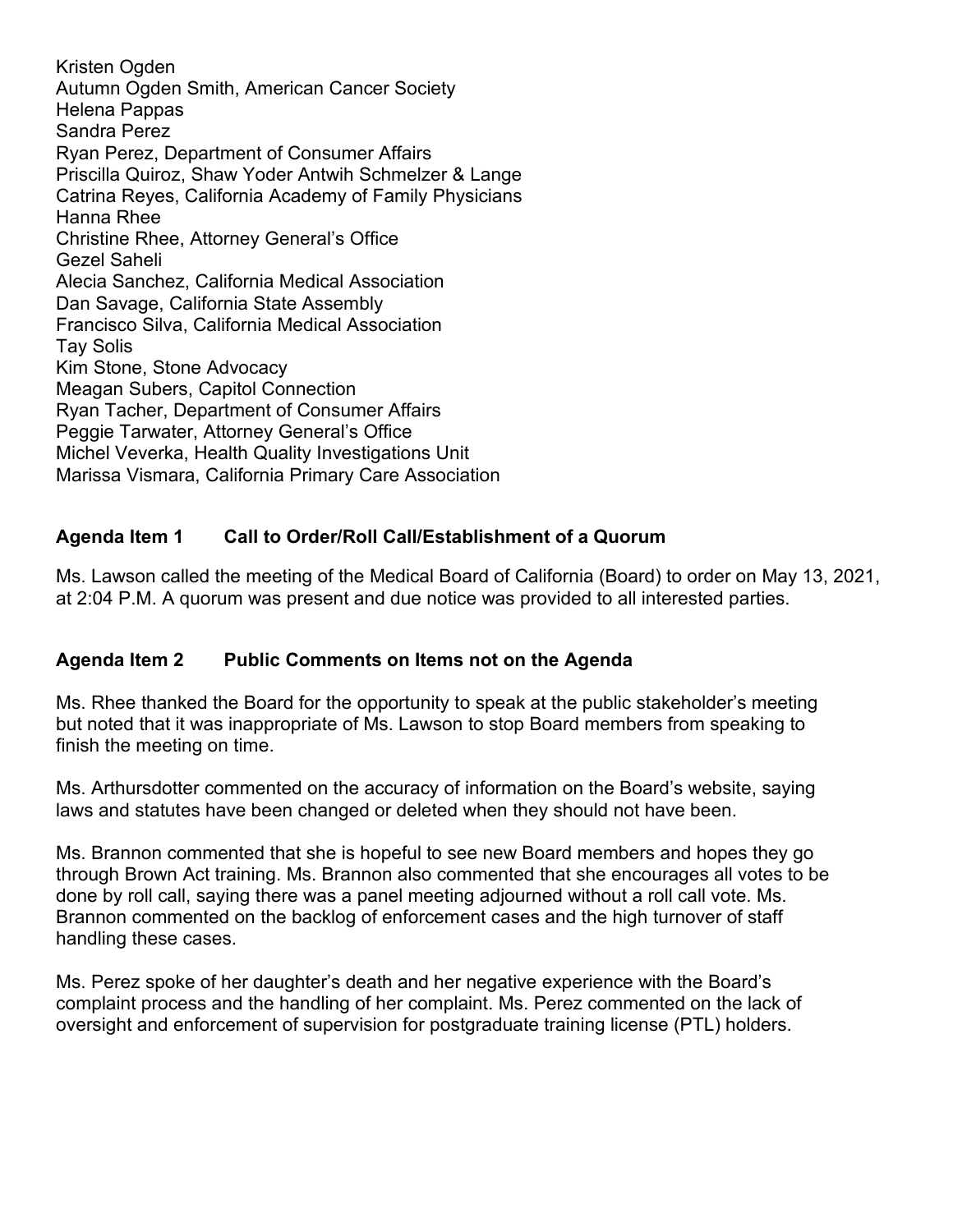Kristen Ogden
Autumn Ogden Smith, American Cancer Society
Helena Pappas
Sandra Perez
Ryan Perez, Department of Consumer Affairs
Priscilla Quiroz, Shaw Yoder Antwih Schmelzer & Lange
Catrina Reyes, California Academy of Family Physicians
Hanna Rhee
Christine Rhee, Attorney General's Office
Gezel Saheli
Alecia Sanchez, California Medical Association
Dan Savage, California State Assembly
Francisco Silva, California Medical Association
Tay Solis
Kim Stone, Stone Advocacy
Meagan Subers, Capitol Connection
Ryan Tacher, Department of Consumer Affairs
Peggie Tarwater, Attorney General's Office
Michel Veverka, Health Quality Investigations Unit
Marissa Vismara, California Primary Care Association

**Agenda Item 1 Call to Order/Roll Call/Establishment of a Quorum**

Ms. Lawson called the meeting of the Medical Board of California (Board) to order on May 13, 2021, at 2:04 P.M. A quorum was present and due notice was provided to all interested parties.

**Agenda Item 2 Public Comments on Items not on the Agenda**

Ms. Rhee thanked the Board for the opportunity to speak at the public stakeholder's meeting but noted that it was inappropriate of Ms. Lawson to stop Board members from speaking to finish the meeting on time.

Ms. Arthursdotter commented on the accuracy of information on the Board's website, saying laws and statutes have been changed or deleted when they should not have been.

Ms. Brannon commented that she is hopeful to see new Board members and hopes they go through Brown Act training. Ms. Brannon also commented that she encourages all votes to be done by roll call, saying there was a panel meeting adjourned without a roll call vote. Ms. Brannon commented on the backlog of enforcement cases and the high turnover of staff handling these cases.

Ms. Perez spoke of her daughter's death and her negative experience with the Board's complaint process and the handling of her complaint. Ms. Perez commented on the lack of oversight and enforcement of supervision for postgraduate training license (PTL) holders.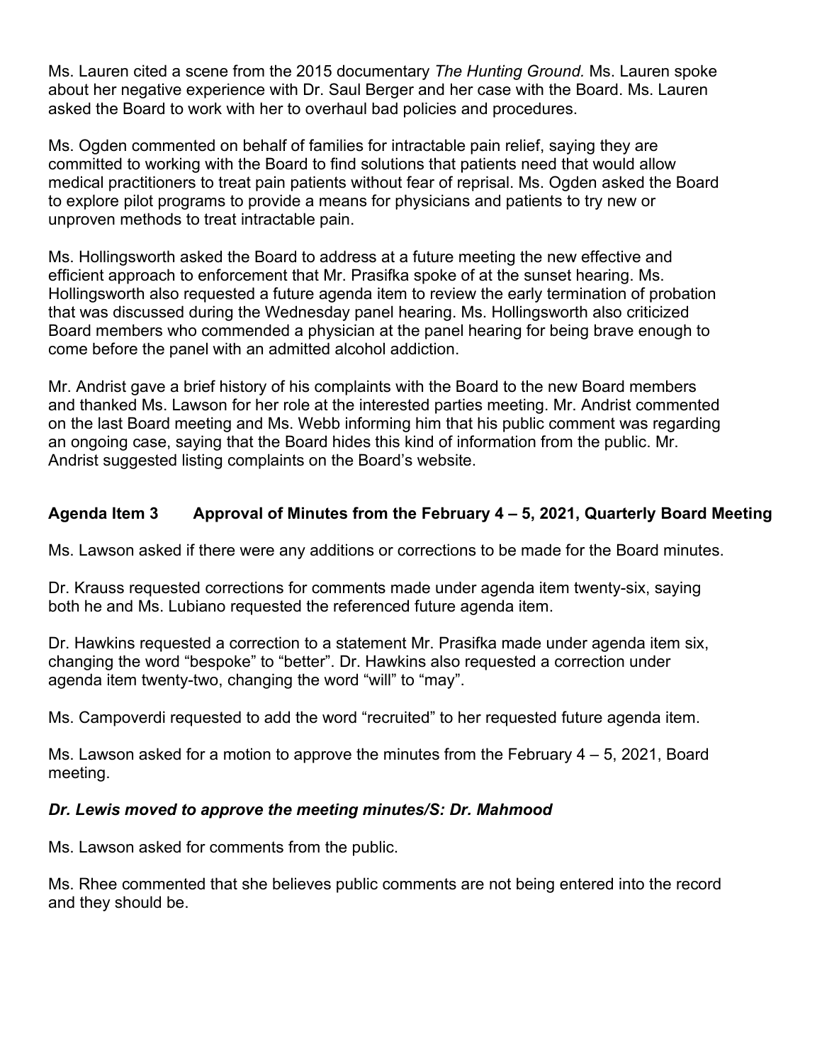Ms. Lauren cited a scene from the 2015 documentary *The Hunting Ground.* Ms. Lauren spoke about her negative experience with Dr. Saul Berger and her case with the Board. Ms. Lauren asked the Board to work with her to overhaul bad policies and procedures.

Ms. Ogden commented on behalf of families for intractable pain relief, saying they are committed to working with the Board to find solutions that patients need that would allow medical practitioners to treat pain patients without fear of reprisal. Ms. Ogden asked the Board to explore pilot programs to provide a means for physicians and patients to try new or unproven methods to treat intractable pain.

Ms. Hollingsworth asked the Board to address at a future meeting the new effective and efficient approach to enforcement that Mr. Prasifka spoke of at the sunset hearing. Ms. Hollingsworth also requested a future agenda item to review the early termination of probation that was discussed during the Wednesday panel hearing. Ms. Hollingsworth also criticized Board members who commended a physician at the panel hearing for being brave enough to come before the panel with an admitted alcohol addiction.

Mr. Andrist gave a brief history of his complaints with the Board to the new Board members and thanked Ms. Lawson for her role at the interested parties meeting. Mr. Andrist commented on the last Board meeting and Ms. Webb informing him that his public comment was regarding an ongoing case, saying that the Board hides this kind of information from the public. Mr. Andrist suggested listing complaints on the Board's website.

### Agenda Item 3 Approval of Minutes from the February 4 – 5, 2021, Quarterly Board Meeting

Ms. Lawson asked if there were any additions or corrections to be made for the Board minutes.

Dr. Krauss requested corrections for comments made under agenda item twenty-six, saying both he and Ms. Lubiano requested the referenced future agenda item.

Dr. Hawkins requested a correction to a statement Mr. Prasifka made under agenda item six, changing the word "bespoke" to "better". Dr. Hawkins also requested a correction under agenda item twenty-two, changing the word "will" to "may".

Ms. Campoverdi requested to add the word "recruited" to her requested future agenda item.

Ms. Lawson asked for a motion to approve the minutes from the February 4 – 5, 2021, Board meeting.

***Dr. Lewis moved to approve the meeting minutes/S: Dr. Mahmood***

Ms. Lawson asked for comments from the public.

Ms. Rhee commented that she believes public comments are not being entered into the record and they should be.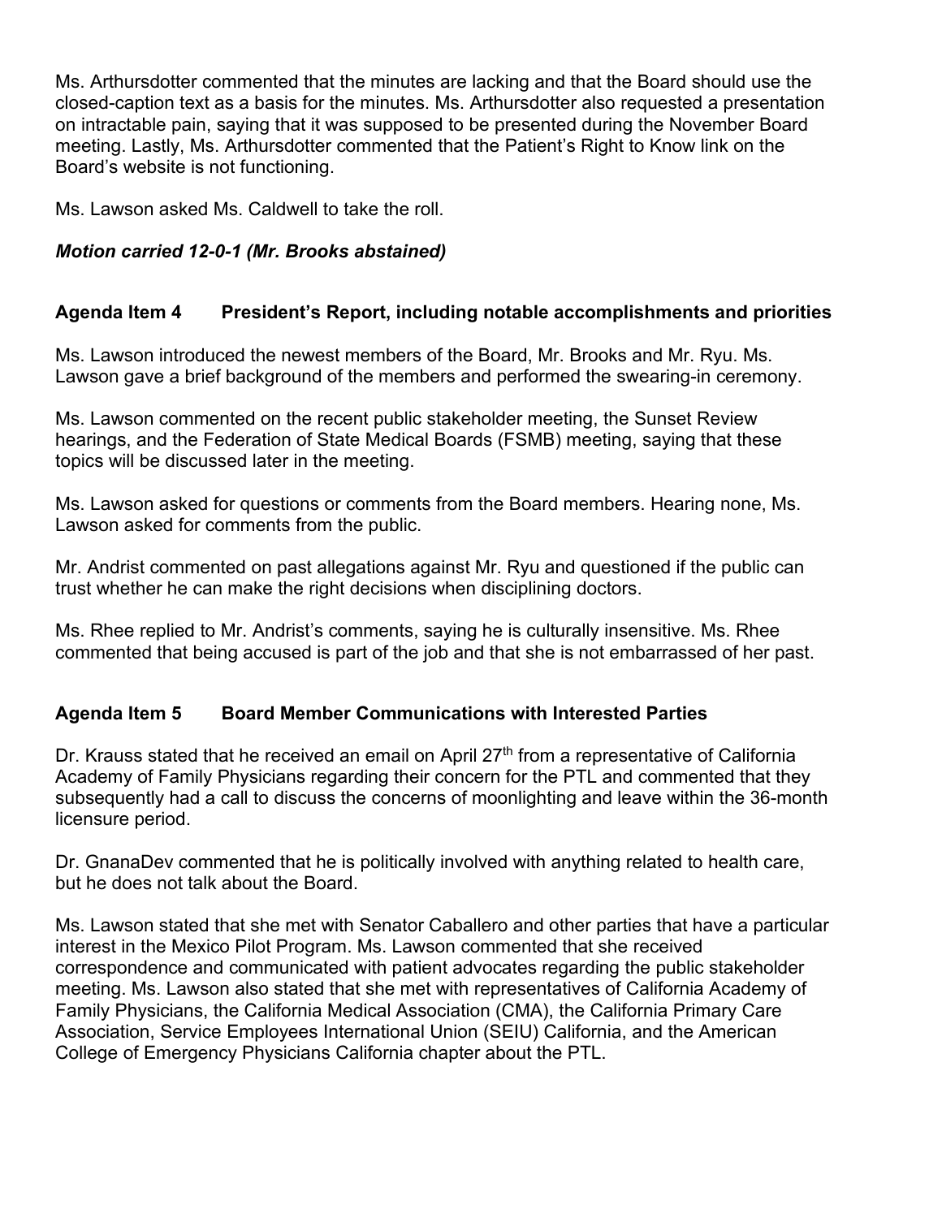Ms. Arthursdotter commented that the minutes are lacking and that the Board should use the closed-caption text as a basis for the minutes. Ms. Arthursdotter also requested a presentation on intractable pain, saying that it was supposed to be presented during the November Board meeting. Lastly, Ms. Arthursdotter commented that the Patient's Right to Know link on the Board's website is not functioning.

Ms. Lawson asked Ms. Caldwell to take the roll.

***Motion carried 12-0-1 (Mr. Brooks abstained)***

**Agenda Item 4 President's Report, including notable accomplishments and priorities**

Ms. Lawson introduced the newest members of the Board, Mr. Brooks and Mr. Ryu. Ms. Lawson gave a brief background of the members and performed the swearing-in ceremony.

Ms. Lawson commented on the recent public stakeholder meeting, the Sunset Review hearings, and the Federation of State Medical Boards (FSMB) meeting, saying that these topics will be discussed later in the meeting.

Ms. Lawson asked for questions or comments from the Board members. Hearing none, Ms. Lawson asked for comments from the public.

Mr. Andrist commented on past allegations against Mr. Ryu and questioned if the public can trust whether he can make the right decisions when disciplining doctors.

Ms. Rhee replied to Mr. Andrist's comments, saying he is culturally insensitive. Ms. Rhee commented that being accused is part of the job and that she is not embarrassed of her past.

**Agenda Item 5 Board Member Communications with Interested Parties**

Dr. Krauss stated that he received an email on April 27th from a representative of California Academy of Family Physicians regarding their concern for the PTL and commented that they subsequently had a call to discuss the concerns of moonlighting and leave within the 36-month licensure period.

Dr. GnanaDev commented that he is politically involved with anything related to health care, but he does not talk about the Board.

Ms. Lawson stated that she met with Senator Caballero and other parties that have a particular interest in the Mexico Pilot Program. Ms. Lawson commented that she received correspondence and communicated with patient advocates regarding the public stakeholder meeting. Ms. Lawson also stated that she met with representatives of California Academy of Family Physicians, the California Medical Association (CMA), the California Primary Care Association, Service Employees International Union (SEIU) California, and the American College of Emergency Physicians California chapter about the PTL.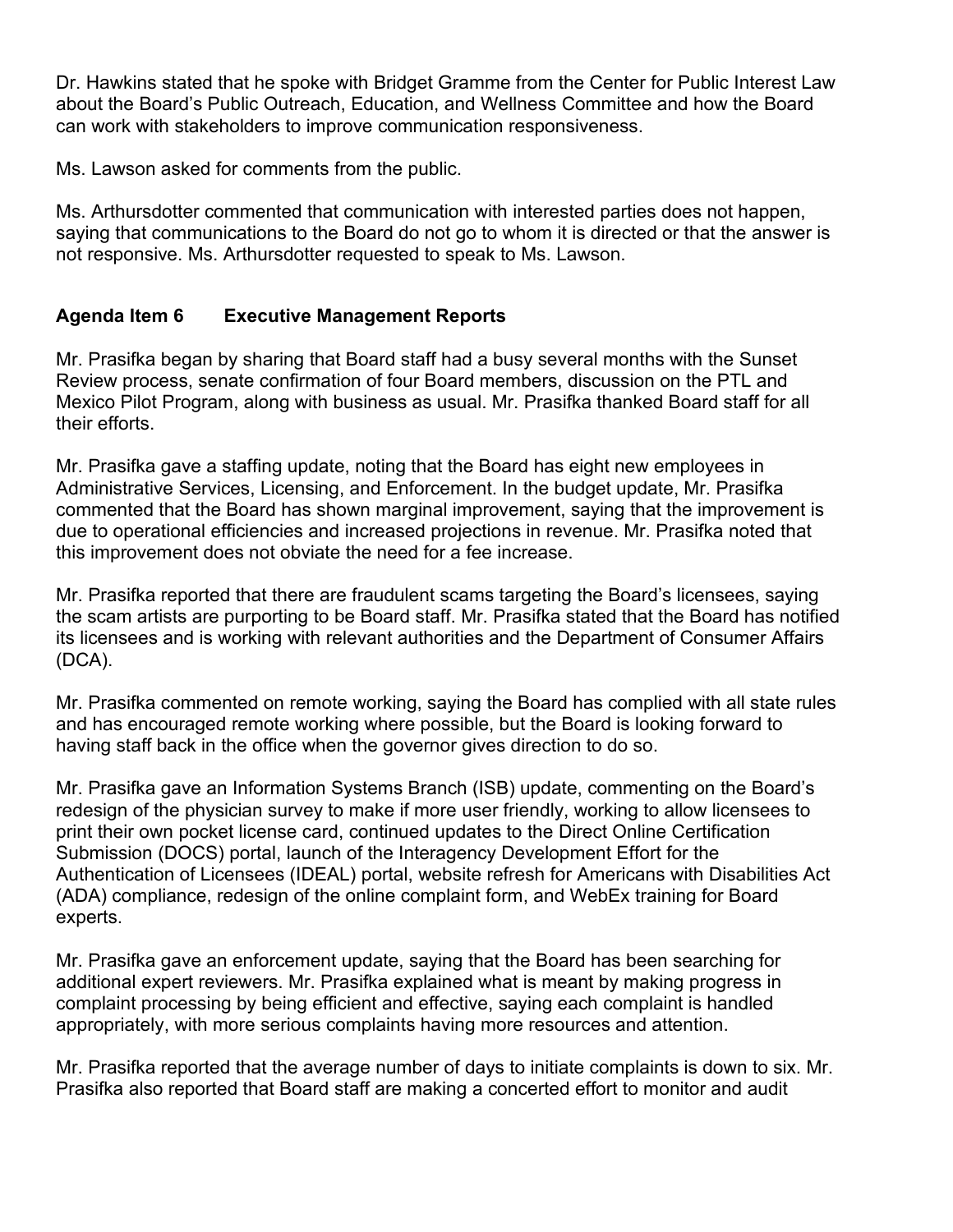Dr. Hawkins stated that he spoke with Bridget Gramme from the Center for Public Interest Law about the Board's Public Outreach, Education, and Wellness Committee and how the Board can work with stakeholders to improve communication responsiveness.

Ms. Lawson asked for comments from the public.

Ms. Arthursdotter commented that communication with interested parties does not happen, saying that communications to the Board do not go to whom it is directed or that the answer is not responsive. Ms. Arthursdotter requested to speak to Ms. Lawson.

## Agenda Item 6 Executive Management Reports

Mr. Prasifka began by sharing that Board staff had a busy several months with the Sunset Review process, senate confirmation of four Board members, discussion on the PTL and Mexico Pilot Program, along with business as usual. Mr. Prasifka thanked Board staff for all their efforts.

Mr. Prasifka gave a staffing update, noting that the Board has eight new employees in Administrative Services, Licensing, and Enforcement. In the budget update, Mr. Prasifka commented that the Board has shown marginal improvement, saying that the improvement is due to operational efficiencies and increased projections in revenue. Mr. Prasifka noted that this improvement does not obviate the need for a fee increase.

Mr. Prasifka reported that there are fraudulent scams targeting the Board's licensees, saying the scam artists are purporting to be Board staff. Mr. Prasifka stated that the Board has notified its licensees and is working with relevant authorities and the Department of Consumer Affairs (DCA).

Mr. Prasifka commented on remote working, saying the Board has complied with all state rules and has encouraged remote working where possible, but the Board is looking forward to having staff back in the office when the governor gives direction to do so.

Mr. Prasifka gave an Information Systems Branch (ISB) update, commenting on the Board's redesign of the physician survey to make if more user friendly, working to allow licensees to print their own pocket license card, continued updates to the Direct Online Certification Submission (DOCS) portal, launch of the Interagency Development Effort for the Authentication of Licensees (IDEAL) portal, website refresh for Americans with Disabilities Act (ADA) compliance, redesign of the online complaint form, and WebEx training for Board experts.

Mr. Prasifka gave an enforcement update, saying that the Board has been searching for additional expert reviewers. Mr. Prasifka explained what is meant by making progress in complaint processing by being efficient and effective, saying each complaint is handled appropriately, with more serious complaints having more resources and attention.

Mr. Prasifka reported that the average number of days to initiate complaints is down to six. Mr. Prasifka also reported that Board staff are making a concerted effort to monitor and audit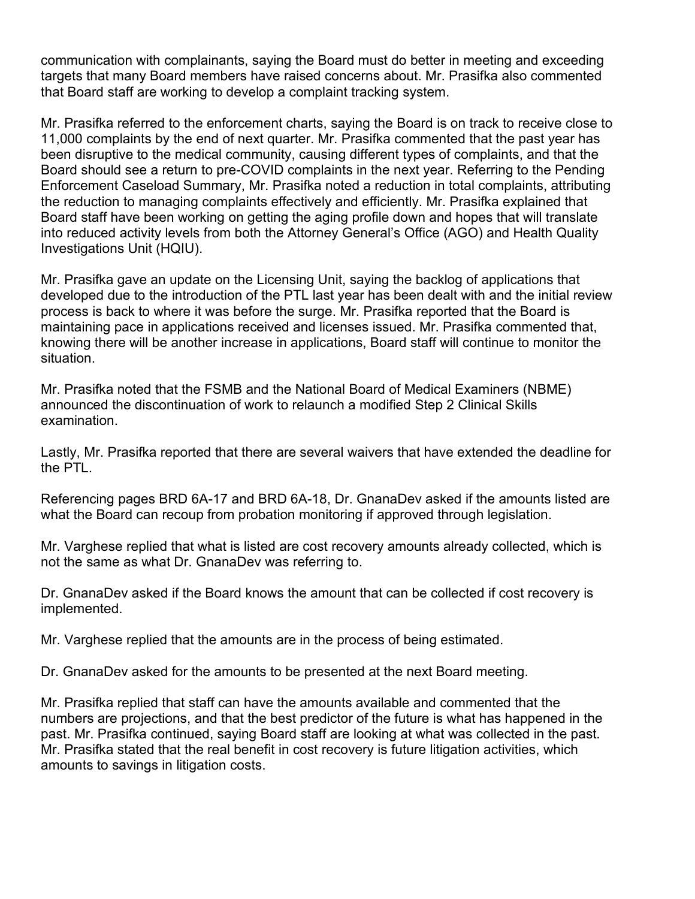communication with complainants, saying the Board must do better in meeting and exceeding targets that many Board members have raised concerns about. Mr. Prasifka also commented that Board staff are working to develop a complaint tracking system.

Mr. Prasifka referred to the enforcement charts, saying the Board is on track to receive close to 11,000 complaints by the end of next quarter. Mr. Prasifka commented that the past year has been disruptive to the medical community, causing different types of complaints, and that the Board should see a return to pre-COVID complaints in the next year. Referring to the Pending Enforcement Caseload Summary, Mr. Prasifka noted a reduction in total complaints, attributing the reduction to managing complaints effectively and efficiently. Mr. Prasifka explained that Board staff have been working on getting the aging profile down and hopes that will translate into reduced activity levels from both the Attorney General's Office (AGO) and Health Quality Investigations Unit (HQIU).

Mr. Prasifka gave an update on the Licensing Unit, saying the backlog of applications that developed due to the introduction of the PTL last year has been dealt with and the initial review process is back to where it was before the surge. Mr. Prasifka reported that the Board is maintaining pace in applications received and licenses issued. Mr. Prasifka commented that, knowing there will be another increase in applications, Board staff will continue to monitor the situation.

Mr. Prasifka noted that the FSMB and the National Board of Medical Examiners (NBME) announced the discontinuation of work to relaunch a modified Step 2 Clinical Skills examination.

Lastly, Mr. Prasifka reported that there are several waivers that have extended the deadline for the PTL.

Referencing pages BRD 6A-17 and BRD 6A-18, Dr. GnanaDev asked if the amounts listed are what the Board can recoup from probation monitoring if approved through legislation.

Mr. Varghese replied that what is listed are cost recovery amounts already collected, which is not the same as what Dr. GnanaDev was referring to.

Dr. GnanaDev asked if the Board knows the amount that can be collected if cost recovery is implemented.

Mr. Varghese replied that the amounts are in the process of being estimated.

Dr. GnanaDev asked for the amounts to be presented at the next Board meeting.

Mr. Prasifka replied that staff can have the amounts available and commented that the numbers are projections, and that the best predictor of the future is what has happened in the past. Mr. Prasifka continued, saying Board staff are looking at what was collected in the past. Mr. Prasifka stated that the real benefit in cost recovery is future litigation activities, which amounts to savings in litigation costs.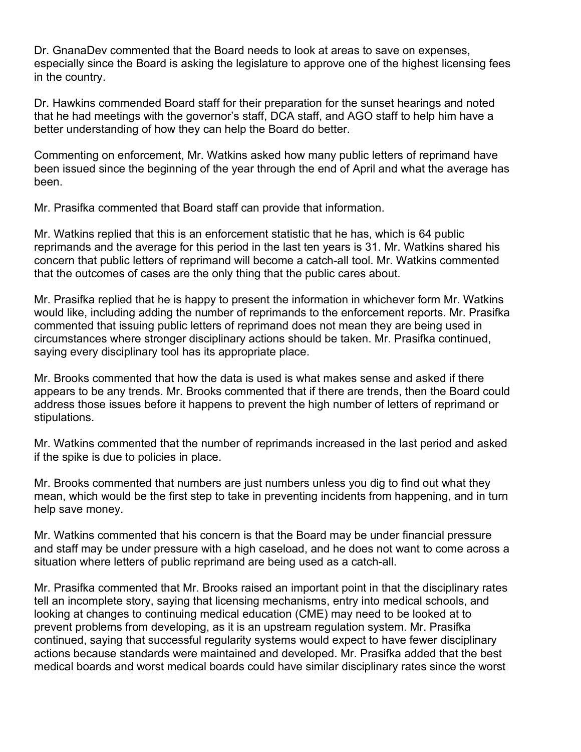Dr. GnanaDev commented that the Board needs to look at areas to save on expenses, especially since the Board is asking the legislature to approve one of the highest licensing fees in the country.

Dr. Hawkins commended Board staff for their preparation for the sunset hearings and noted that he had meetings with the governor's staff, DCA staff, and AGO staff to help him have a better understanding of how they can help the Board do better.

Commenting on enforcement, Mr. Watkins asked how many public letters of reprimand have been issued since the beginning of the year through the end of April and what the average has been.

Mr. Prasifka commented that Board staff can provide that information.

Mr. Watkins replied that this is an enforcement statistic that he has, which is 64 public reprimands and the average for this period in the last ten years is 31. Mr. Watkins shared his concern that public letters of reprimand will become a catch-all tool. Mr. Watkins commented that the outcomes of cases are the only thing that the public cares about.

Mr. Prasifka replied that he is happy to present the information in whichever form Mr. Watkins would like, including adding the number of reprimands to the enforcement reports. Mr. Prasifka commented that issuing public letters of reprimand does not mean they are being used in circumstances where stronger disciplinary actions should be taken. Mr. Prasifka continued, saying every disciplinary tool has its appropriate place.

Mr. Brooks commented that how the data is used is what makes sense and asked if there appears to be any trends. Mr. Brooks commented that if there are trends, then the Board could address those issues before it happens to prevent the high number of letters of reprimand or stipulations.

Mr. Watkins commented that the number of reprimands increased in the last period and asked if the spike is due to policies in place.

Mr. Brooks commented that numbers are just numbers unless you dig to find out what they mean, which would be the first step to take in preventing incidents from happening, and in turn help save money.

Mr. Watkins commented that his concern is that the Board may be under financial pressure and staff may be under pressure with a high caseload, and he does not want to come across a situation where letters of public reprimand are being used as a catch-all.

Mr. Prasifka commented that Mr. Brooks raised an important point in that the disciplinary rates tell an incomplete story, saying that licensing mechanisms, entry into medical schools, and looking at changes to continuing medical education (CME) may need to be looked at to prevent problems from developing, as it is an upstream regulation system. Mr. Prasifka continued, saying that successful regularity systems would expect to have fewer disciplinary actions because standards were maintained and developed. Mr. Prasifka added that the best medical boards and worst medical boards could have similar disciplinary rates since the worst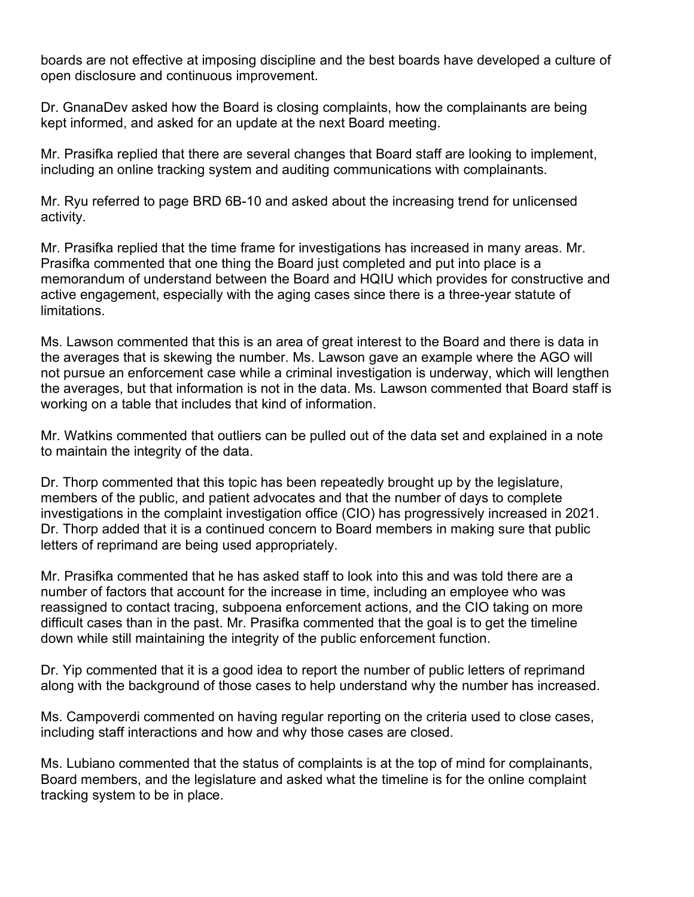boards are not effective at imposing discipline and the best boards have developed a culture of open disclosure and continuous improvement.

Dr. GnanaDev asked how the Board is closing complaints, how the complainants are being kept informed, and asked for an update at the next Board meeting.

Mr. Prasifka replied that there are several changes that Board staff are looking to implement, including an online tracking system and auditing communications with complainants.

Mr. Ryu referred to page BRD 6B-10 and asked about the increasing trend for unlicensed activity.

Mr. Prasifka replied that the time frame for investigations has increased in many areas. Mr. Prasifka commented that one thing the Board just completed and put into place is a memorandum of understand between the Board and HQIU which provides for constructive and active engagement, especially with the aging cases since there is a three-year statute of limitations.

Ms. Lawson commented that this is an area of great interest to the Board and there is data in the averages that is skewing the number. Ms. Lawson gave an example where the AGO will not pursue an enforcement case while a criminal investigation is underway, which will lengthen the averages, but that information is not in the data. Ms. Lawson commented that Board staff is working on a table that includes that kind of information.

Mr. Watkins commented that outliers can be pulled out of the data set and explained in a note to maintain the integrity of the data.

Dr. Thorp commented that this topic has been repeatedly brought up by the legislature, members of the public, and patient advocates and that the number of days to complete investigations in the complaint investigation office (CIO) has progressively increased in 2021. Dr. Thorp added that it is a continued concern to Board members in making sure that public letters of reprimand are being used appropriately.

Mr. Prasifka commented that he has asked staff to look into this and was told there are a number of factors that account for the increase in time, including an employee who was reassigned to contact tracing, subpoena enforcement actions, and the CIO taking on more difficult cases than in the past. Mr. Prasifka commented that the goal is to get the timeline down while still maintaining the integrity of the public enforcement function.

Dr. Yip commented that it is a good idea to report the number of public letters of reprimand along with the background of those cases to help understand why the number has increased.

Ms. Campoverdi commented on having regular reporting on the criteria used to close cases, including staff interactions and how and why those cases are closed.

Ms. Lubiano commented that the status of complaints is at the top of mind for complainants, Board members, and the legislature and asked what the timeline is for the online complaint tracking system to be in place.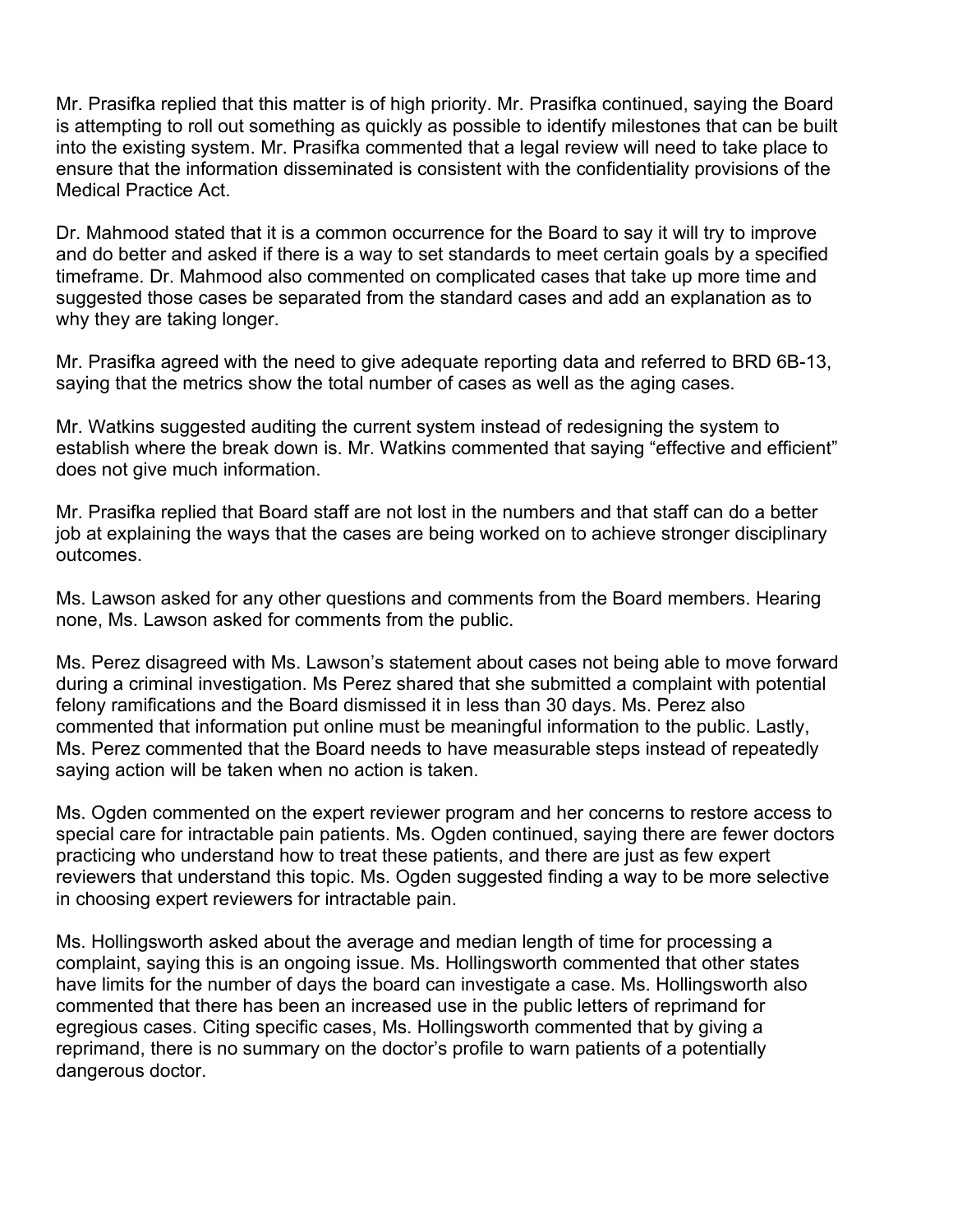Mr. Prasifka replied that this matter is of high priority. Mr. Prasifka continued, saying the Board is attempting to roll out something as quickly as possible to identify milestones that can be built into the existing system. Mr. Prasifka commented that a legal review will need to take place to ensure that the information disseminated is consistent with the confidentiality provisions of the Medical Practice Act.

Dr. Mahmood stated that it is a common occurrence for the Board to say it will try to improve and do better and asked if there is a way to set standards to meet certain goals by a specified timeframe. Dr. Mahmood also commented on complicated cases that take up more time and suggested those cases be separated from the standard cases and add an explanation as to why they are taking longer.

Mr. Prasifka agreed with the need to give adequate reporting data and referred to BRD 6B-13, saying that the metrics show the total number of cases as well as the aging cases.

Mr. Watkins suggested auditing the current system instead of redesigning the system to establish where the break down is. Mr. Watkins commented that saying "effective and efficient" does not give much information.

Mr. Prasifka replied that Board staff are not lost in the numbers and that staff can do a better job at explaining the ways that the cases are being worked on to achieve stronger disciplinary outcomes.

Ms. Lawson asked for any other questions and comments from the Board members. Hearing none, Ms. Lawson asked for comments from the public.

Ms. Perez disagreed with Ms. Lawson's statement about cases not being able to move forward during a criminal investigation. Ms Perez shared that she submitted a complaint with potential felony ramifications and the Board dismissed it in less than 30 days. Ms. Perez also commented that information put online must be meaningful information to the public. Lastly, Ms. Perez commented that the Board needs to have measurable steps instead of repeatedly saying action will be taken when no action is taken.

Ms. Ogden commented on the expert reviewer program and her concerns to restore access to special care for intractable pain patients. Ms. Ogden continued, saying there are fewer doctors practicing who understand how to treat these patients, and there are just as few expert reviewers that understand this topic. Ms. Ogden suggested finding a way to be more selective in choosing expert reviewers for intractable pain.

Ms. Hollingsworth asked about the average and median length of time for processing a complaint, saying this is an ongoing issue. Ms. Hollingsworth commented that other states have limits for the number of days the board can investigate a case. Ms. Hollingsworth also commented that there has been an increased use in the public letters of reprimand for egregious cases. Citing specific cases, Ms. Hollingsworth commented that by giving a reprimand, there is no summary on the doctor's profile to warn patients of a potentially dangerous doctor.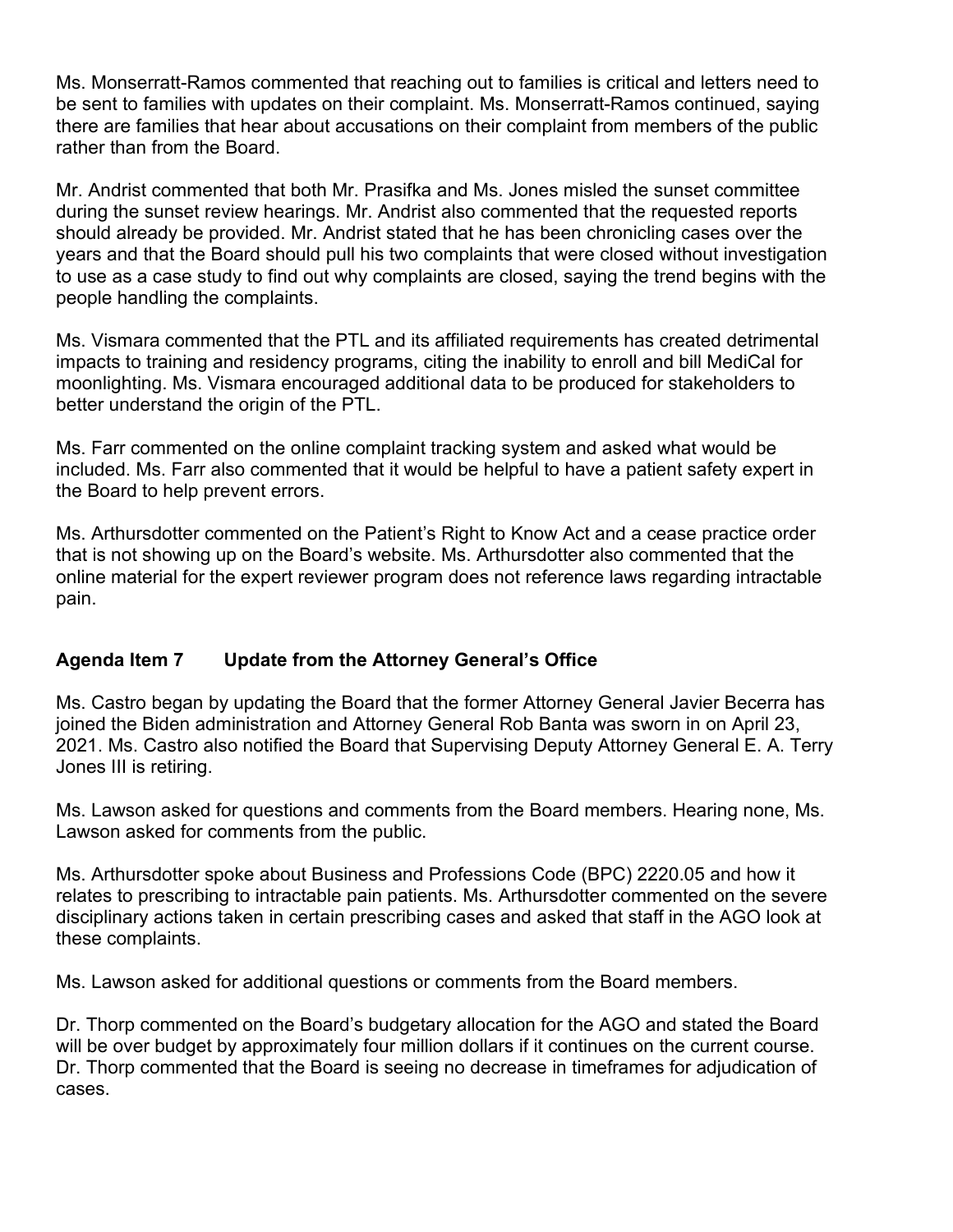Ms. Monserratt-Ramos commented that reaching out to families is critical and letters need to be sent to families with updates on their complaint. Ms. Monserratt-Ramos continued, saying there are families that hear about accusations on their complaint from members of the public rather than from the Board.

Mr. Andrist commented that both Mr. Prasifka and Ms. Jones misled the sunset committee during the sunset review hearings. Mr. Andrist also commented that the requested reports should already be provided. Mr. Andrist stated that he has been chronicling cases over the years and that the Board should pull his two complaints that were closed without investigation to use as a case study to find out why complaints are closed, saying the trend begins with the people handling the complaints.

Ms. Vismara commented that the PTL and its affiliated requirements has created detrimental impacts to training and residency programs, citing the inability to enroll and bill MediCal for moonlighting. Ms. Vismara encouraged additional data to be produced for stakeholders to better understand the origin of the PTL.

Ms. Farr commented on the online complaint tracking system and asked what would be included. Ms. Farr also commented that it would be helpful to have a patient safety expert in the Board to help prevent errors.

Ms. Arthursdotter commented on the Patient's Right to Know Act and a cease practice order that is not showing up on the Board's website. Ms. Arthursdotter also commented that the online material for the expert reviewer program does not reference laws regarding intractable pain.

## Agenda Item 7 Update from the Attorney General's Office

Ms. Castro began by updating the Board that the former Attorney General Javier Becerra has joined the Biden administration and Attorney General Rob Banta was sworn in on April 23, 2021. Ms. Castro also notified the Board that Supervising Deputy Attorney General E. A. Terry Jones III is retiring.

Ms. Lawson asked for questions and comments from the Board members. Hearing none, Ms. Lawson asked for comments from the public.

Ms. Arthursdotter spoke about Business and Professions Code (BPC) 2220.05 and how it relates to prescribing to intractable pain patients. Ms. Arthursdotter commented on the severe disciplinary actions taken in certain prescribing cases and asked that staff in the AGO look at these complaints.

Ms. Lawson asked for additional questions or comments from the Board members.

Dr. Thorp commented on the Board's budgetary allocation for the AGO and stated the Board will be over budget by approximately four million dollars if it continues on the current course. Dr. Thorp commented that the Board is seeing no decrease in timeframes for adjudication of cases.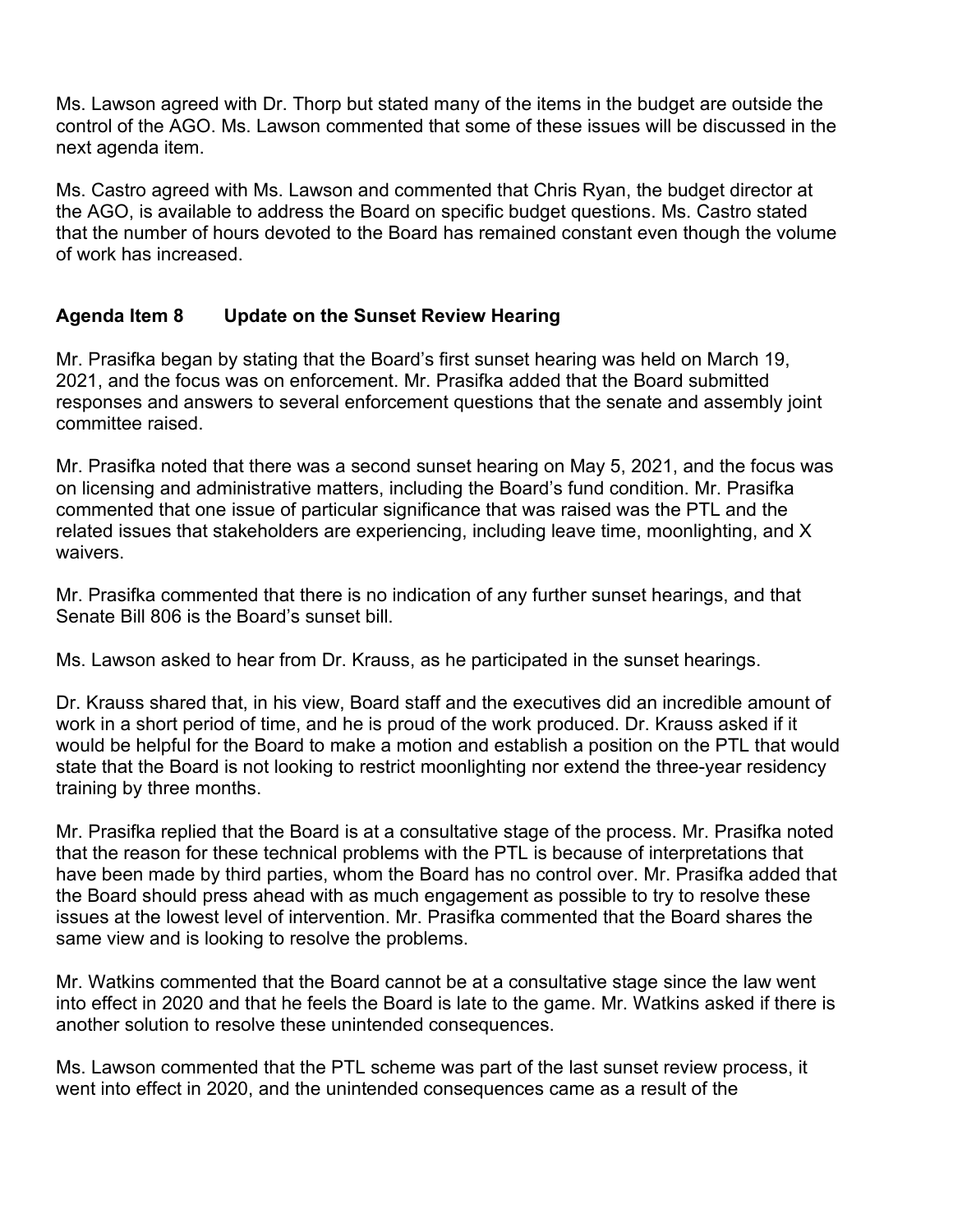Ms. Lawson agreed with Dr. Thorp but stated many of the items in the budget are outside the control of the AGO. Ms. Lawson commented that some of these issues will be discussed in the next agenda item.

Ms. Castro agreed with Ms. Lawson and commented that Chris Ryan, the budget director at the AGO, is available to address the Board on specific budget questions. Ms. Castro stated that the number of hours devoted to the Board has remained constant even though the volume of work has increased.

**Agenda Item 8 Update on the Sunset Review Hearing**

Mr. Prasifka began by stating that the Board's first sunset hearing was held on March 19, 2021, and the focus was on enforcement. Mr. Prasifka added that the Board submitted responses and answers to several enforcement questions that the senate and assembly joint committee raised.

Mr. Prasifka noted that there was a second sunset hearing on May 5, 2021, and the focus was on licensing and administrative matters, including the Board's fund condition. Mr. Prasifka commented that one issue of particular significance that was raised was the PTL and the related issues that stakeholders are experiencing, including leave time, moonlighting, and X waivers.

Mr. Prasifka commented that there is no indication of any further sunset hearings, and that Senate Bill 806 is the Board's sunset bill.

Ms. Lawson asked to hear from Dr. Krauss, as he participated in the sunset hearings.

Dr. Krauss shared that, in his view, Board staff and the executives did an incredible amount of work in a short period of time, and he is proud of the work produced. Dr. Krauss asked if it would be helpful for the Board to make a motion and establish a position on the PTL that would state that the Board is not looking to restrict moonlighting nor extend the three-year residency training by three months.

Mr. Prasifka replied that the Board is at a consultative stage of the process. Mr. Prasifka noted that the reason for these technical problems with the PTL is because of interpretations that have been made by third parties, whom the Board has no control over. Mr. Prasifka added that the Board should press ahead with as much engagement as possible to try to resolve these issues at the lowest level of intervention. Mr. Prasifka commented that the Board shares the same view and is looking to resolve the problems.

Mr. Watkins commented that the Board cannot be at a consultative stage since the law went into effect in 2020 and that he feels the Board is late to the game. Mr. Watkins asked if there is another solution to resolve these unintended consequences.

Ms. Lawson commented that the PTL scheme was part of the last sunset review process, it went into effect in 2020, and the unintended consequences came as a result of the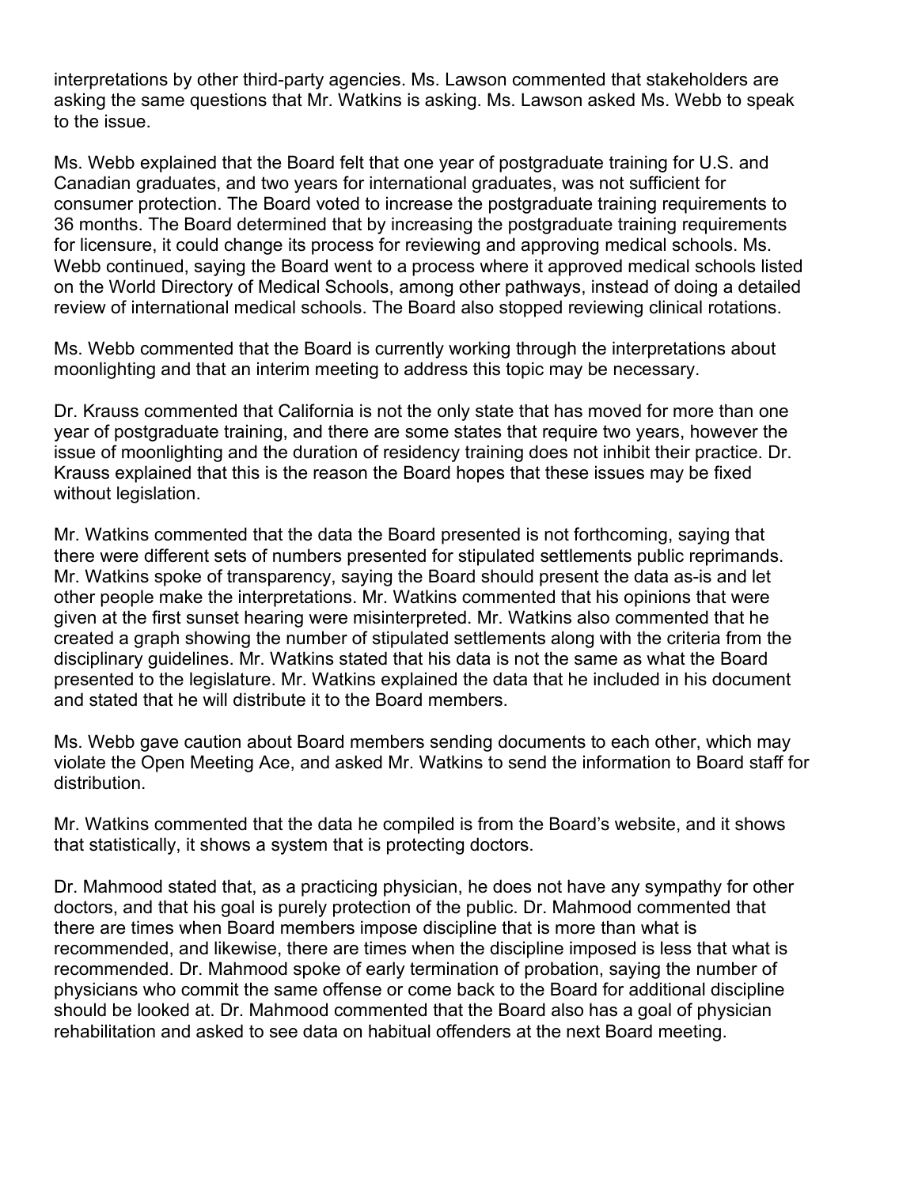interpretations by other third-party agencies. Ms. Lawson commented that stakeholders are asking the same questions that Mr. Watkins is asking. Ms. Lawson asked Ms. Webb to speak to the issue.

Ms. Webb explained that the Board felt that one year of postgraduate training for U.S. and Canadian graduates, and two years for international graduates, was not sufficient for consumer protection. The Board voted to increase the postgraduate training requirements to 36 months. The Board determined that by increasing the postgraduate training requirements for licensure, it could change its process for reviewing and approving medical schools. Ms. Webb continued, saying the Board went to a process where it approved medical schools listed on the World Directory of Medical Schools, among other pathways, instead of doing a detailed review of international medical schools. The Board also stopped reviewing clinical rotations.

Ms. Webb commented that the Board is currently working through the interpretations about moonlighting and that an interim meeting to address this topic may be necessary.

Dr. Krauss commented that California is not the only state that has moved for more than one year of postgraduate training, and there are some states that require two years, however the issue of moonlighting and the duration of residency training does not inhibit their practice. Dr. Krauss explained that this is the reason the Board hopes that these issues may be fixed without legislation.

Mr. Watkins commented that the data the Board presented is not forthcoming, saying that there were different sets of numbers presented for stipulated settlements public reprimands. Mr. Watkins spoke of transparency, saying the Board should present the data as-is and let other people make the interpretations. Mr. Watkins commented that his opinions that were given at the first sunset hearing were misinterpreted. Mr. Watkins also commented that he created a graph showing the number of stipulated settlements along with the criteria from the disciplinary guidelines. Mr. Watkins stated that his data is not the same as what the Board presented to the legislature. Mr. Watkins explained the data that he included in his document and stated that he will distribute it to the Board members.

Ms. Webb gave caution about Board members sending documents to each other, which may violate the Open Meeting Ace, and asked Mr. Watkins to send the information to Board staff for distribution.

Mr. Watkins commented that the data he compiled is from the Board's website, and it shows that statistically, it shows a system that is protecting doctors.

Dr. Mahmood stated that, as a practicing physician, he does not have any sympathy for other doctors, and that his goal is purely protection of the public. Dr. Mahmood commented that there are times when Board members impose discipline that is more than what is recommended, and likewise, there are times when the discipline imposed is less that what is recommended. Dr. Mahmood spoke of early termination of probation, saying the number of physicians who commit the same offense or come back to the Board for additional discipline should be looked at. Dr. Mahmood commented that the Board also has a goal of physician rehabilitation and asked to see data on habitual offenders at the next Board meeting.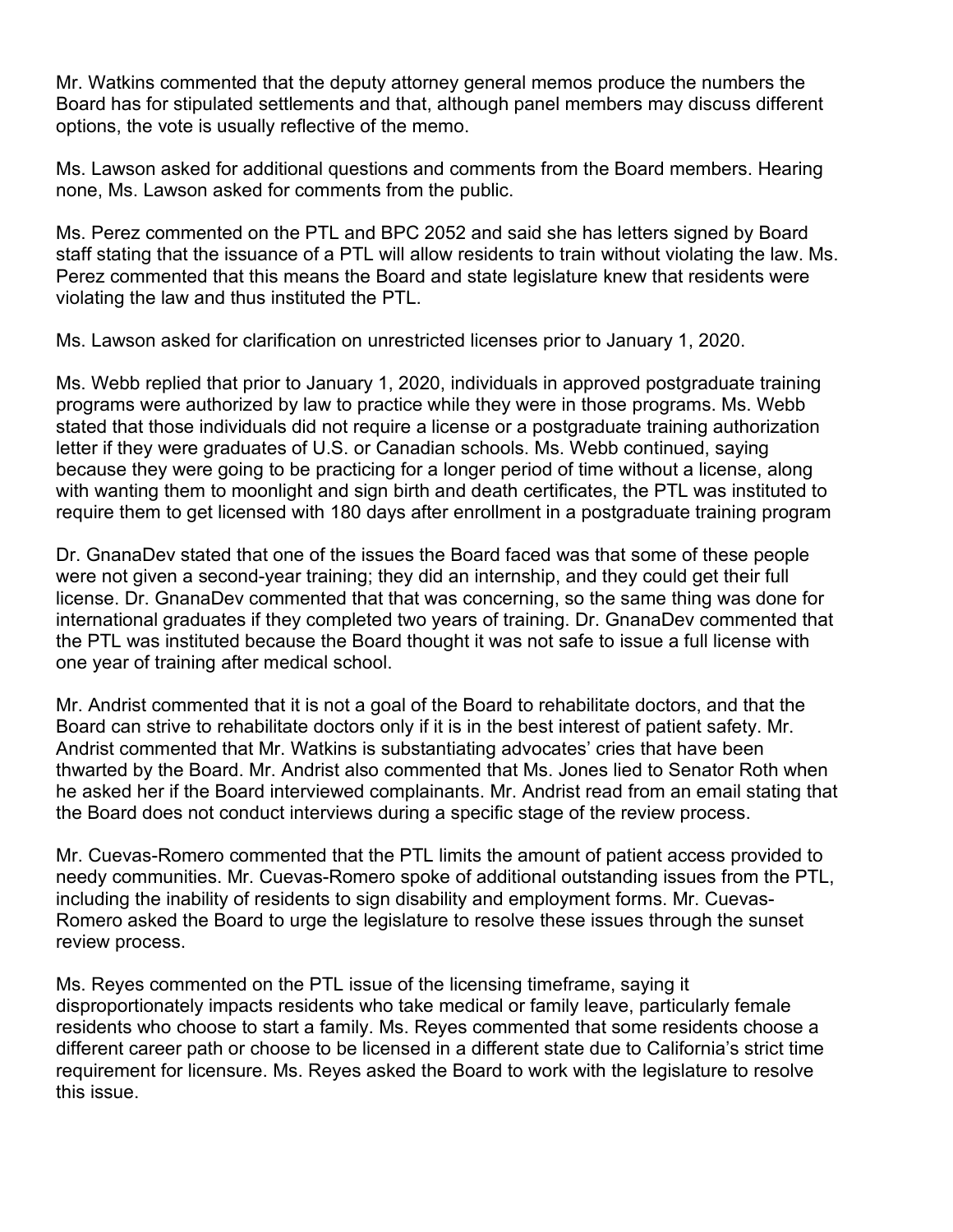Mr. Watkins commented that the deputy attorney general memos produce the numbers the Board has for stipulated settlements and that, although panel members may discuss different options, the vote is usually reflective of the memo.

Ms. Lawson asked for additional questions and comments from the Board members. Hearing none, Ms. Lawson asked for comments from the public.

Ms. Perez commented on the PTL and BPC 2052 and said she has letters signed by Board staff stating that the issuance of a PTL will allow residents to train without violating the law. Ms. Perez commented that this means the Board and state legislature knew that residents were violating the law and thus instituted the PTL.

Ms. Lawson asked for clarification on unrestricted licenses prior to January 1, 2020.

Ms. Webb replied that prior to January 1, 2020, individuals in approved postgraduate training programs were authorized by law to practice while they were in those programs. Ms. Webb stated that those individuals did not require a license or a postgraduate training authorization letter if they were graduates of U.S. or Canadian schools. Ms. Webb continued, saying because they were going to be practicing for a longer period of time without a license, along with wanting them to moonlight and sign birth and death certificates, the PTL was instituted to require them to get licensed with 180 days after enrollment in a postgraduate training program

Dr. GnanaDev stated that one of the issues the Board faced was that some of these people were not given a second-year training; they did an internship, and they could get their full license. Dr. GnanaDev commented that that was concerning, so the same thing was done for international graduates if they completed two years of training. Dr. GnanaDev commented that the PTL was instituted because the Board thought it was not safe to issue a full license with one year of training after medical school.

Mr. Andrist commented that it is not a goal of the Board to rehabilitate doctors, and that the Board can strive to rehabilitate doctors only if it is in the best interest of patient safety. Mr. Andrist commented that Mr. Watkins is substantiating advocates' cries that have been thwarted by the Board. Mr. Andrist also commented that Ms. Jones lied to Senator Roth when he asked her if the Board interviewed complainants. Mr. Andrist read from an email stating that the Board does not conduct interviews during a specific stage of the review process.

Mr. Cuevas-Romero commented that the PTL limits the amount of patient access provided to needy communities. Mr. Cuevas-Romero spoke of additional outstanding issues from the PTL, including the inability of residents to sign disability and employment forms. Mr. Cuevas-Romero asked the Board to urge the legislature to resolve these issues through the sunset review process.

Ms. Reyes commented on the PTL issue of the licensing timeframe, saying it disproportionately impacts residents who take medical or family leave, particularly female residents who choose to start a family. Ms. Reyes commented that some residents choose a different career path or choose to be licensed in a different state due to California's strict time requirement for licensure. Ms. Reyes asked the Board to work with the legislature to resolve this issue.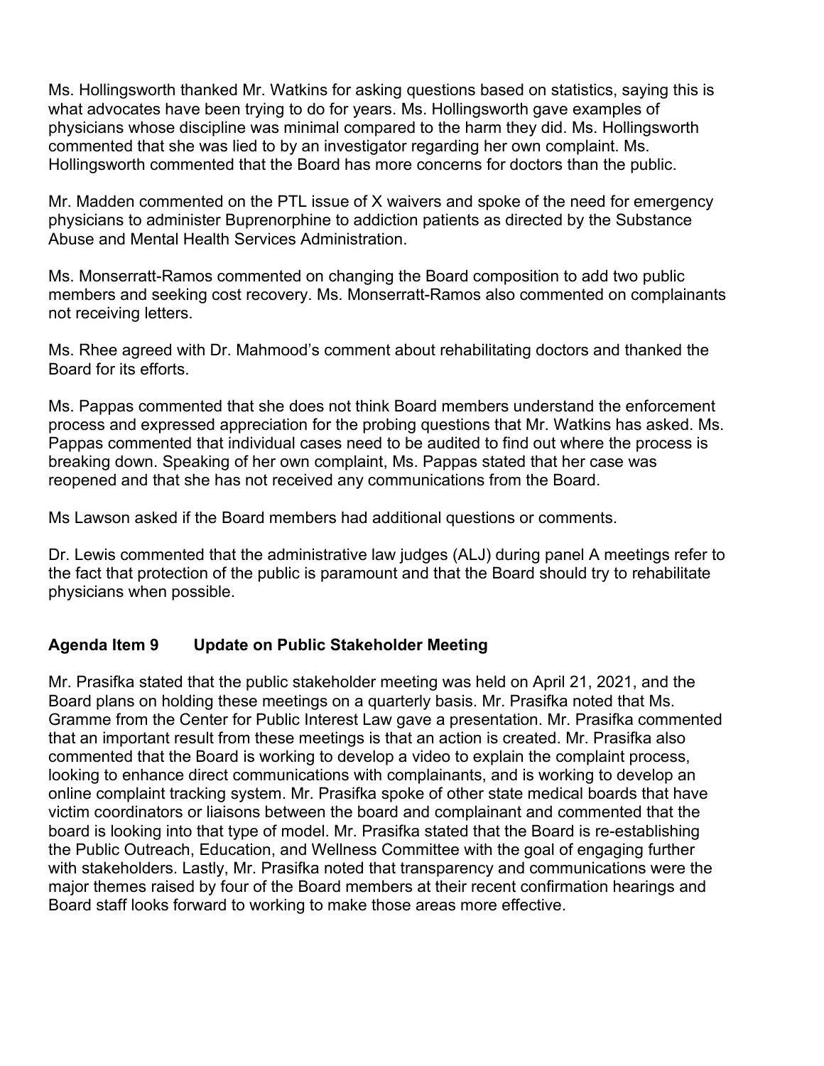Ms. Hollingsworth thanked Mr. Watkins for asking questions based on statistics, saying this is what advocates have been trying to do for years. Ms. Hollingsworth gave examples of physicians whose discipline was minimal compared to the harm they did. Ms. Hollingsworth commented that she was lied to by an investigator regarding her own complaint. Ms. Hollingsworth commented that the Board has more concerns for doctors than the public.

Mr. Madden commented on the PTL issue of X waivers and spoke of the need for emergency physicians to administer Buprenorphine to addiction patients as directed by the Substance Abuse and Mental Health Services Administration.

Ms. Monserratt-Ramos commented on changing the Board composition to add two public members and seeking cost recovery. Ms. Monserratt-Ramos also commented on complainants not receiving letters.

Ms. Rhee agreed with Dr. Mahmood's comment about rehabilitating doctors and thanked the Board for its efforts.

Ms. Pappas commented that she does not think Board members understand the enforcement process and expressed appreciation for the probing questions that Mr. Watkins has asked. Ms. Pappas commented that individual cases need to be audited to find out where the process is breaking down. Speaking of her own complaint, Ms. Pappas stated that her case was reopened and that she has not received any communications from the Board.

Ms Lawson asked if the Board members had additional questions or comments.

Dr. Lewis commented that the administrative law judges (ALJ) during panel A meetings refer to the fact that protection of the public is paramount and that the Board should try to rehabilitate physicians when possible.

### Agenda Item 9 Update on Public Stakeholder Meeting

Mr. Prasifka stated that the public stakeholder meeting was held on April 21, 2021, and the Board plans on holding these meetings on a quarterly basis. Mr. Prasifka noted that Ms. Gramme from the Center for Public Interest Law gave a presentation. Mr. Prasifka commented that an important result from these meetings is that an action is created. Mr. Prasifka also commented that the Board is working to develop a video to explain the complaint process, looking to enhance direct communications with complainants, and is working to develop an online complaint tracking system. Mr. Prasifka spoke of other state medical boards that have victim coordinators or liaisons between the board and complainant and commented that the board is looking into that type of model. Mr. Prasifka stated that the Board is re-establishing the Public Outreach, Education, and Wellness Committee with the goal of engaging further with stakeholders. Lastly, Mr. Prasifka noted that transparency and communications were the major themes raised by four of the Board members at their recent confirmation hearings and Board staff looks forward to working to make those areas more effective.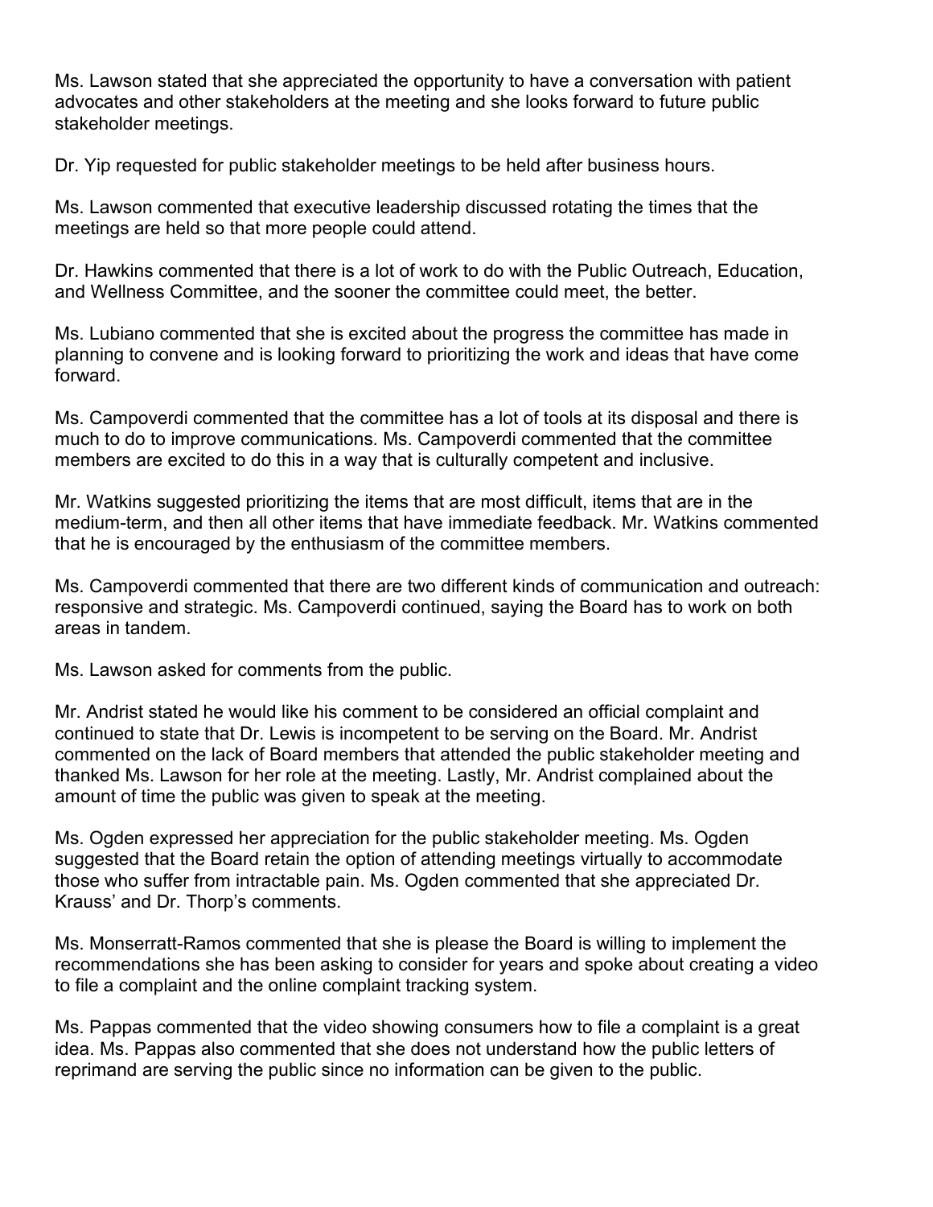Ms. Lawson stated that she appreciated the opportunity to have a conversation with patient advocates and other stakeholders at the meeting and she looks forward to future public stakeholder meetings.

Dr. Yip requested for public stakeholder meetings to be held after business hours.

Ms. Lawson commented that executive leadership discussed rotating the times that the meetings are held so that more people could attend.

Dr. Hawkins commented that there is a lot of work to do with the Public Outreach, Education, and Wellness Committee, and the sooner the committee could meet, the better.

Ms. Lubiano commented that she is excited about the progress the committee has made in planning to convene and is looking forward to prioritizing the work and ideas that have come forward.

Ms. Campoverdi commented that the committee has a lot of tools at its disposal and there is much to do to improve communications. Ms. Campoverdi commented that the committee members are excited to do this in a way that is culturally competent and inclusive.

Mr. Watkins suggested prioritizing the items that are most difficult, items that are in the medium-term, and then all other items that have immediate feedback. Mr. Watkins commented that he is encouraged by the enthusiasm of the committee members.

Ms. Campoverdi commented that there are two different kinds of communication and outreach: responsive and strategic. Ms. Campoverdi continued, saying the Board has to work on both areas in tandem.

Ms. Lawson asked for comments from the public.

Mr. Andrist stated he would like his comment to be considered an official complaint and continued to state that Dr. Lewis is incompetent to be serving on the Board. Mr. Andrist commented on the lack of Board members that attended the public stakeholder meeting and thanked Ms. Lawson for her role at the meeting. Lastly, Mr. Andrist complained about the amount of time the public was given to speak at the meeting.

Ms. Ogden expressed her appreciation for the public stakeholder meeting. Ms. Ogden suggested that the Board retain the option of attending meetings virtually to accommodate those who suffer from intractable pain. Ms. Ogden commented that she appreciated Dr. Krauss' and Dr. Thorp's comments.

Ms. Monserratt-Ramos commented that she is please the Board is willing to implement the recommendations she has been asking to consider for years and spoke about creating a video to file a complaint and the online complaint tracking system.

Ms. Pappas commented that the video showing consumers how to file a complaint is a great idea. Ms. Pappas also commented that she does not understand how the public letters of reprimand are serving the public since no information can be given to the public.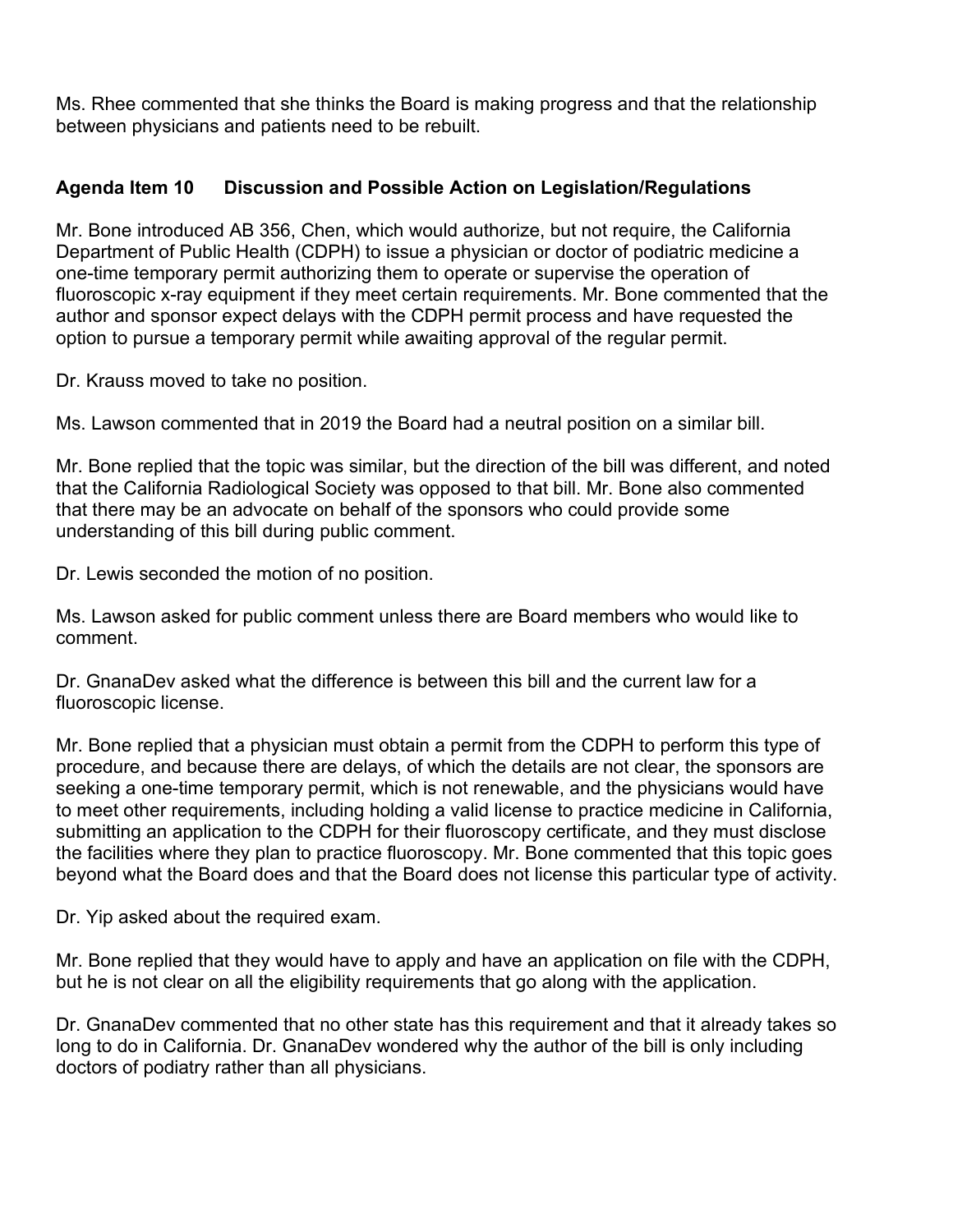Ms. Rhee commented that she thinks the Board is making progress and that the relationship between physicians and patients need to be rebuilt.

**Agenda Item 10 Discussion and Possible Action on Legislation/Regulations**

Mr. Bone introduced AB 356, Chen, which would authorize, but not require, the California Department of Public Health (CDPH) to issue a physician or doctor of podiatric medicine a one-time temporary permit authorizing them to operate or supervise the operation of fluoroscopic x-ray equipment if they meet certain requirements. Mr. Bone commented that the author and sponsor expect delays with the CDPH permit process and have requested the option to pursue a temporary permit while awaiting approval of the regular permit.

Dr. Krauss moved to take no position.

Ms. Lawson commented that in 2019 the Board had a neutral position on a similar bill.

Mr. Bone replied that the topic was similar, but the direction of the bill was different, and noted that the California Radiological Society was opposed to that bill. Mr. Bone also commented that there may be an advocate on behalf of the sponsors who could provide some understanding of this bill during public comment.

Dr. Lewis seconded the motion of no position.

Ms. Lawson asked for public comment unless there are Board members who would like to comment.

Dr. GnanaDev asked what the difference is between this bill and the current law for a fluoroscopic license.

Mr. Bone replied that a physician must obtain a permit from the CDPH to perform this type of procedure, and because there are delays, of which the details are not clear, the sponsors are seeking a one-time temporary permit, which is not renewable, and the physicians would have to meet other requirements, including holding a valid license to practice medicine in California, submitting an application to the CDPH for their fluoroscopy certificate, and they must disclose the facilities where they plan to practice fluoroscopy. Mr. Bone commented that this topic goes beyond what the Board does and that the Board does not license this particular type of activity.

Dr. Yip asked about the required exam.

Mr. Bone replied that they would have to apply and have an application on file with the CDPH, but he is not clear on all the eligibility requirements that go along with the application.

Dr. GnanaDev commented that no other state has this requirement and that it already takes so long to do in California. Dr. GnanaDev wondered why the author of the bill is only including doctors of podiatry rather than all physicians.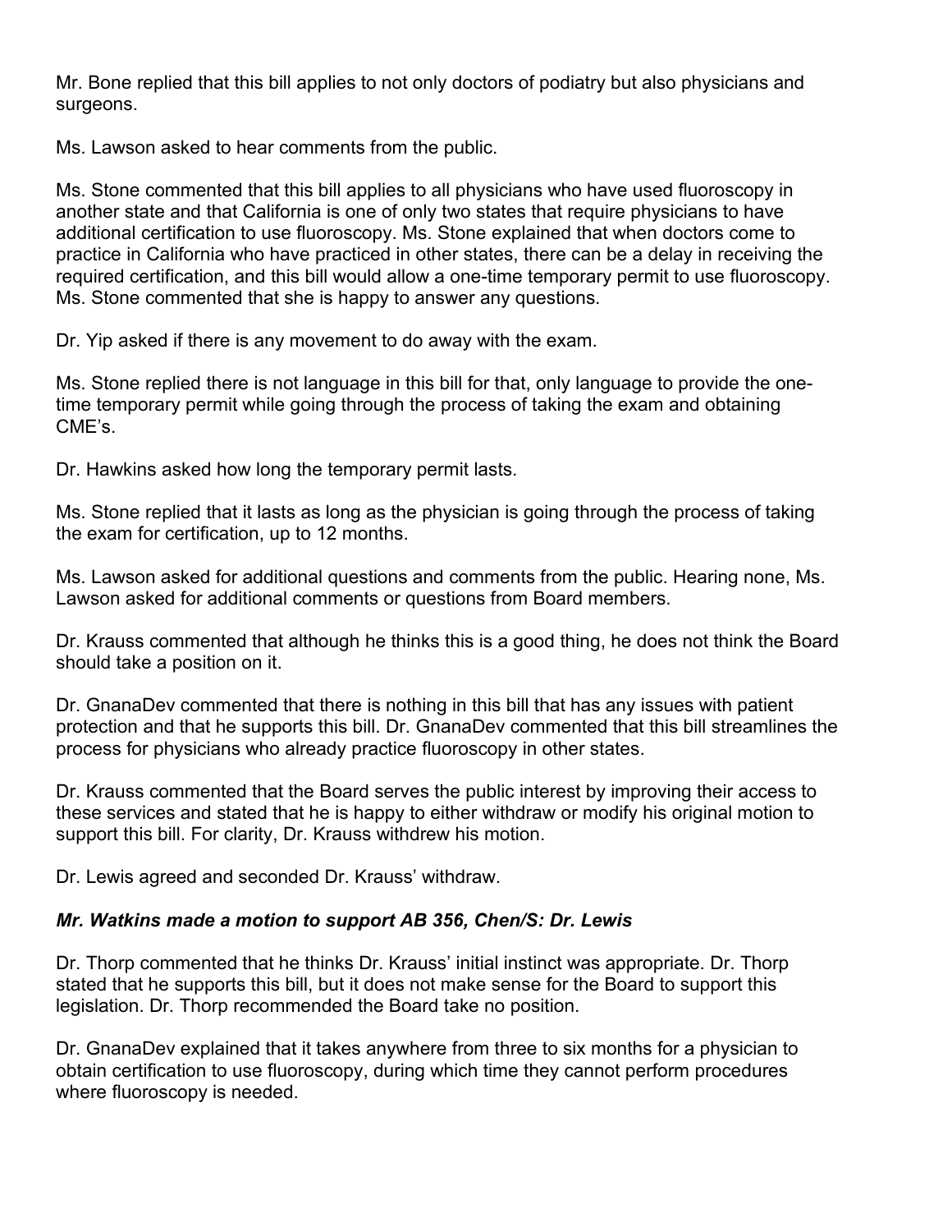Mr. Bone replied that this bill applies to not only doctors of podiatry but also physicians and surgeons.

Ms. Lawson asked to hear comments from the public.

Ms. Stone commented that this bill applies to all physicians who have used fluoroscopy in another state and that California is one of only two states that require physicians to have additional certification to use fluoroscopy. Ms. Stone explained that when doctors come to practice in California who have practiced in other states, there can be a delay in receiving the required certification, and this bill would allow a one-time temporary permit to use fluoroscopy. Ms. Stone commented that she is happy to answer any questions.

Dr. Yip asked if there is any movement to do away with the exam.

Ms. Stone replied there is not language in this bill for that, only language to provide the one-time temporary permit while going through the process of taking the exam and obtaining CME's.

Dr. Hawkins asked how long the temporary permit lasts.

Ms. Stone replied that it lasts as long as the physician is going through the process of taking the exam for certification, up to 12 months.

Ms. Lawson asked for additional questions and comments from the public. Hearing none, Ms. Lawson asked for additional comments or questions from Board members.

Dr. Krauss commented that although he thinks this is a good thing, he does not think the Board should take a position on it.

Dr. GnanaDev commented that there is nothing in this bill that has any issues with patient protection and that he supports this bill. Dr. GnanaDev commented that this bill streamlines the process for physicians who already practice fluoroscopy in other states.

Dr. Krauss commented that the Board serves the public interest by improving their access to these services and stated that he is happy to either withdraw or modify his original motion to support this bill. For clarity, Dr. Krauss withdrew his motion.

Dr. Lewis agreed and seconded Dr. Krauss' withdraw.

***Mr. Watkins made a motion to support AB 356, Chen/S: Dr. Lewis***

Dr. Thorp commented that he thinks Dr. Krauss' initial instinct was appropriate. Dr. Thorp stated that he supports this bill, but it does not make sense for the Board to support this legislation. Dr. Thorp recommended the Board take no position.

Dr. GnanaDev explained that it takes anywhere from three to six months for a physician to obtain certification to use fluoroscopy, during which time they cannot perform procedures where fluoroscopy is needed.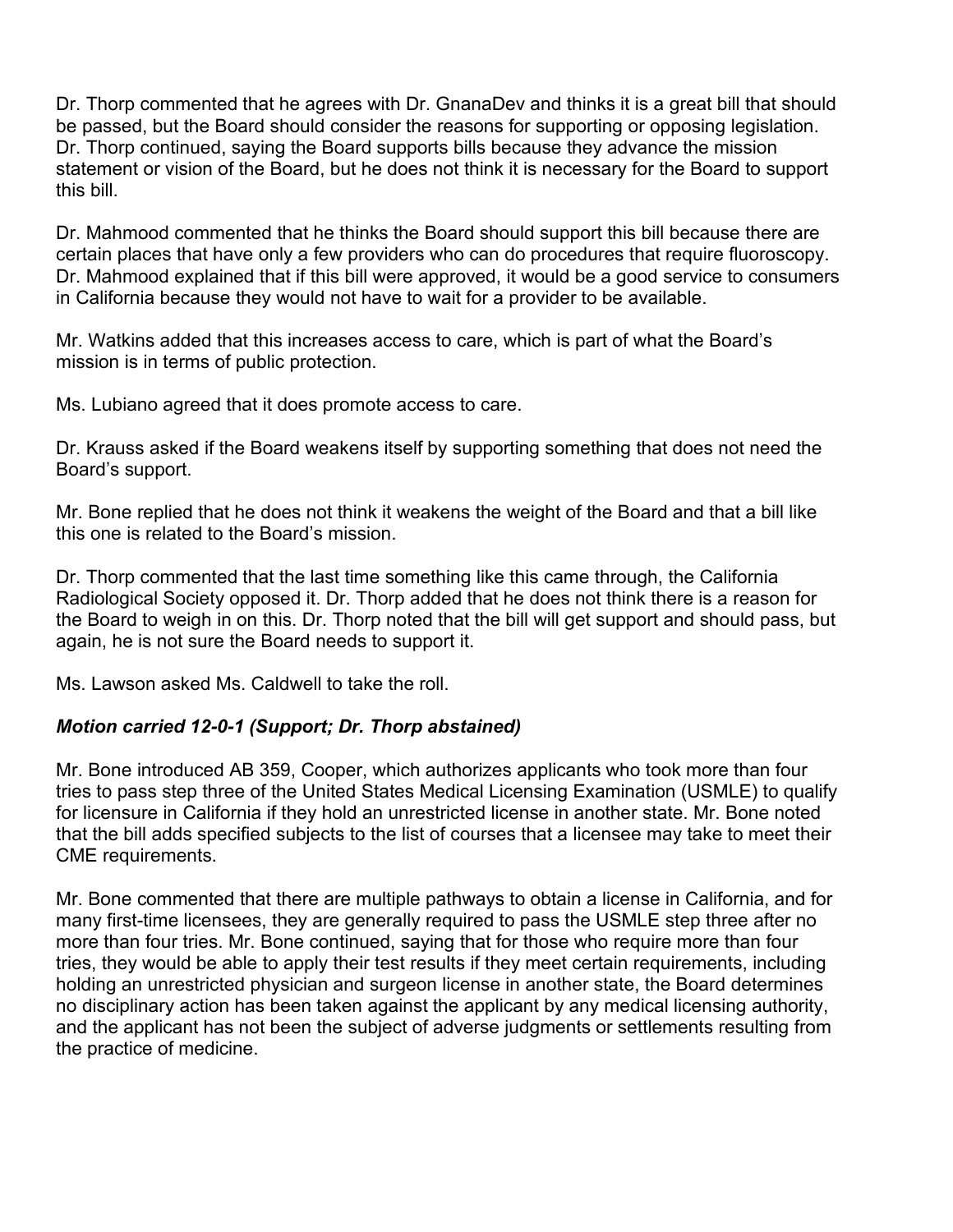Dr. Thorp commented that he agrees with Dr. GnanaDev and thinks it is a great bill that should be passed, but the Board should consider the reasons for supporting or opposing legislation. Dr. Thorp continued, saying the Board supports bills because they advance the mission statement or vision of the Board, but he does not think it is necessary for the Board to support this bill.

Dr. Mahmood commented that he thinks the Board should support this bill because there are certain places that have only a few providers who can do procedures that require fluoroscopy. Dr. Mahmood explained that if this bill were approved, it would be a good service to consumers in California because they would not have to wait for a provider to be available.

Mr. Watkins added that this increases access to care, which is part of what the Board's mission is in terms of public protection.

Ms. Lubiano agreed that it does promote access to care.

Dr. Krauss asked if the Board weakens itself by supporting something that does not need the Board's support.

Mr. Bone replied that he does not think it weakens the weight of the Board and that a bill like this one is related to the Board's mission.

Dr. Thorp commented that the last time something like this came through, the California Radiological Society opposed it. Dr. Thorp added that he does not think there is a reason for the Board to weigh in on this. Dr. Thorp noted that the bill will get support and should pass, but again, he is not sure the Board needs to support it.

Ms. Lawson asked Ms. Caldwell to take the roll.

***Motion carried 12-0-1 (Support; Dr. Thorp abstained)***

Mr. Bone introduced AB 359, Cooper, which authorizes applicants who took more than four tries to pass step three of the United States Medical Licensing Examination (USMLE) to qualify for licensure in California if they hold an unrestricted license in another state. Mr. Bone noted that the bill adds specified subjects to the list of courses that a licensee may take to meet their CME requirements.

Mr. Bone commented that there are multiple pathways to obtain a license in California, and for many first-time licensees, they are generally required to pass the USMLE step three after no more than four tries. Mr. Bone continued, saying that for those who require more than four tries, they would be able to apply their test results if they meet certain requirements, including holding an unrestricted physician and surgeon license in another state, the Board determines no disciplinary action has been taken against the applicant by any medical licensing authority, and the applicant has not been the subject of adverse judgments or settlements resulting from the practice of medicine.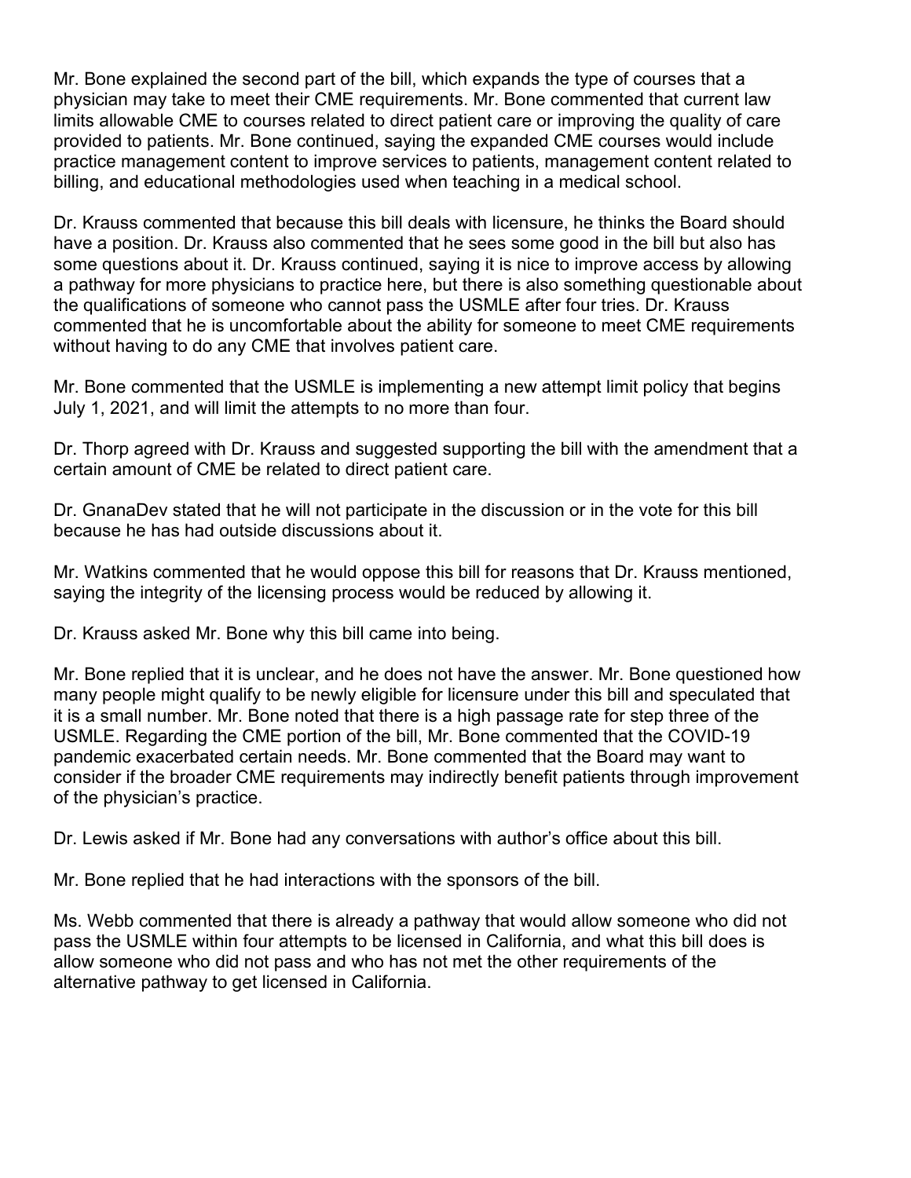Mr. Bone explained the second part of the bill, which expands the type of courses that a physician may take to meet their CME requirements. Mr. Bone commented that current law limits allowable CME to courses related to direct patient care or improving the quality of care provided to patients. Mr. Bone continued, saying the expanded CME courses would include practice management content to improve services to patients, management content related to billing, and educational methodologies used when teaching in a medical school.

Dr. Krauss commented that because this bill deals with licensure, he thinks the Board should have a position. Dr. Krauss also commented that he sees some good in the bill but also has some questions about it. Dr. Krauss continued, saying it is nice to improve access by allowing a pathway for more physicians to practice here, but there is also something questionable about the qualifications of someone who cannot pass the USMLE after four tries. Dr. Krauss commented that he is uncomfortable about the ability for someone to meet CME requirements without having to do any CME that involves patient care.

Mr. Bone commented that the USMLE is implementing a new attempt limit policy that begins July 1, 2021, and will limit the attempts to no more than four.

Dr. Thorp agreed with Dr. Krauss and suggested supporting the bill with the amendment that a certain amount of CME be related to direct patient care.

Dr. GnanaDev stated that he will not participate in the discussion or in the vote for this bill because he has had outside discussions about it.

Mr. Watkins commented that he would oppose this bill for reasons that Dr. Krauss mentioned, saying the integrity of the licensing process would be reduced by allowing it.

Dr. Krauss asked Mr. Bone why this bill came into being.

Mr. Bone replied that it is unclear, and he does not have the answer. Mr. Bone questioned how many people might qualify to be newly eligible for licensure under this bill and speculated that it is a small number. Mr. Bone noted that there is a high passage rate for step three of the USMLE. Regarding the CME portion of the bill, Mr. Bone commented that the COVID-19 pandemic exacerbated certain needs. Mr. Bone commented that the Board may want to consider if the broader CME requirements may indirectly benefit patients through improvement of the physician's practice.

Dr. Lewis asked if Mr. Bone had any conversations with author's office about this bill.

Mr. Bone replied that he had interactions with the sponsors of the bill.

Ms. Webb commented that there is already a pathway that would allow someone who did not pass the USMLE within four attempts to be licensed in California, and what this bill does is allow someone who did not pass and who has not met the other requirements of the alternative pathway to get licensed in California.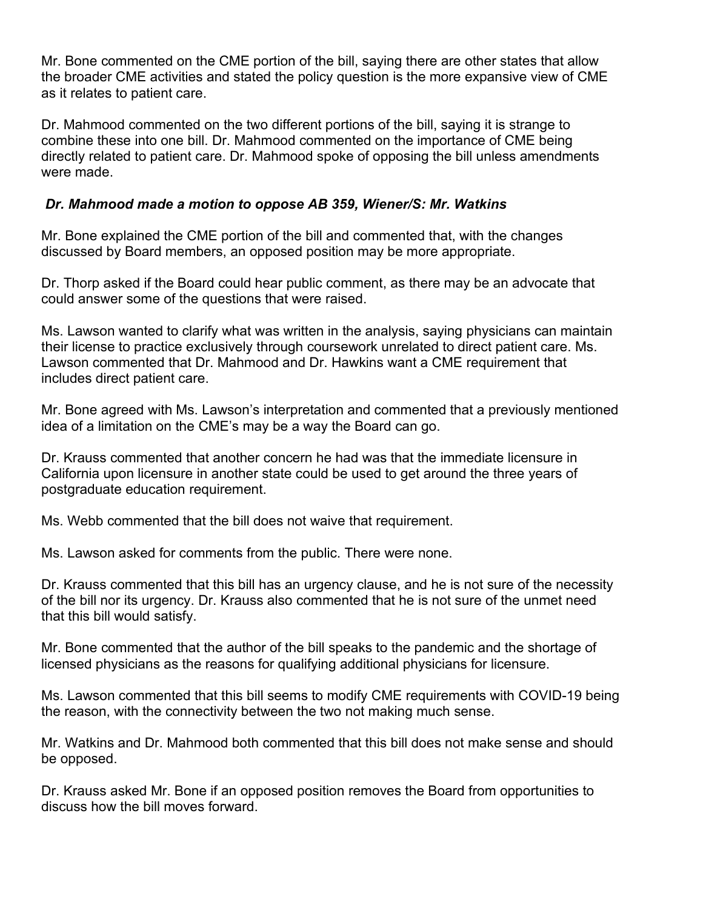Mr. Bone commented on the CME portion of the bill, saying there are other states that allow the broader CME activities and stated the policy question is the more expansive view of CME as it relates to patient care.

Dr. Mahmood commented on the two different portions of the bill, saying it is strange to combine these into one bill. Dr. Mahmood commented on the importance of CME being directly related to patient care. Dr. Mahmood spoke of opposing the bill unless amendments were made.

***Dr. Mahmood made a motion to oppose AB 359, Wiener/S: Mr. Watkins***

Mr. Bone explained the CME portion of the bill and commented that, with the changes discussed by Board members, an opposed position may be more appropriate.

Dr. Thorp asked if the Board could hear public comment, as there may be an advocate that could answer some of the questions that were raised.

Ms. Lawson wanted to clarify what was written in the analysis, saying physicians can maintain their license to practice exclusively through coursework unrelated to direct patient care. Ms. Lawson commented that Dr. Mahmood and Dr. Hawkins want a CME requirement that includes direct patient care.

Mr. Bone agreed with Ms. Lawson's interpretation and commented that a previously mentioned idea of a limitation on the CME's may be a way the Board can go.

Dr. Krauss commented that another concern he had was that the immediate licensure in California upon licensure in another state could be used to get around the three years of postgraduate education requirement.

Ms. Webb commented that the bill does not waive that requirement.

Ms. Lawson asked for comments from the public. There were none.

Dr. Krauss commented that this bill has an urgency clause, and he is not sure of the necessity of the bill nor its urgency. Dr. Krauss also commented that he is not sure of the unmet need that this bill would satisfy.

Mr. Bone commented that the author of the bill speaks to the pandemic and the shortage of licensed physicians as the reasons for qualifying additional physicians for licensure.

Ms. Lawson commented that this bill seems to modify CME requirements with COVID-19 being the reason, with the connectivity between the two not making much sense.

Mr. Watkins and Dr. Mahmood both commented that this bill does not make sense and should be opposed.

Dr. Krauss asked Mr. Bone if an opposed position removes the Board from opportunities to discuss how the bill moves forward.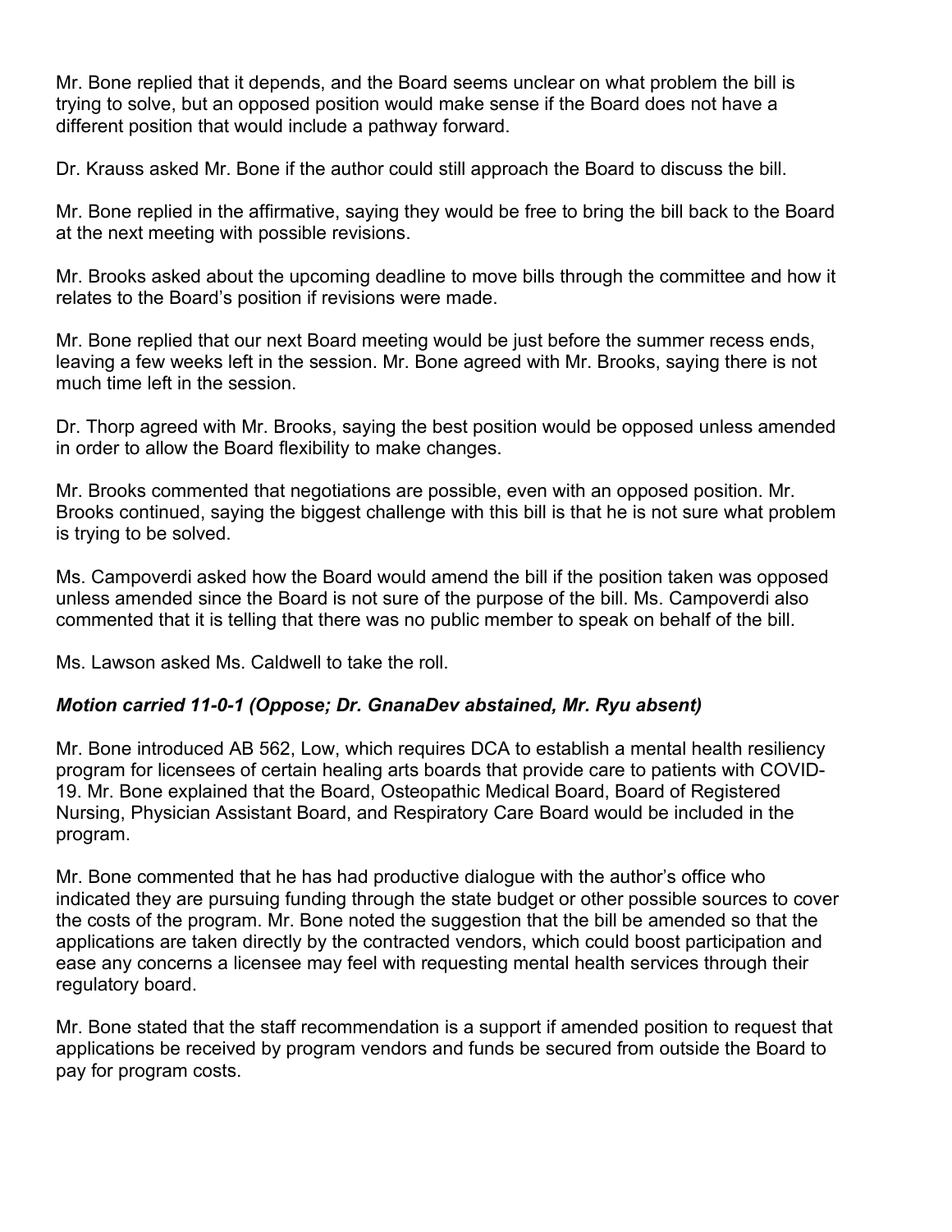Mr. Bone replied that it depends, and the Board seems unclear on what problem the bill is trying to solve, but an opposed position would make sense if the Board does not have a different position that would include a pathway forward.

Dr. Krauss asked Mr. Bone if the author could still approach the Board to discuss the bill.

Mr. Bone replied in the affirmative, saying they would be free to bring the bill back to the Board at the next meeting with possible revisions.

Mr. Brooks asked about the upcoming deadline to move bills through the committee and how it relates to the Board's position if revisions were made.

Mr. Bone replied that our next Board meeting would be just before the summer recess ends, leaving a few weeks left in the session. Mr. Bone agreed with Mr. Brooks, saying there is not much time left in the session.

Dr. Thorp agreed with Mr. Brooks, saying the best position would be opposed unless amended in order to allow the Board flexibility to make changes.

Mr. Brooks commented that negotiations are possible, even with an opposed position. Mr. Brooks continued, saying the biggest challenge with this bill is that he is not sure what problem is trying to be solved.

Ms. Campoverdi asked how the Board would amend the bill if the position taken was opposed unless amended since the Board is not sure of the purpose of the bill. Ms. Campoverdi also commented that it is telling that there was no public member to speak on behalf of the bill.

Ms. Lawson asked Ms. Caldwell to take the roll.

***Motion carried 11-0-1 (Oppose; Dr. GnanaDev abstained, Mr. Ryu absent)***

Mr. Bone introduced AB 562, Low, which requires DCA to establish a mental health resiliency program for licensees of certain healing arts boards that provide care to patients with COVID-19. Mr. Bone explained that the Board, Osteopathic Medical Board, Board of Registered Nursing, Physician Assistant Board, and Respiratory Care Board would be included in the program.

Mr. Bone commented that he has had productive dialogue with the author's office who indicated they are pursuing funding through the state budget or other possible sources to cover the costs of the program. Mr. Bone noted the suggestion that the bill be amended so that the applications are taken directly by the contracted vendors, which could boost participation and ease any concerns a licensee may feel with requesting mental health services through their regulatory board.

Mr. Bone stated that the staff recommendation is a support if amended position to request that applications be received by program vendors and funds be secured from outside the Board to pay for program costs.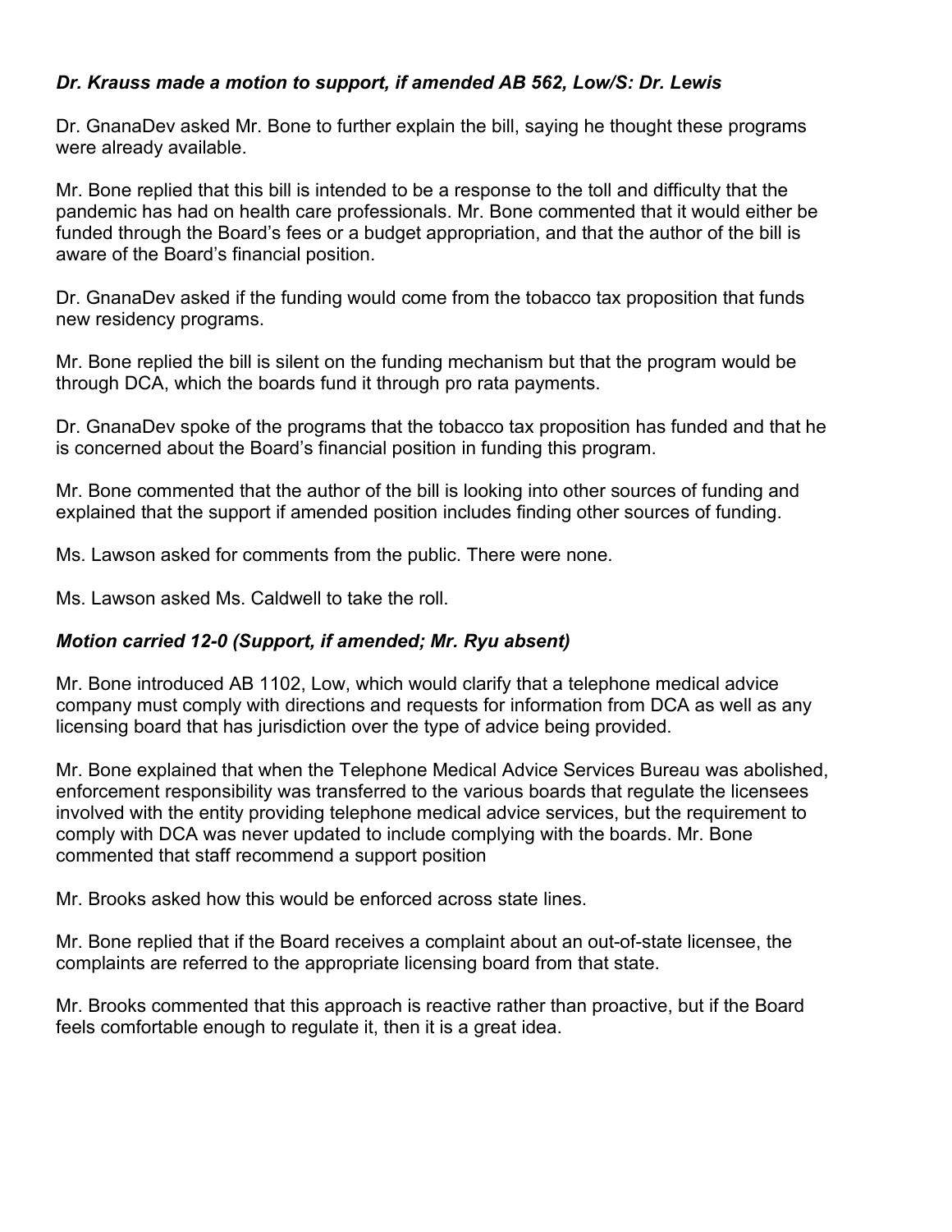***Dr. Krauss made a motion to support, if amended AB 562, Low/S: Dr. Lewis***

Dr. GnanaDev asked Mr. Bone to further explain the bill, saying he thought these programs were already available.

Mr. Bone replied that this bill is intended to be a response to the toll and difficulty that the pandemic has had on health care professionals. Mr. Bone commented that it would either be funded through the Board's fees or a budget appropriation, and that the author of the bill is aware of the Board's financial position.

Dr. GnanaDev asked if the funding would come from the tobacco tax proposition that funds new residency programs.

Mr. Bone replied the bill is silent on the funding mechanism but that the program would be through DCA, which the boards fund it through pro rata payments.

Dr. GnanaDev spoke of the programs that the tobacco tax proposition has funded and that he is concerned about the Board's financial position in funding this program.

Mr. Bone commented that the author of the bill is looking into other sources of funding and explained that the support if amended position includes finding other sources of funding.

Ms. Lawson asked for comments from the public. There were none.

Ms. Lawson asked Ms. Caldwell to take the roll.

***Motion carried 12-0 (Support, if amended; Mr. Ryu absent)***

Mr. Bone introduced AB 1102, Low, which would clarify that a telephone medical advice company must comply with directions and requests for information from DCA as well as any licensing board that has jurisdiction over the type of advice being provided.

Mr. Bone explained that when the Telephone Medical Advice Services Bureau was abolished, enforcement responsibility was transferred to the various boards that regulate the licensees involved with the entity providing telephone medical advice services, but the requirement to comply with DCA was never updated to include complying with the boards. Mr. Bone commented that staff recommend a support position

Mr. Brooks asked how this would be enforced across state lines.

Mr. Bone replied that if the Board receives a complaint about an out-of-state licensee, the complaints are referred to the appropriate licensing board from that state.

Mr. Brooks commented that this approach is reactive rather than proactive, but if the Board feels comfortable enough to regulate it, then it is a great idea.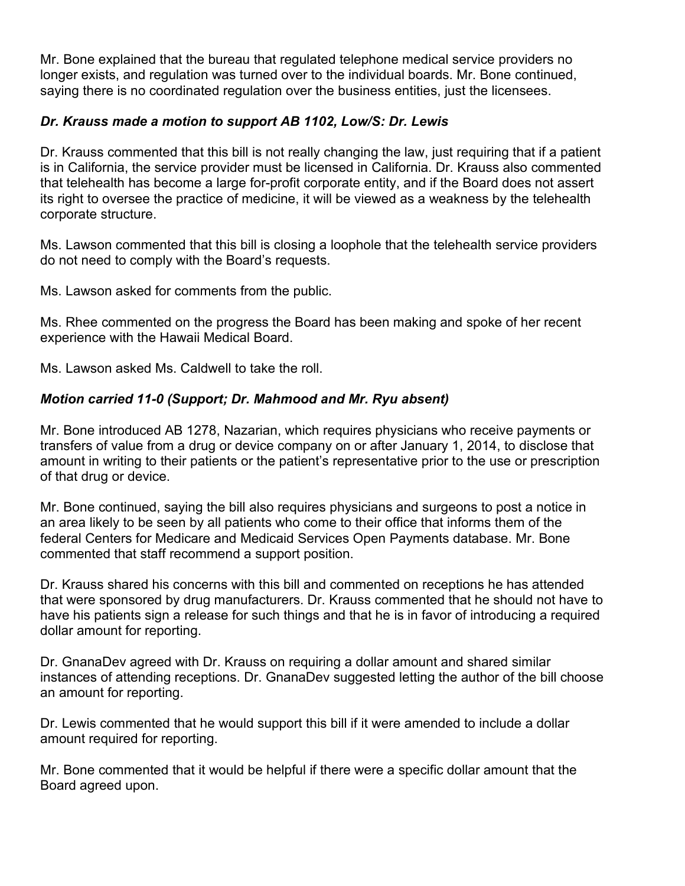Mr. Bone explained that the bureau that regulated telephone medical service providers no longer exists, and regulation was turned over to the individual boards. Mr. Bone continued, saying there is no coordinated regulation over the business entities, just the licensees.

***Dr. Krauss made a motion to support AB 1102, Low/S: Dr. Lewis***

Dr. Krauss commented that this bill is not really changing the law, just requiring that if a patient is in California, the service provider must be licensed in California. Dr. Krauss also commented that telehealth has become a large for-profit corporate entity, and if the Board does not assert its right to oversee the practice of medicine, it will be viewed as a weakness by the telehealth corporate structure.

Ms. Lawson commented that this bill is closing a loophole that the telehealth service providers do not need to comply with the Board's requests.

Ms. Lawson asked for comments from the public.

Ms. Rhee commented on the progress the Board has been making and spoke of her recent experience with the Hawaii Medical Board.

Ms. Lawson asked Ms. Caldwell to take the roll.

***Motion carried 11-0 (Support; Dr. Mahmood and Mr. Ryu absent)***

Mr. Bone introduced AB 1278, Nazarian, which requires physicians who receive payments or transfers of value from a drug or device company on or after January 1, 2014, to disclose that amount in writing to their patients or the patient's representative prior to the use or prescription of that drug or device.

Mr. Bone continued, saying the bill also requires physicians and surgeons to post a notice in an area likely to be seen by all patients who come to their office that informs them of the federal Centers for Medicare and Medicaid Services Open Payments database. Mr. Bone commented that staff recommend a support position.

Dr. Krauss shared his concerns with this bill and commented on receptions he has attended that were sponsored by drug manufacturers. Dr. Krauss commented that he should not have to have his patients sign a release for such things and that he is in favor of introducing a required dollar amount for reporting.

Dr. GnanaDev agreed with Dr. Krauss on requiring a dollar amount and shared similar instances of attending receptions. Dr. GnanaDev suggested letting the author of the bill choose an amount for reporting.

Dr. Lewis commented that he would support this bill if it were amended to include a dollar amount required for reporting.

Mr. Bone commented that it would be helpful if there were a specific dollar amount that the Board agreed upon.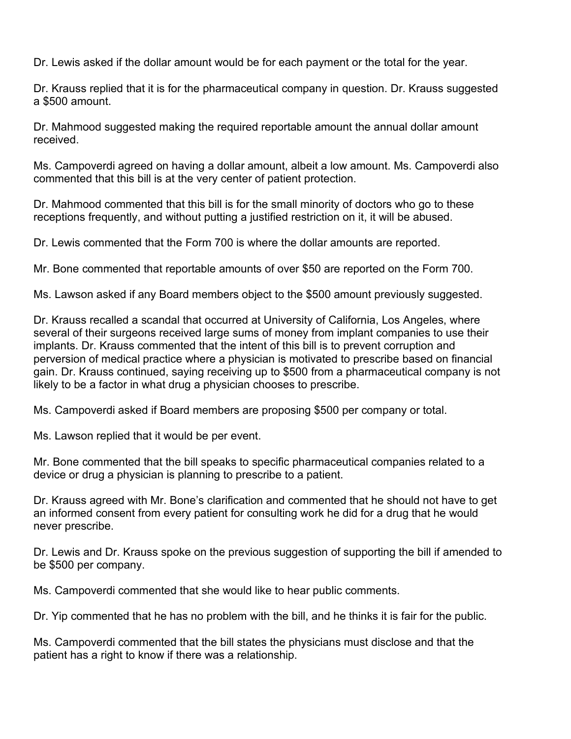Dr. Lewis asked if the dollar amount would be for each payment or the total for the year.

Dr. Krauss replied that it is for the pharmaceutical company in question. Dr. Krauss suggested a $500 amount.

Dr. Mahmood suggested making the required reportable amount the annual dollar amount received.

Ms. Campoverdi agreed on having a dollar amount, albeit a low amount. Ms. Campoverdi also commented that this bill is at the very center of patient protection.

Dr. Mahmood commented that this bill is for the small minority of doctors who go to these receptions frequently, and without putting a justified restriction on it, it will be abused.

Dr. Lewis commented that the Form 700 is where the dollar amounts are reported.

Mr. Bone commented that reportable amounts of over $50 are reported on the Form 700.

Ms. Lawson asked if any Board members object to the $500 amount previously suggested.

Dr. Krauss recalled a scandal that occurred at University of California, Los Angeles, where several of their surgeons received large sums of money from implant companies to use their implants. Dr. Krauss commented that the intent of this bill is to prevent corruption and perversion of medical practice where a physician is motivated to prescribe based on financial gain. Dr. Krauss continued, saying receiving up to $500 from a pharmaceutical company is not likely to be a factor in what drug a physician chooses to prescribe.

Ms. Campoverdi asked if Board members are proposing $500 per company or total.

Ms. Lawson replied that it would be per event.

Mr. Bone commented that the bill speaks to specific pharmaceutical companies related to a device or drug a physician is planning to prescribe to a patient.

Dr. Krauss agreed with Mr. Bone's clarification and commented that he should not have to get an informed consent from every patient for consulting work he did for a drug that he would never prescribe.

Dr. Lewis and Dr. Krauss spoke on the previous suggestion of supporting the bill if amended to be $500 per company.

Ms. Campoverdi commented that she would like to hear public comments.

Dr. Yip commented that he has no problem with the bill, and he thinks it is fair for the public.

Ms. Campoverdi commented that the bill states the physicians must disclose and that the patient has a right to know if there was a relationship.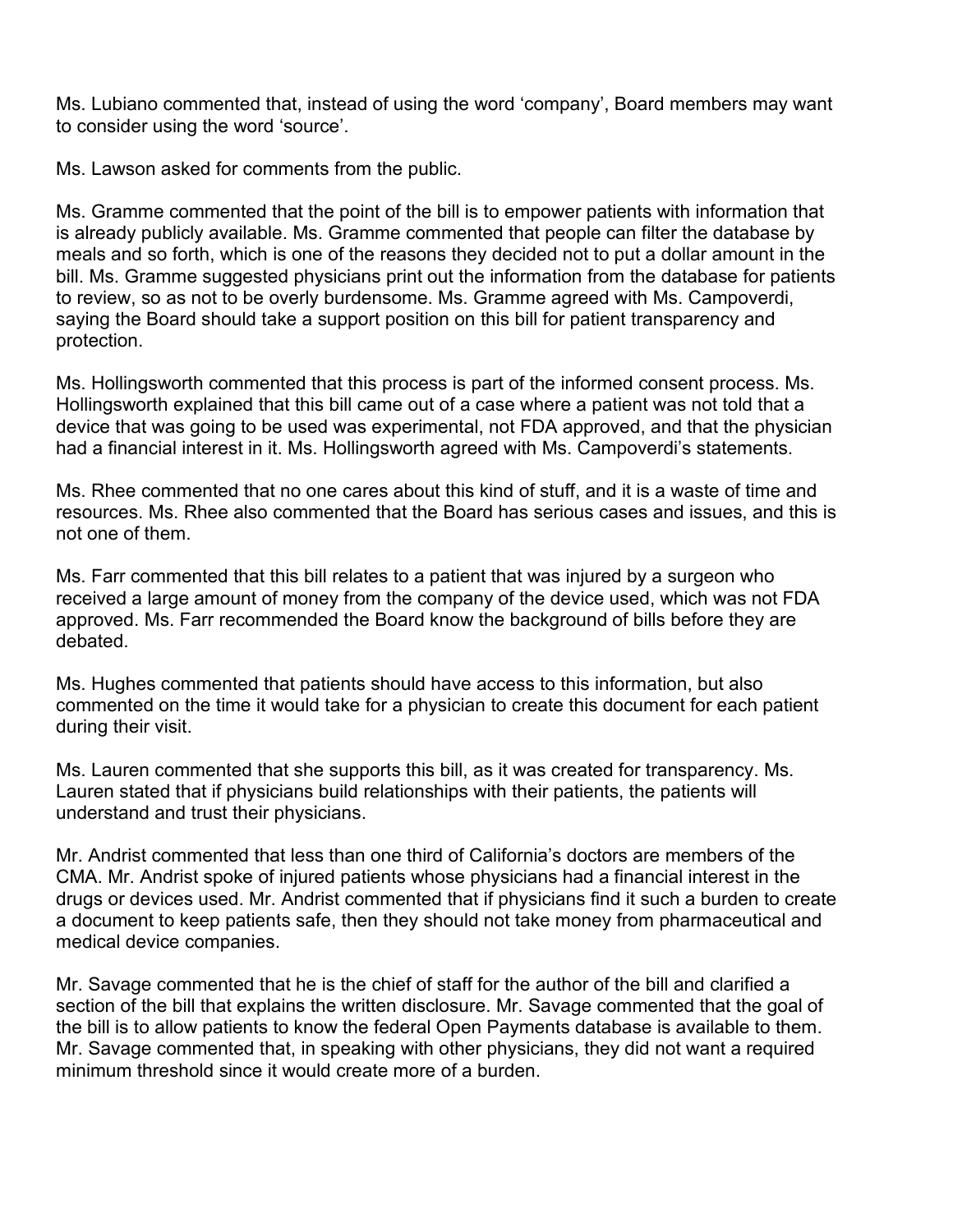Ms. Lubiano commented that, instead of using the word 'company', Board members may want to consider using the word 'source'.

Ms. Lawson asked for comments from the public.

Ms. Gramme commented that the point of the bill is to empower patients with information that is already publicly available. Ms. Gramme commented that people can filter the database by meals and so forth, which is one of the reasons they decided not to put a dollar amount in the bill. Ms. Gramme suggested physicians print out the information from the database for patients to review, so as not to be overly burdensome. Ms. Gramme agreed with Ms. Campoverdi, saying the Board should take a support position on this bill for patient transparency and protection.

Ms. Hollingsworth commented that this process is part of the informed consent process. Ms. Hollingsworth explained that this bill came out of a case where a patient was not told that a device that was going to be used was experimental, not FDA approved, and that the physician had a financial interest in it. Ms. Hollingsworth agreed with Ms. Campoverdi's statements.

Ms. Rhee commented that no one cares about this kind of stuff, and it is a waste of time and resources. Ms. Rhee also commented that the Board has serious cases and issues, and this is not one of them.

Ms. Farr commented that this bill relates to a patient that was injured by a surgeon who received a large amount of money from the company of the device used, which was not FDA approved. Ms. Farr recommended the Board know the background of bills before they are debated.

Ms. Hughes commented that patients should have access to this information, but also commented on the time it would take for a physician to create this document for each patient during their visit.

Ms. Lauren commented that she supports this bill, as it was created for transparency. Ms. Lauren stated that if physicians build relationships with their patients, the patients will understand and trust their physicians.

Mr. Andrist commented that less than one third of California's doctors are members of the CMA. Mr. Andrist spoke of injured patients whose physicians had a financial interest in the drugs or devices used. Mr. Andrist commented that if physicians find it such a burden to create a document to keep patients safe, then they should not take money from pharmaceutical and medical device companies.

Mr. Savage commented that he is the chief of staff for the author of the bill and clarified a section of the bill that explains the written disclosure. Mr. Savage commented that the goal of the bill is to allow patients to know the federal Open Payments database is available to them. Mr. Savage commented that, in speaking with other physicians, they did not want a required minimum threshold since it would create more of a burden.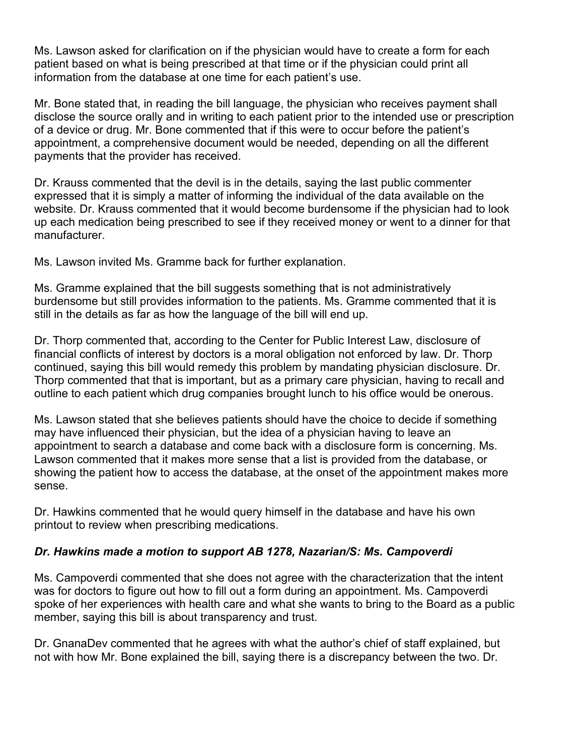Ms. Lawson asked for clarification on if the physician would have to create a form for each patient based on what is being prescribed at that time or if the physician could print all information from the database at one time for each patient's use.

Mr. Bone stated that, in reading the bill language, the physician who receives payment shall disclose the source orally and in writing to each patient prior to the intended use or prescription of a device or drug. Mr. Bone commented that if this were to occur before the patient's appointment, a comprehensive document would be needed, depending on all the different payments that the provider has received.

Dr. Krauss commented that the devil is in the details, saying the last public commenter expressed that it is simply a matter of informing the individual of the data available on the website. Dr. Krauss commented that it would become burdensome if the physician had to look up each medication being prescribed to see if they received money or went to a dinner for that manufacturer.

Ms. Lawson invited Ms. Gramme back for further explanation.

Ms. Gramme explained that the bill suggests something that is not administratively burdensome but still provides information to the patients. Ms. Gramme commented that it is still in the details as far as how the language of the bill will end up.

Dr. Thorp commented that, according to the Center for Public Interest Law, disclosure of financial conflicts of interest by doctors is a moral obligation not enforced by law. Dr. Thorp continued, saying this bill would remedy this problem by mandating physician disclosure. Dr. Thorp commented that that is important, but as a primary care physician, having to recall and outline to each patient which drug companies brought lunch to his office would be onerous.

Ms. Lawson stated that she believes patients should have the choice to decide if something may have influenced their physician, but the idea of a physician having to leave an appointment to search a database and come back with a disclosure form is concerning. Ms. Lawson commented that it makes more sense that a list is provided from the database, or showing the patient how to access the database, at the onset of the appointment makes more sense.

Dr. Hawkins commented that he would query himself in the database and have his own printout to review when prescribing medications.

***Dr. Hawkins made a motion to support AB 1278, Nazarian/S: Ms. Campoverdi***

Ms. Campoverdi commented that she does not agree with the characterization that the intent was for doctors to figure out how to fill out a form during an appointment. Ms. Campoverdi spoke of her experiences with health care and what she wants to bring to the Board as a public member, saying this bill is about transparency and trust.

Dr. GnanaDev commented that he agrees with what the author's chief of staff explained, but not with how Mr. Bone explained the bill, saying there is a discrepancy between the two. Dr.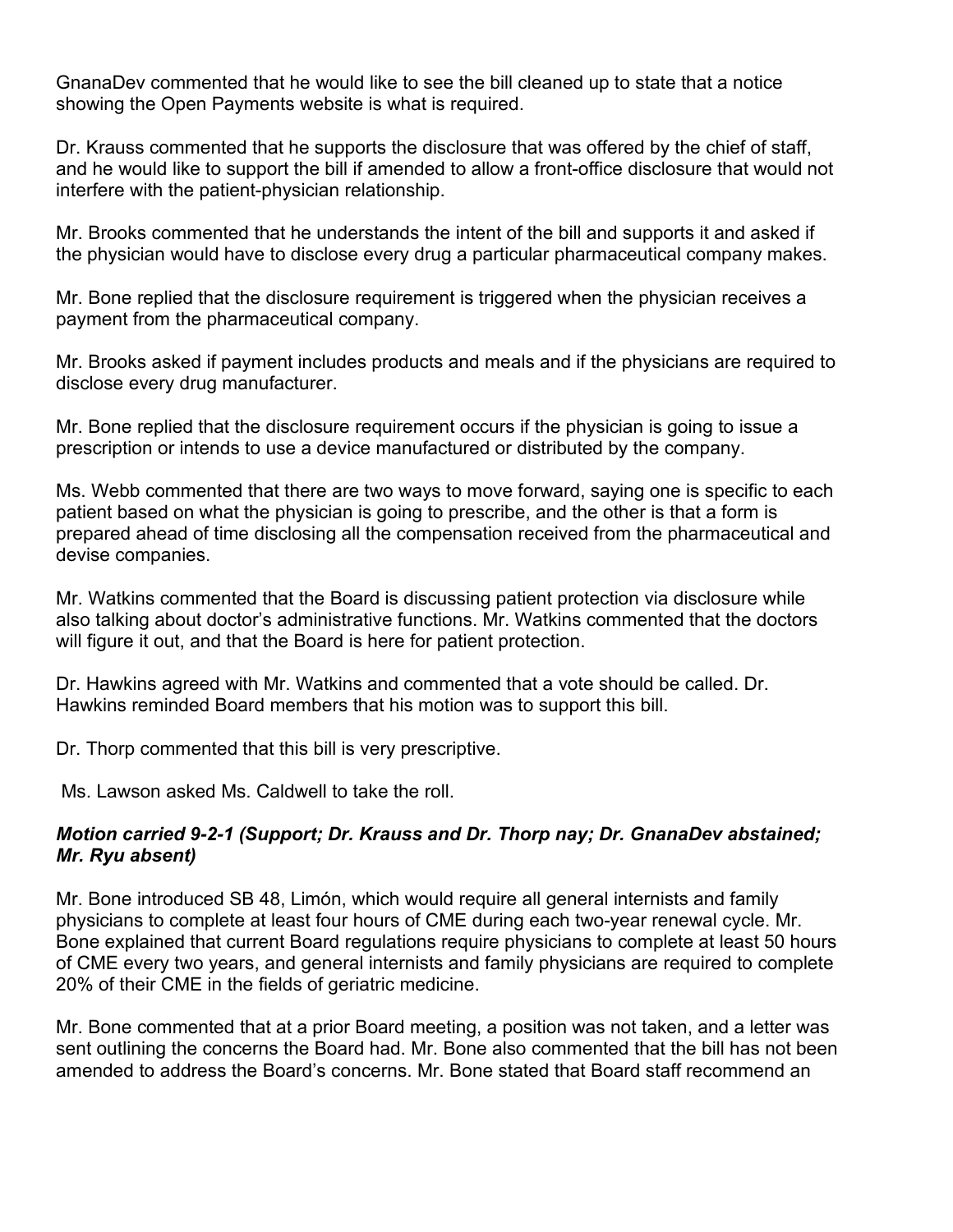GnanaDev commented that he would like to see the bill cleaned up to state that a notice showing the Open Payments website is what is required.

Dr. Krauss commented that he supports the disclosure that was offered by the chief of staff, and he would like to support the bill if amended to allow a front-office disclosure that would not interfere with the patient-physician relationship.

Mr. Brooks commented that he understands the intent of the bill and supports it and asked if the physician would have to disclose every drug a particular pharmaceutical company makes.

Mr. Bone replied that the disclosure requirement is triggered when the physician receives a payment from the pharmaceutical company.

Mr. Brooks asked if payment includes products and meals and if the physicians are required to disclose every drug manufacturer.

Mr. Bone replied that the disclosure requirement occurs if the physician is going to issue a prescription or intends to use a device manufactured or distributed by the company.

Ms. Webb commented that there are two ways to move forward, saying one is specific to each patient based on what the physician is going to prescribe, and the other is that a form is prepared ahead of time disclosing all the compensation received from the pharmaceutical and devise companies.

Mr. Watkins commented that the Board is discussing patient protection via disclosure while also talking about doctor's administrative functions. Mr. Watkins commented that the doctors will figure it out, and that the Board is here for patient protection.

Dr. Hawkins agreed with Mr. Watkins and commented that a vote should be called. Dr. Hawkins reminded Board members that his motion was to support this bill.

Dr. Thorp commented that this bill is very prescriptive.

Ms. Lawson asked Ms. Caldwell to take the roll.

***Motion carried 9-2-1 (Support; Dr. Krauss and Dr. Thorp nay; Dr. GnanaDev abstained; Mr. Ryu absent)***

Mr. Bone introduced SB 48, Limón, which would require all general internists and family physicians to complete at least four hours of CME during each two-year renewal cycle. Mr. Bone explained that current Board regulations require physicians to complete at least 50 hours of CME every two years, and general internists and family physicians are required to complete 20% of their CME in the fields of geriatric medicine.

Mr. Bone commented that at a prior Board meeting, a position was not taken, and a letter was sent outlining the concerns the Board had. Mr. Bone also commented that the bill has not been amended to address the Board's concerns. Mr. Bone stated that Board staff recommend an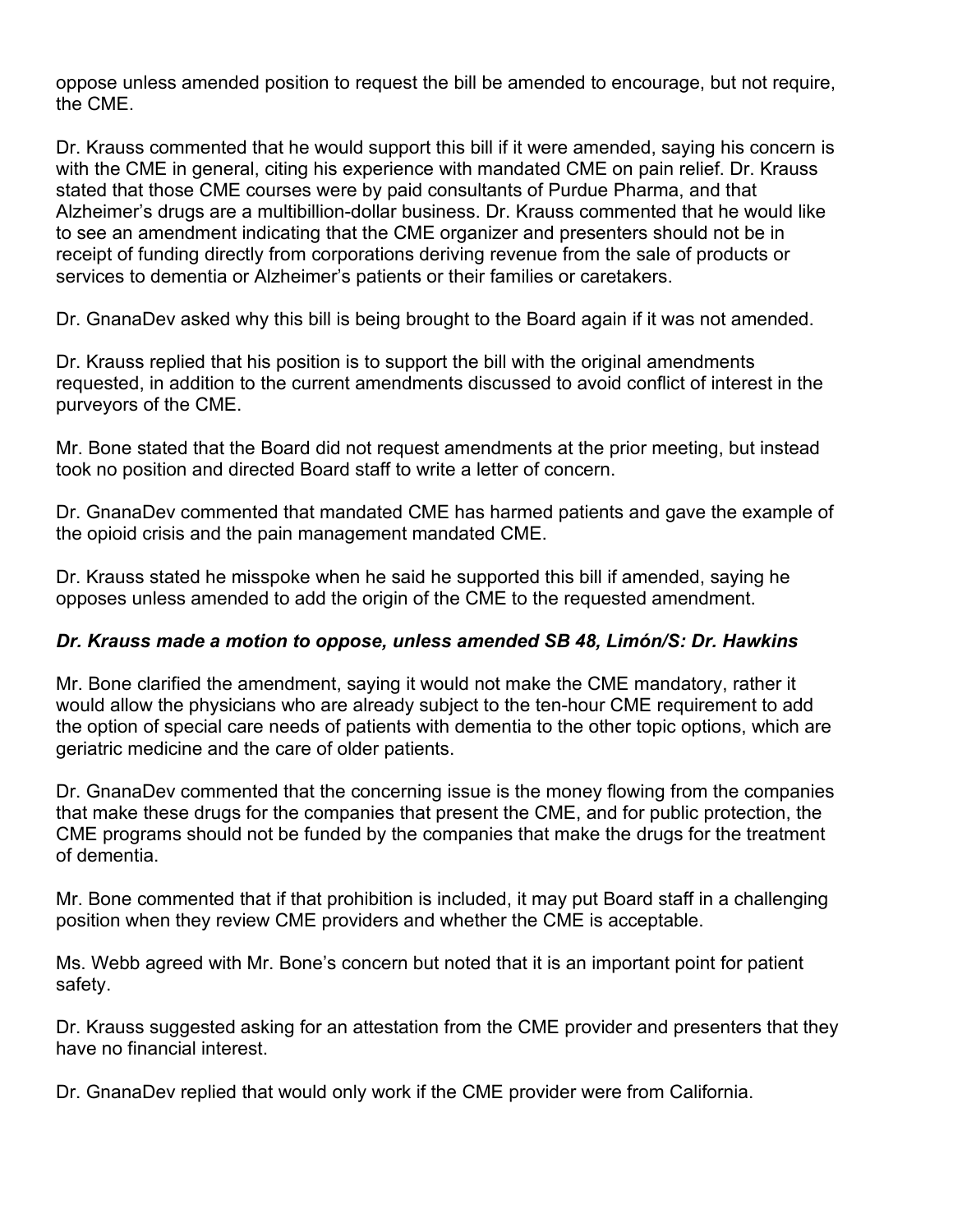oppose unless amended position to request the bill be amended to encourage, but not require, the CME.

Dr. Krauss commented that he would support this bill if it were amended, saying his concern is with the CME in general, citing his experience with mandated CME on pain relief. Dr. Krauss stated that those CME courses were by paid consultants of Purdue Pharma, and that Alzheimer's drugs are a multibillion-dollar business. Dr. Krauss commented that he would like to see an amendment indicating that the CME organizer and presenters should not be in receipt of funding directly from corporations deriving revenue from the sale of products or services to dementia or Alzheimer's patients or their families or caretakers.

Dr. GnanaDev asked why this bill is being brought to the Board again if it was not amended.

Dr. Krauss replied that his position is to support the bill with the original amendments requested, in addition to the current amendments discussed to avoid conflict of interest in the purveyors of the CME.

Mr. Bone stated that the Board did not request amendments at the prior meeting, but instead took no position and directed Board staff to write a letter of concern.

Dr. GnanaDev commented that mandated CME has harmed patients and gave the example of the opioid crisis and the pain management mandated CME.

Dr. Krauss stated he misspoke when he said he supported this bill if amended, saying he opposes unless amended to add the origin of the CME to the requested amendment.

***Dr. Krauss made a motion to oppose, unless amended SB 48, Limón/S: Dr. Hawkins***

Mr. Bone clarified the amendment, saying it would not make the CME mandatory, rather it would allow the physicians who are already subject to the ten-hour CME requirement to add the option of special care needs of patients with dementia to the other topic options, which are geriatric medicine and the care of older patients.

Dr. GnanaDev commented that the concerning issue is the money flowing from the companies that make these drugs for the companies that present the CME, and for public protection, the CME programs should not be funded by the companies that make the drugs for the treatment of dementia.

Mr. Bone commented that if that prohibition is included, it may put Board staff in a challenging position when they review CME providers and whether the CME is acceptable.

Ms. Webb agreed with Mr. Bone's concern but noted that it is an important point for patient safety.

Dr. Krauss suggested asking for an attestation from the CME provider and presenters that they have no financial interest.

Dr. GnanaDev replied that would only work if the CME provider were from California.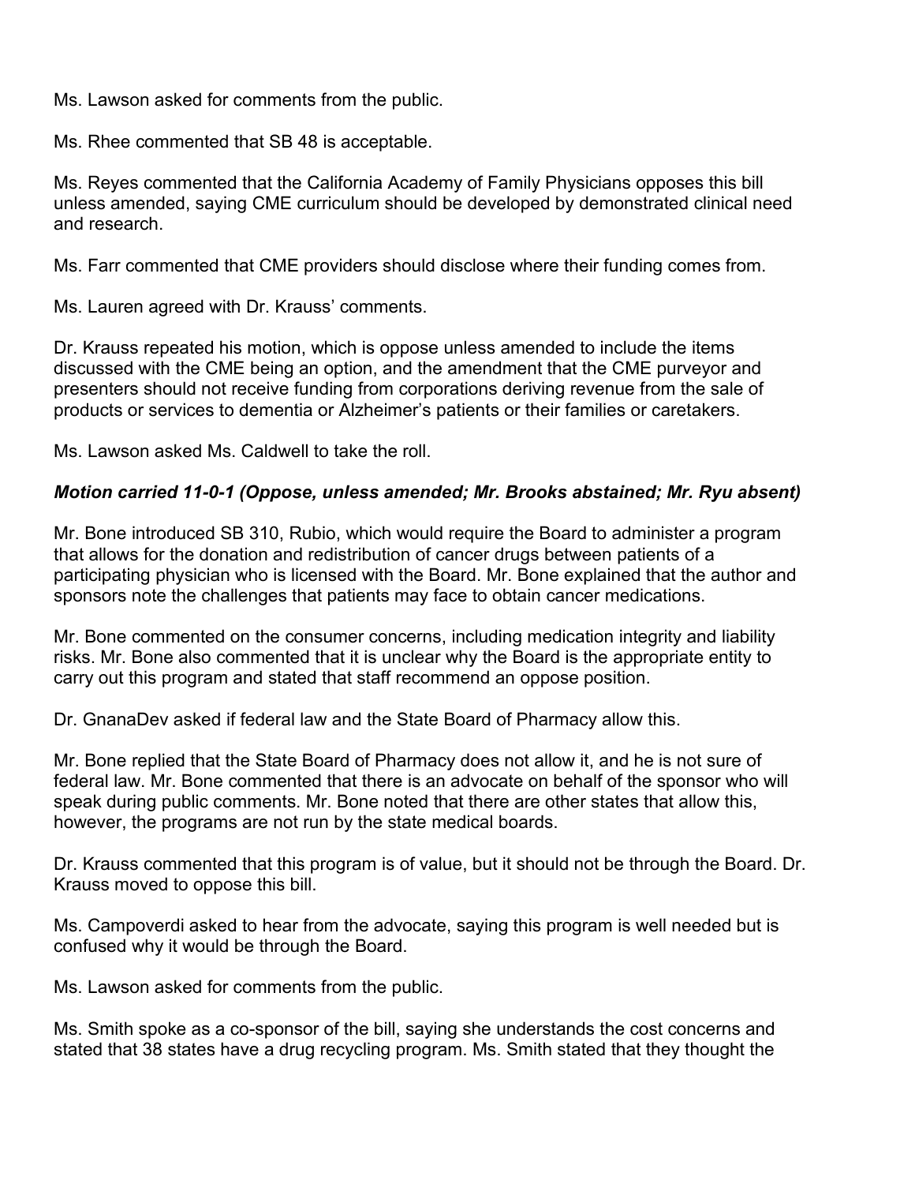Ms. Lawson asked for comments from the public.

Ms. Rhee commented that SB 48 is acceptable.

Ms. Reyes commented that the California Academy of Family Physicians opposes this bill unless amended, saying CME curriculum should be developed by demonstrated clinical need and research.

Ms. Farr commented that CME providers should disclose where their funding comes from.

Ms. Lauren agreed with Dr. Krauss' comments.

Dr. Krauss repeated his motion, which is oppose unless amended to include the items discussed with the CME being an option, and the amendment that the CME purveyor and presenters should not receive funding from corporations deriving revenue from the sale of products or services to dementia or Alzheimer's patients or their families or caretakers.

Ms. Lawson asked Ms. Caldwell to take the roll.

***Motion carried 11-0-1 (Oppose, unless amended; Mr. Brooks abstained; Mr. Ryu absent)***

Mr. Bone introduced SB 310, Rubio, which would require the Board to administer a program that allows for the donation and redistribution of cancer drugs between patients of a participating physician who is licensed with the Board. Mr. Bone explained that the author and sponsors note the challenges that patients may face to obtain cancer medications.

Mr. Bone commented on the consumer concerns, including medication integrity and liability risks. Mr. Bone also commented that it is unclear why the Board is the appropriate entity to carry out this program and stated that staff recommend an oppose position.

Dr. GnanaDev asked if federal law and the State Board of Pharmacy allow this.

Mr. Bone replied that the State Board of Pharmacy does not allow it, and he is not sure of federal law. Mr. Bone commented that there is an advocate on behalf of the sponsor who will speak during public comments. Mr. Bone noted that there are other states that allow this, however, the programs are not run by the state medical boards.

Dr. Krauss commented that this program is of value, but it should not be through the Board. Dr. Krauss moved to oppose this bill.

Ms. Campoverdi asked to hear from the advocate, saying this program is well needed but is confused why it would be through the Board.

Ms. Lawson asked for comments from the public.

Ms. Smith spoke as a co-sponsor of the bill, saying she understands the cost concerns and stated that 38 states have a drug recycling program. Ms. Smith stated that they thought the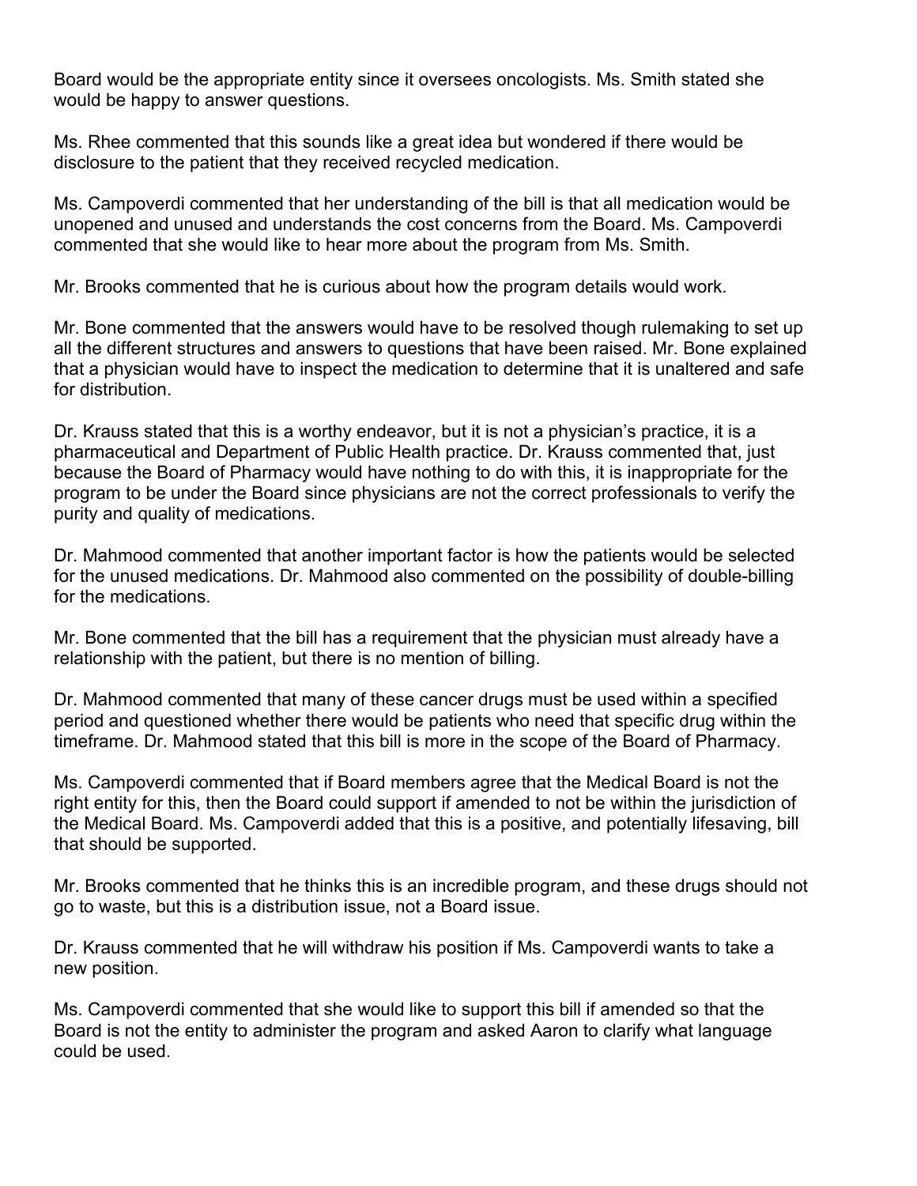Board would be the appropriate entity since it oversees oncologists. Ms. Smith stated she would be happy to answer questions.

Ms. Rhee commented that this sounds like a great idea but wondered if there would be disclosure to the patient that they received recycled medication.

Ms. Campoverdi commented that her understanding of the bill is that all medication would be unopened and unused and understands the cost concerns from the Board. Ms. Campoverdi commented that she would like to hear more about the program from Ms. Smith.

Mr. Brooks commented that he is curious about how the program details would work.

Mr. Bone commented that the answers would have to be resolved though rulemaking to set up all the different structures and answers to questions that have been raised. Mr. Bone explained that a physician would have to inspect the medication to determine that it is unaltered and safe for distribution.

Dr. Krauss stated that this is a worthy endeavor, but it is not a physician's practice, it is a pharmaceutical and Department of Public Health practice. Dr. Krauss commented that, just because the Board of Pharmacy would have nothing to do with this, it is inappropriate for the program to be under the Board since physicians are not the correct professionals to verify the purity and quality of medications.

Dr. Mahmood commented that another important factor is how the patients would be selected for the unused medications. Dr. Mahmood also commented on the possibility of double-billing for the medications.

Mr. Bone commented that the bill has a requirement that the physician must already have a relationship with the patient, but there is no mention of billing.

Dr. Mahmood commented that many of these cancer drugs must be used within a specified period and questioned whether there would be patients who need that specific drug within the timeframe. Dr. Mahmood stated that this bill is more in the scope of the Board of Pharmacy.

Ms. Campoverdi commented that if Board members agree that the Medical Board is not the right entity for this, then the Board could support if amended to not be within the jurisdiction of the Medical Board. Ms. Campoverdi added that this is a positive, and potentially lifesaving, bill that should be supported.

Mr. Brooks commented that he thinks this is an incredible program, and these drugs should not go to waste, but this is a distribution issue, not a Board issue.

Dr. Krauss commented that he will withdraw his position if Ms. Campoverdi wants to take a new position.

Ms. Campoverdi commented that she would like to support this bill if amended so that the Board is not the entity to administer the program and asked Aaron to clarify what language could be used.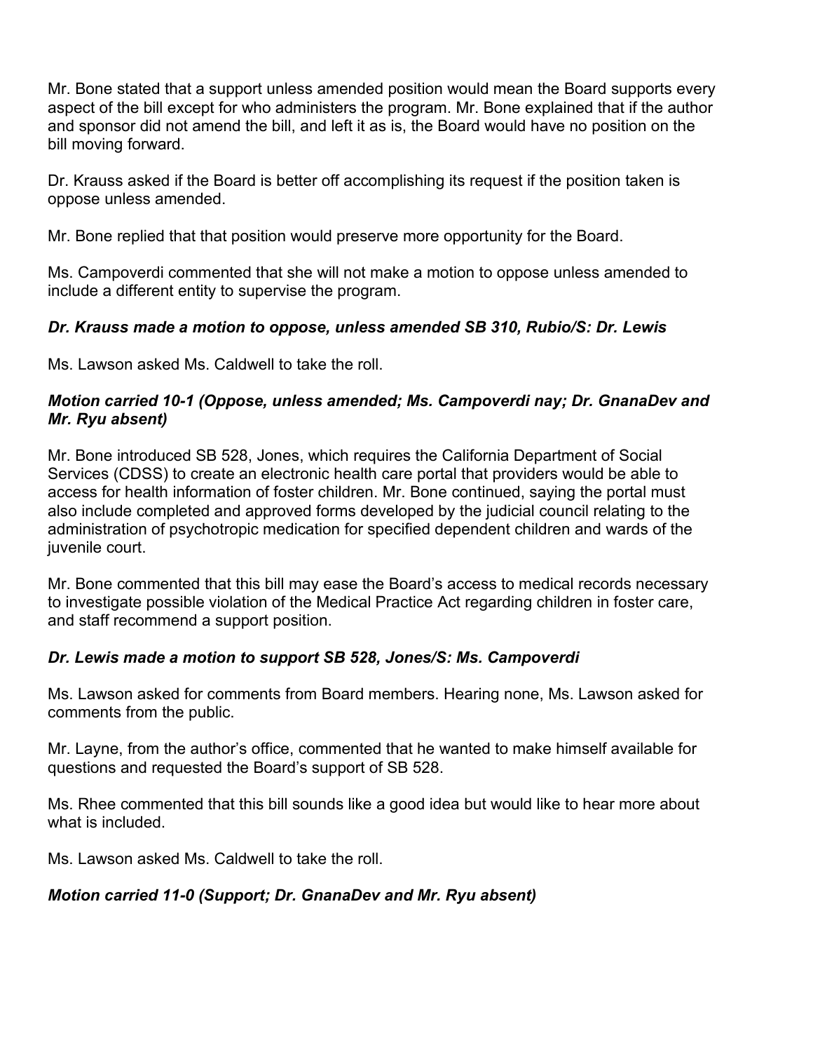Mr. Bone stated that a support unless amended position would mean the Board supports every aspect of the bill except for who administers the program. Mr. Bone explained that if the author and sponsor did not amend the bill, and left it as is, the Board would have no position on the bill moving forward.

Dr. Krauss asked if the Board is better off accomplishing its request if the position taken is oppose unless amended.

Mr. Bone replied that that position would preserve more opportunity for the Board.

Ms. Campoverdi commented that she will not make a motion to oppose unless amended to include a different entity to supervise the program.

***Dr. Krauss made a motion to oppose, unless amended SB 310, Rubio/S: Dr. Lewis***

Ms. Lawson asked Ms. Caldwell to take the roll.

***Motion carried 10-1 (Oppose, unless amended; Ms. Campoverdi nay; Dr. GnanaDev and Mr. Ryu absent)***

Mr. Bone introduced SB 528, Jones, which requires the California Department of Social Services (CDSS) to create an electronic health care portal that providers would be able to access for health information of foster children. Mr. Bone continued, saying the portal must also include completed and approved forms developed by the judicial council relating to the administration of psychotropic medication for specified dependent children and wards of the juvenile court.

Mr. Bone commented that this bill may ease the Board's access to medical records necessary to investigate possible violation of the Medical Practice Act regarding children in foster care, and staff recommend a support position.

***Dr. Lewis made a motion to support SB 528, Jones/S: Ms. Campoverdi***

Ms. Lawson asked for comments from Board members. Hearing none, Ms. Lawson asked for comments from the public.

Mr. Layne, from the author's office, commented that he wanted to make himself available for questions and requested the Board's support of SB 528.

Ms. Rhee commented that this bill sounds like a good idea but would like to hear more about what is included.

Ms. Lawson asked Ms. Caldwell to take the roll.

***Motion carried 11-0 (Support; Dr. GnanaDev and Mr. Ryu absent)***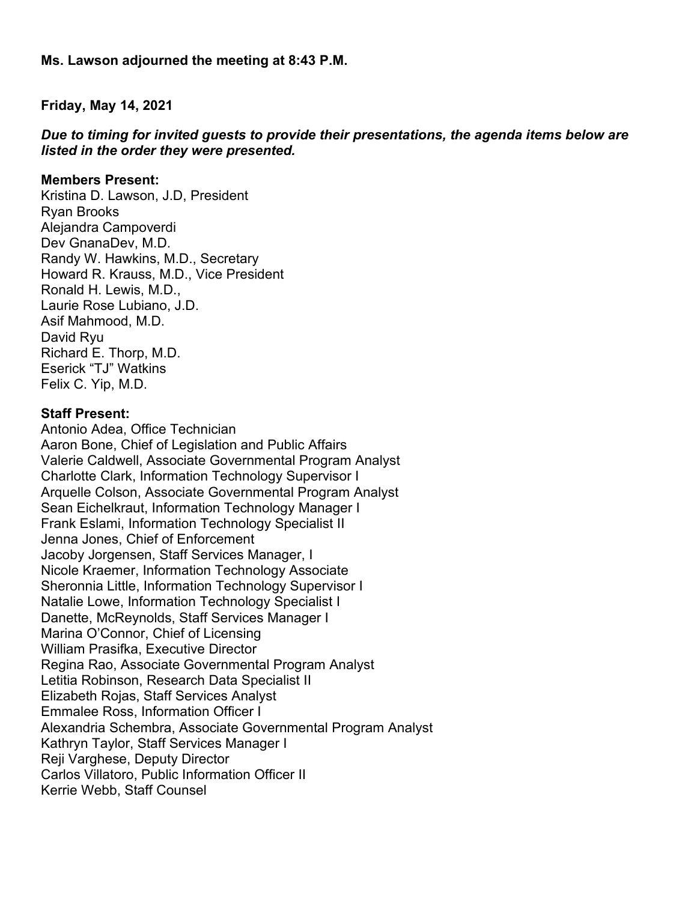**Ms. Lawson adjourned the meeting at 8:43 P.M.**

**Friday, May 14, 2021**

***Due to timing for invited guests to provide their presentations, the agenda items below are listed in the order they were presented.***

**Members Present:**
Kristina D. Lawson, J.D, President
Ryan Brooks
Alejandra Campoverdi
Dev GnanaDev, M.D.
Randy W. Hawkins, M.D., Secretary
Howard R. Krauss, M.D., Vice President
Ronald H. Lewis, M.D.,
Laurie Rose Lubiano, J.D.
Asif Mahmood, M.D.
David Ryu
Richard E. Thorp, M.D.
Eserick "TJ" Watkins
Felix C. Yip, M.D.

**Staff Present:**
Antonio Adea, Office Technician
Aaron Bone, Chief of Legislation and Public Affairs
Valerie Caldwell, Associate Governmental Program Analyst
Charlotte Clark, Information Technology Supervisor I
Arquelle Colson, Associate Governmental Program Analyst
Sean Eichelkraut, Information Technology Manager I
Frank Eslami, Information Technology Specialist II
Jenna Jones, Chief of Enforcement
Jacoby Jorgensen, Staff Services Manager, I
Nicole Kraemer, Information Technology Associate
Sheronnia Little, Information Technology Supervisor I
Natalie Lowe, Information Technology Specialist I
Danette, McReynolds, Staff Services Manager I
Marina O'Connor, Chief of Licensing
William Prasifka, Executive Director
Regina Rao, Associate Governmental Program Analyst
Letitia Robinson, Research Data Specialist II
Elizabeth Rojas, Staff Services Analyst
Emmalee Ross, Information Officer I
Alexandria Schembra, Associate Governmental Program Analyst
Kathryn Taylor, Staff Services Manager I
Reji Varghese, Deputy Director
Carlos Villatoro, Public Information Officer II
Kerrie Webb, Staff Counsel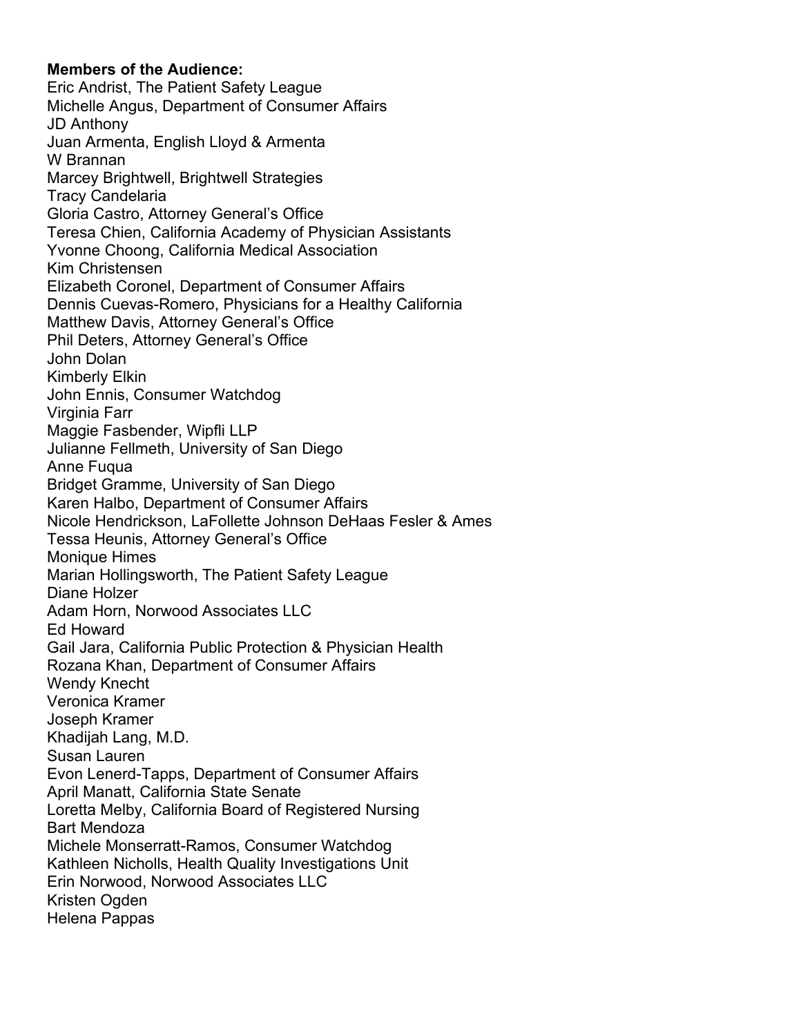**Members of the Audience:**
Eric Andrist, The Patient Safety League
Michelle Angus, Department of Consumer Affairs
JD Anthony
Juan Armenta, English Lloyd & Armenta
W Brannan
Marcey Brightwell, Brightwell Strategies
Tracy Candelaria
Gloria Castro, Attorney General's Office
Teresa Chien, California Academy of Physician Assistants
Yvonne Choong, California Medical Association
Kim Christensen
Elizabeth Coronel, Department of Consumer Affairs
Dennis Cuevas-Romero, Physicians for a Healthy California
Matthew Davis, Attorney General's Office
Phil Deters, Attorney General's Office
John Dolan
Kimberly Elkin
John Ennis, Consumer Watchdog
Virginia Farr
Maggie Fasbender, Wipfli LLP
Julianne Fellmeth, University of San Diego
Anne Fuqua
Bridget Gramme, University of San Diego
Karen Halbo, Department of Consumer Affairs
Nicole Hendrickson, LaFollette Johnson DeHaas Fesler & Ames
Tessa Heunis, Attorney General's Office
Monique Himes
Marian Hollingsworth, The Patient Safety League
Diane Holzer
Adam Horn, Norwood Associates LLC
Ed Howard
Gail Jara, California Public Protection & Physician Health
Rozana Khan, Department of Consumer Affairs
Wendy Knecht
Veronica Kramer
Joseph Kramer
Khadijah Lang, M.D.
Susan Lauren
Evon Lenerd-Tapps, Department of Consumer Affairs
April Manatt, California State Senate
Loretta Melby, California Board of Registered Nursing
Bart Mendoza
Michele Monserratt-Ramos, Consumer Watchdog
Kathleen Nicholls, Health Quality Investigations Unit
Erin Norwood, Norwood Associates LLC
Kristen Ogden
Helena Pappas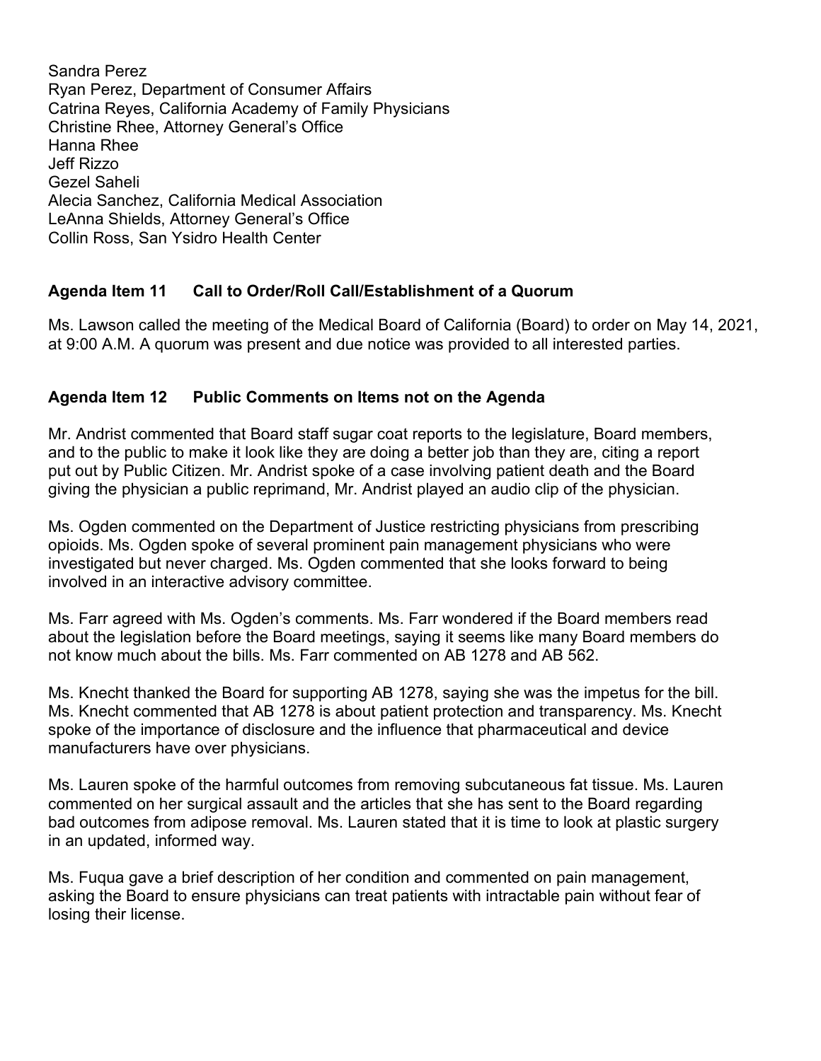Sandra Perez
Ryan Perez, Department of Consumer Affairs
Catrina Reyes, California Academy of Family Physicians
Christine Rhee, Attorney General's Office
Hanna Rhee
Jeff Rizzo
Gezel Saheli
Alecia Sanchez, California Medical Association
LeAnna Shields, Attorney General's Office
Collin Ross, San Ysidro Health Center

**Agenda Item 11 Call to Order/Roll Call/Establishment of a Quorum**

Ms. Lawson called the meeting of the Medical Board of California (Board) to order on May 14, 2021, at 9:00 A.M. A quorum was present and due notice was provided to all interested parties.

**Agenda Item 12 Public Comments on Items not on the Agenda**

Mr. Andrist commented that Board staff sugar coat reports to the legislature, Board members, and to the public to make it look like they are doing a better job than they are, citing a report put out by Public Citizen. Mr. Andrist spoke of a case involving patient death and the Board giving the physician a public reprimand, Mr. Andrist played an audio clip of the physician.

Ms. Ogden commented on the Department of Justice restricting physicians from prescribing opioids. Ms. Ogden spoke of several prominent pain management physicians who were investigated but never charged. Ms. Ogden commented that she looks forward to being involved in an interactive advisory committee.

Ms. Farr agreed with Ms. Ogden's comments. Ms. Farr wondered if the Board members read about the legislation before the Board meetings, saying it seems like many Board members do not know much about the bills. Ms. Farr commented on AB 1278 and AB 562.

Ms. Knecht thanked the Board for supporting AB 1278, saying she was the impetus for the bill. Ms. Knecht commented that AB 1278 is about patient protection and transparency. Ms. Knecht spoke of the importance of disclosure and the influence that pharmaceutical and device manufacturers have over physicians.

Ms. Lauren spoke of the harmful outcomes from removing subcutaneous fat tissue. Ms. Lauren commented on her surgical assault and the articles that she has sent to the Board regarding bad outcomes from adipose removal. Ms. Lauren stated that it is time to look at plastic surgery in an updated, informed way.

Ms. Fuqua gave a brief description of her condition and commented on pain management, asking the Board to ensure physicians can treat patients with intractable pain without fear of losing their license.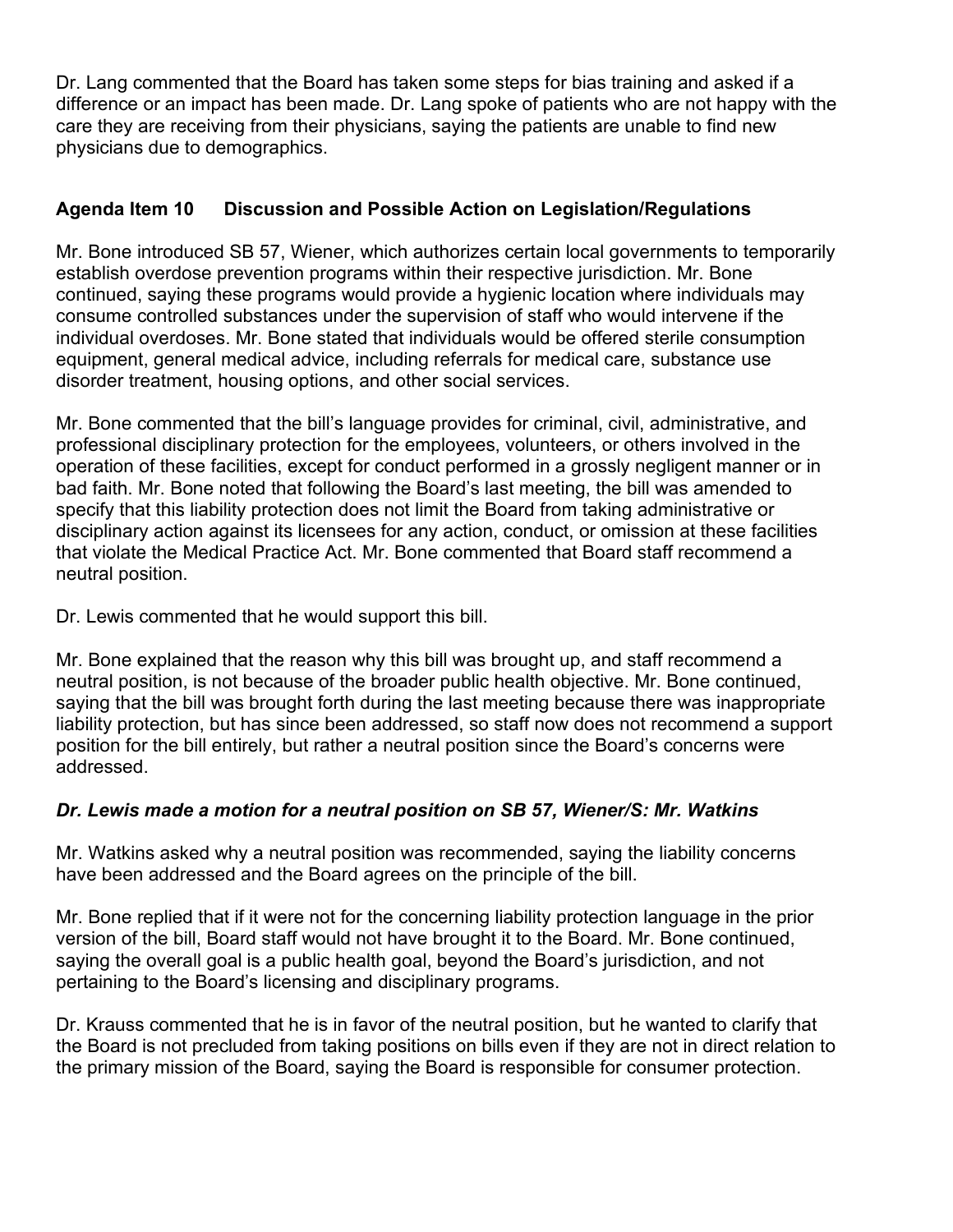Dr. Lang commented that the Board has taken some steps for bias training and asked if a difference or an impact has been made. Dr. Lang spoke of patients who are not happy with the care they are receiving from their physicians, saying the patients are unable to find new physicians due to demographics.

**Agenda Item 10 Discussion and Possible Action on Legislation/Regulations**

Mr. Bone introduced SB 57, Wiener, which authorizes certain local governments to temporarily establish overdose prevention programs within their respective jurisdiction. Mr. Bone continued, saying these programs would provide a hygienic location where individuals may consume controlled substances under the supervision of staff who would intervene if the individual overdoses. Mr. Bone stated that individuals would be offered sterile consumption equipment, general medical advice, including referrals for medical care, substance use disorder treatment, housing options, and other social services.

Mr. Bone commented that the bill's language provides for criminal, civil, administrative, and professional disciplinary protection for the employees, volunteers, or others involved in the operation of these facilities, except for conduct performed in a grossly negligent manner or in bad faith. Mr. Bone noted that following the Board's last meeting, the bill was amended to specify that this liability protection does not limit the Board from taking administrative or disciplinary action against its licensees for any action, conduct, or omission at these facilities that violate the Medical Practice Act. Mr. Bone commented that Board staff recommend a neutral position.

Dr. Lewis commented that he would support this bill.

Mr. Bone explained that the reason why this bill was brought up, and staff recommend a neutral position, is not because of the broader public health objective. Mr. Bone continued, saying that the bill was brought forth during the last meeting because there was inappropriate liability protection, but has since been addressed, so staff now does not recommend a support position for the bill entirely, but rather a neutral position since the Board's concerns were addressed.

***Dr. Lewis made a motion for a neutral position on SB 57, Wiener/S: Mr. Watkins***

Mr. Watkins asked why a neutral position was recommended, saying the liability concerns have been addressed and the Board agrees on the principle of the bill.

Mr. Bone replied that if it were not for the concerning liability protection language in the prior version of the bill, Board staff would not have brought it to the Board. Mr. Bone continued, saying the overall goal is a public health goal, beyond the Board's jurisdiction, and not pertaining to the Board's licensing and disciplinary programs.

Dr. Krauss commented that he is in favor of the neutral position, but he wanted to clarify that the Board is not precluded from taking positions on bills even if they are not in direct relation to the primary mission of the Board, saying the Board is responsible for consumer protection.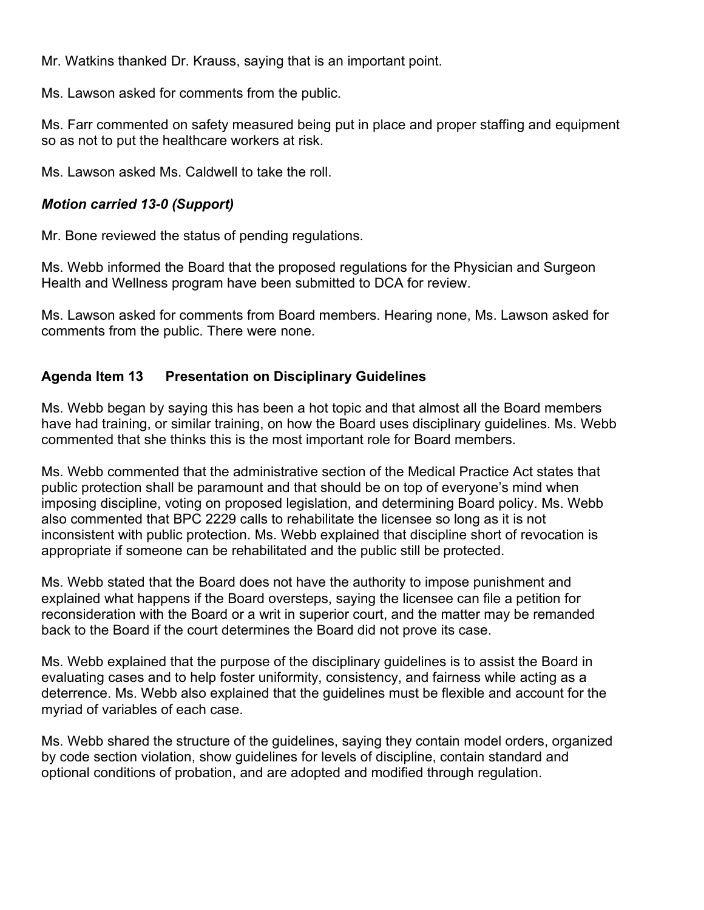Mr. Watkins thanked Dr. Krauss, saying that is an important point.

Ms. Lawson asked for comments from the public.

Ms. Farr commented on safety measured being put in place and proper staffing and equipment so as not to put the healthcare workers at risk.

Ms. Lawson asked Ms. Caldwell to take the roll.

***Motion carried 13-0 (Support)***

Mr. Bone reviewed the status of pending regulations.

Ms. Webb informed the Board that the proposed regulations for the Physician and Surgeon Health and Wellness program have been submitted to DCA for review.

Ms. Lawson asked for comments from Board members. Hearing none, Ms. Lawson asked for comments from the public. There were none.

**Agenda Item 13 Presentation on Disciplinary Guidelines**

Ms. Webb began by saying this has been a hot topic and that almost all the Board members have had training, or similar training, on how the Board uses disciplinary guidelines. Ms. Webb commented that she thinks this is the most important role for Board members.

Ms. Webb commented that the administrative section of the Medical Practice Act states that public protection shall be paramount and that should be on top of everyone's mind when imposing discipline, voting on proposed legislation, and determining Board policy. Ms. Webb also commented that BPC 2229 calls to rehabilitate the licensee so long as it is not inconsistent with public protection. Ms. Webb explained that discipline short of revocation is appropriate if someone can be rehabilitated and the public still be protected.

Ms. Webb stated that the Board does not have the authority to impose punishment and explained what happens if the Board oversteps, saying the licensee can file a petition for reconsideration with the Board or a writ in superior court, and the matter may be remanded back to the Board if the court determines the Board did not prove its case.

Ms. Webb explained that the purpose of the disciplinary guidelines is to assist the Board in evaluating cases and to help foster uniformity, consistency, and fairness while acting as a deterrence. Ms. Webb also explained that the guidelines must be flexible and account for the myriad of variables of each case.

Ms. Webb shared the structure of the guidelines, saying they contain model orders, organized by code section violation, show guidelines for levels of discipline, contain standard and optional conditions of probation, and are adopted and modified through regulation.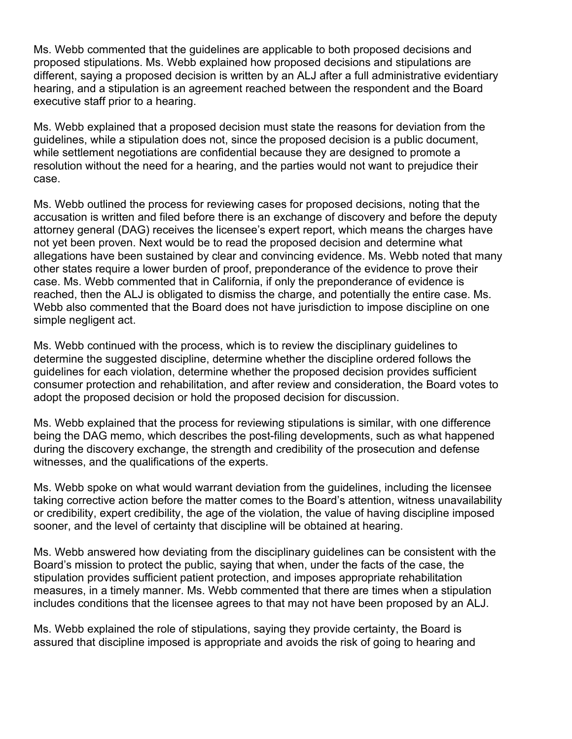Ms. Webb commented that the guidelines are applicable to both proposed decisions and proposed stipulations. Ms. Webb explained how proposed decisions and stipulations are different, saying a proposed decision is written by an ALJ after a full administrative evidentiary hearing, and a stipulation is an agreement reached between the respondent and the Board executive staff prior to a hearing.

Ms. Webb explained that a proposed decision must state the reasons for deviation from the guidelines, while a stipulation does not, since the proposed decision is a public document, while settlement negotiations are confidential because they are designed to promote a resolution without the need for a hearing, and the parties would not want to prejudice their case.

Ms. Webb outlined the process for reviewing cases for proposed decisions, noting that the accusation is written and filed before there is an exchange of discovery and before the deputy attorney general (DAG) receives the licensee's expert report, which means the charges have not yet been proven. Next would be to read the proposed decision and determine what allegations have been sustained by clear and convincing evidence. Ms. Webb noted that many other states require a lower burden of proof, preponderance of the evidence to prove their case. Ms. Webb commented that in California, if only the preponderance of evidence is reached, then the ALJ is obligated to dismiss the charge, and potentially the entire case. Ms. Webb also commented that the Board does not have jurisdiction to impose discipline on one simple negligent act.

Ms. Webb continued with the process, which is to review the disciplinary guidelines to determine the suggested discipline, determine whether the discipline ordered follows the guidelines for each violation, determine whether the proposed decision provides sufficient consumer protection and rehabilitation, and after review and consideration, the Board votes to adopt the proposed decision or hold the proposed decision for discussion.

Ms. Webb explained that the process for reviewing stipulations is similar, with one difference being the DAG memo, which describes the post-filing developments, such as what happened during the discovery exchange, the strength and credibility of the prosecution and defense witnesses, and the qualifications of the experts.

Ms. Webb spoke on what would warrant deviation from the guidelines, including the licensee taking corrective action before the matter comes to the Board's attention, witness unavailability or credibility, expert credibility, the age of the violation, the value of having discipline imposed sooner, and the level of certainty that discipline will be obtained at hearing.

Ms. Webb answered how deviating from the disciplinary guidelines can be consistent with the Board's mission to protect the public, saying that when, under the facts of the case, the stipulation provides sufficient patient protection, and imposes appropriate rehabilitation measures, in a timely manner. Ms. Webb commented that there are times when a stipulation includes conditions that the licensee agrees to that may not have been proposed by an ALJ.

Ms. Webb explained the role of stipulations, saying they provide certainty, the Board is assured that discipline imposed is appropriate and avoids the risk of going to hearing and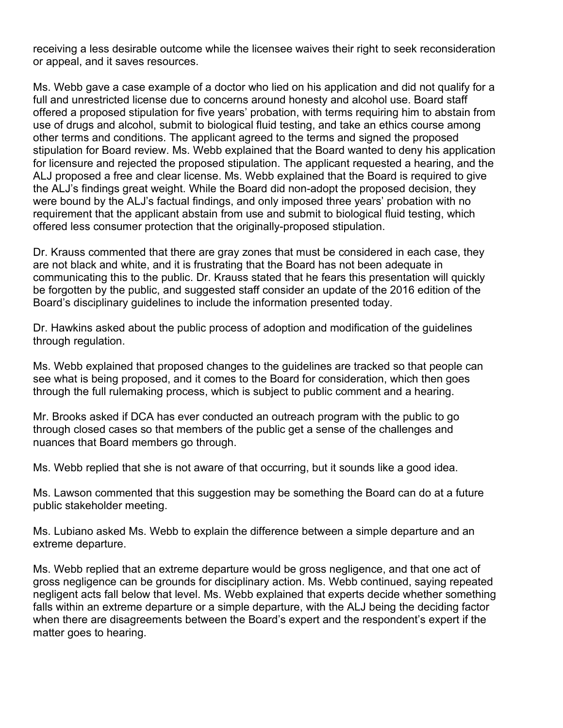receiving a less desirable outcome while the licensee waives their right to seek reconsideration or appeal, and it saves resources.

Ms. Webb gave a case example of a doctor who lied on his application and did not qualify for a full and unrestricted license due to concerns around honesty and alcohol use. Board staff offered a proposed stipulation for five years' probation, with terms requiring him to abstain from use of drugs and alcohol, submit to biological fluid testing, and take an ethics course among other terms and conditions. The applicant agreed to the terms and signed the proposed stipulation for Board review. Ms. Webb explained that the Board wanted to deny his application for licensure and rejected the proposed stipulation. The applicant requested a hearing, and the ALJ proposed a free and clear license. Ms. Webb explained that the Board is required to give the ALJ's findings great weight. While the Board did non-adopt the proposed decision, they were bound by the ALJ's factual findings, and only imposed three years' probation with no requirement that the applicant abstain from use and submit to biological fluid testing, which offered less consumer protection that the originally-proposed stipulation.

Dr. Krauss commented that there are gray zones that must be considered in each case, they are not black and white, and it is frustrating that the Board has not been adequate in communicating this to the public. Dr. Krauss stated that he fears this presentation will quickly be forgotten by the public, and suggested staff consider an update of the 2016 edition of the Board's disciplinary guidelines to include the information presented today.

Dr. Hawkins asked about the public process of adoption and modification of the guidelines through regulation.

Ms. Webb explained that proposed changes to the guidelines are tracked so that people can see what is being proposed, and it comes to the Board for consideration, which then goes through the full rulemaking process, which is subject to public comment and a hearing.

Mr. Brooks asked if DCA has ever conducted an outreach program with the public to go through closed cases so that members of the public get a sense of the challenges and nuances that Board members go through.

Ms. Webb replied that she is not aware of that occurring, but it sounds like a good idea.

Ms. Lawson commented that this suggestion may be something the Board can do at a future public stakeholder meeting.

Ms. Lubiano asked Ms. Webb to explain the difference between a simple departure and an extreme departure.

Ms. Webb replied that an extreme departure would be gross negligence, and that one act of gross negligence can be grounds for disciplinary action. Ms. Webb continued, saying repeated negligent acts fall below that level. Ms. Webb explained that experts decide whether something falls within an extreme departure or a simple departure, with the ALJ being the deciding factor when there are disagreements between the Board's expert and the respondent's expert if the matter goes to hearing.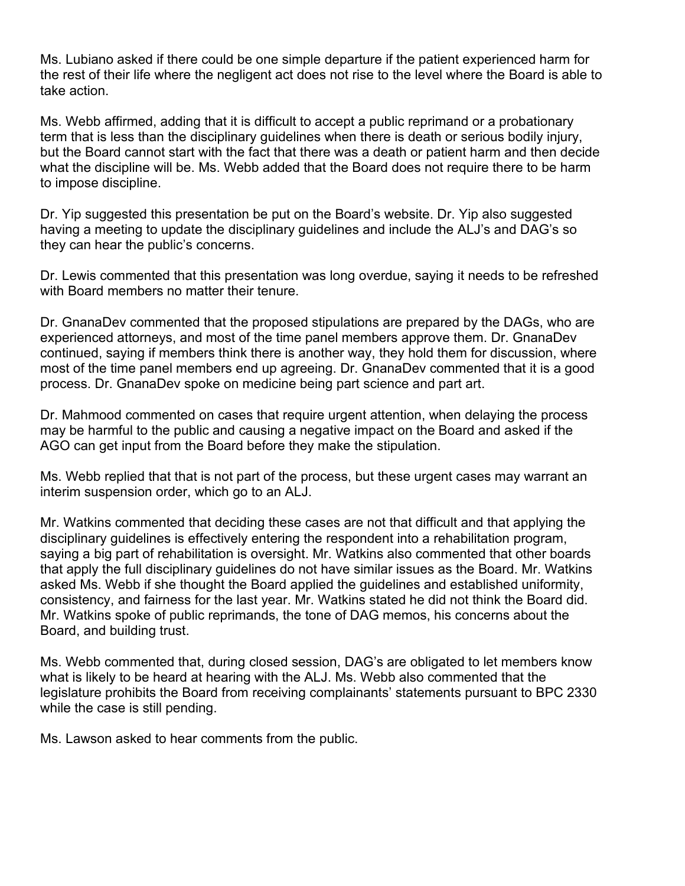Ms. Lubiano asked if there could be one simple departure if the patient experienced harm for the rest of their life where the negligent act does not rise to the level where the Board is able to take action.

Ms. Webb affirmed, adding that it is difficult to accept a public reprimand or a probationary term that is less than the disciplinary guidelines when there is death or serious bodily injury, but the Board cannot start with the fact that there was a death or patient harm and then decide what the discipline will be. Ms. Webb added that the Board does not require there to be harm to impose discipline.

Dr. Yip suggested this presentation be put on the Board's website. Dr. Yip also suggested having a meeting to update the disciplinary guidelines and include the ALJ's and DAG's so they can hear the public's concerns.

Dr. Lewis commented that this presentation was long overdue, saying it needs to be refreshed with Board members no matter their tenure.

Dr. GnanaDev commented that the proposed stipulations are prepared by the DAGs, who are experienced attorneys, and most of the time panel members approve them. Dr. GnanaDev continued, saying if members think there is another way, they hold them for discussion, where most of the time panel members end up agreeing. Dr. GnanaDev commented that it is a good process. Dr. GnanaDev spoke on medicine being part science and part art.

Dr. Mahmood commented on cases that require urgent attention, when delaying the process may be harmful to the public and causing a negative impact on the Board and asked if the AGO can get input from the Board before they make the stipulation.

Ms. Webb replied that that is not part of the process, but these urgent cases may warrant an interim suspension order, which go to an ALJ.

Mr. Watkins commented that deciding these cases are not that difficult and that applying the disciplinary guidelines is effectively entering the respondent into a rehabilitation program, saying a big part of rehabilitation is oversight. Mr. Watkins also commented that other boards that apply the full disciplinary guidelines do not have similar issues as the Board. Mr. Watkins asked Ms. Webb if she thought the Board applied the guidelines and established uniformity, consistency, and fairness for the last year. Mr. Watkins stated he did not think the Board did. Mr. Watkins spoke of public reprimands, the tone of DAG memos, his concerns about the Board, and building trust.

Ms. Webb commented that, during closed session, DAG's are obligated to let members know what is likely to be heard at hearing with the ALJ. Ms. Webb also commented that the legislature prohibits the Board from receiving complainants' statements pursuant to BPC 2330 while the case is still pending.

Ms. Lawson asked to hear comments from the public.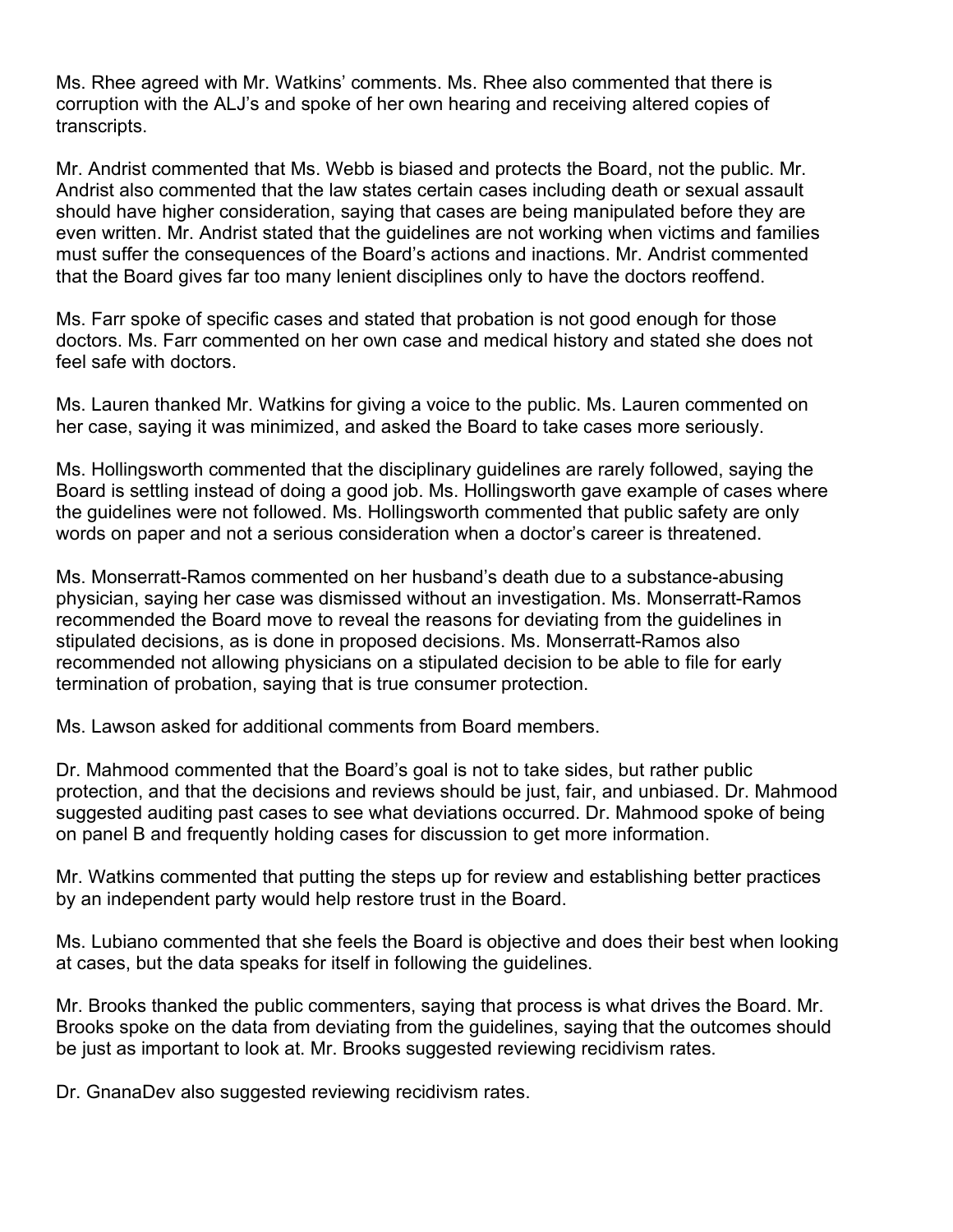Ms. Rhee agreed with Mr. Watkins' comments. Ms. Rhee also commented that there is corruption with the ALJ's and spoke of her own hearing and receiving altered copies of transcripts.

Mr. Andrist commented that Ms. Webb is biased and protects the Board, not the public. Mr. Andrist also commented that the law states certain cases including death or sexual assault should have higher consideration, saying that cases are being manipulated before they are even written. Mr. Andrist stated that the guidelines are not working when victims and families must suffer the consequences of the Board's actions and inactions. Mr. Andrist commented that the Board gives far too many lenient disciplines only to have the doctors reoffend.

Ms. Farr spoke of specific cases and stated that probation is not good enough for those doctors. Ms. Farr commented on her own case and medical history and stated she does not feel safe with doctors.

Ms. Lauren thanked Mr. Watkins for giving a voice to the public. Ms. Lauren commented on her case, saying it was minimized, and asked the Board to take cases more seriously.

Ms. Hollingsworth commented that the disciplinary guidelines are rarely followed, saying the Board is settling instead of doing a good job. Ms. Hollingsworth gave example of cases where the guidelines were not followed. Ms. Hollingsworth commented that public safety are only words on paper and not a serious consideration when a doctor's career is threatened.

Ms. Monserratt-Ramos commented on her husband's death due to a substance-abusing physician, saying her case was dismissed without an investigation. Ms. Monserratt-Ramos recommended the Board move to reveal the reasons for deviating from the guidelines in stipulated decisions, as is done in proposed decisions. Ms. Monserratt-Ramos also recommended not allowing physicians on a stipulated decision to be able to file for early termination of probation, saying that is true consumer protection.

Ms. Lawson asked for additional comments from Board members.

Dr. Mahmood commented that the Board's goal is not to take sides, but rather public protection, and that the decisions and reviews should be just, fair, and unbiased. Dr. Mahmood suggested auditing past cases to see what deviations occurred. Dr. Mahmood spoke of being on panel B and frequently holding cases for discussion to get more information.

Mr. Watkins commented that putting the steps up for review and establishing better practices by an independent party would help restore trust in the Board.

Ms. Lubiano commented that she feels the Board is objective and does their best when looking at cases, but the data speaks for itself in following the guidelines.

Mr. Brooks thanked the public commenters, saying that process is what drives the Board. Mr. Brooks spoke on the data from deviating from the guidelines, saying that the outcomes should be just as important to look at. Mr. Brooks suggested reviewing recidivism rates.

Dr. GnanaDev also suggested reviewing recidivism rates.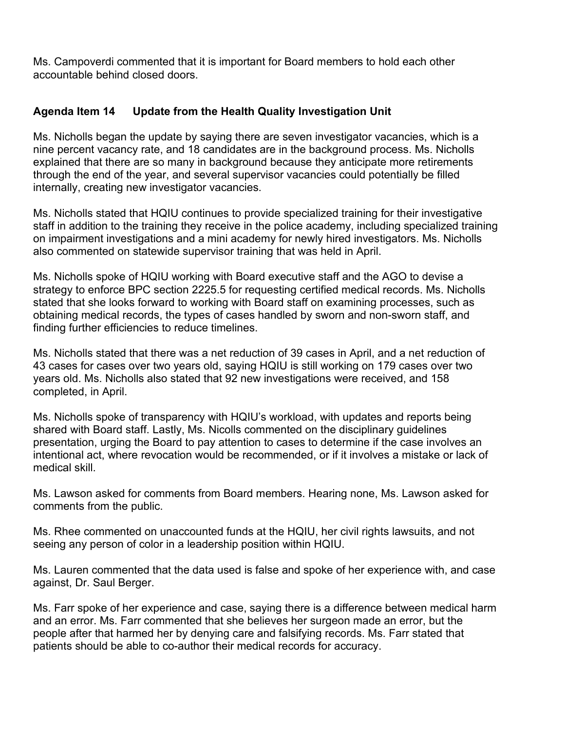Ms. Campoverdi commented that it is important for Board members to hold each other accountable behind closed doors.

**Agenda Item 14 Update from the Health Quality Investigation Unit**

Ms. Nicholls began the update by saying there are seven investigator vacancies, which is a nine percent vacancy rate, and 18 candidates are in the background process. Ms. Nicholls explained that there are so many in background because they anticipate more retirements through the end of the year, and several supervisor vacancies could potentially be filled internally, creating new investigator vacancies.

Ms. Nicholls stated that HQIU continues to provide specialized training for their investigative staff in addition to the training they receive in the police academy, including specialized training on impairment investigations and a mini academy for newly hired investigators. Ms. Nicholls also commented on statewide supervisor training that was held in April.

Ms. Nicholls spoke of HQIU working with Board executive staff and the AGO to devise a strategy to enforce BPC section 2225.5 for requesting certified medical records. Ms. Nicholls stated that she looks forward to working with Board staff on examining processes, such as obtaining medical records, the types of cases handled by sworn and non-sworn staff, and finding further efficiencies to reduce timelines.

Ms. Nicholls stated that there was a net reduction of 39 cases in April, and a net reduction of 43 cases for cases over two years old, saying HQIU is still working on 179 cases over two years old. Ms. Nicholls also stated that 92 new investigations were received, and 158 completed, in April.

Ms. Nicholls spoke of transparency with HQIU's workload, with updates and reports being shared with Board staff. Lastly, Ms. Nicolls commented on the disciplinary guidelines presentation, urging the Board to pay attention to cases to determine if the case involves an intentional act, where revocation would be recommended, or if it involves a mistake or lack of medical skill.

Ms. Lawson asked for comments from Board members. Hearing none, Ms. Lawson asked for comments from the public.

Ms. Rhee commented on unaccounted funds at the HQIU, her civil rights lawsuits, and not seeing any person of color in a leadership position within HQIU.

Ms. Lauren commented that the data used is false and spoke of her experience with, and case against, Dr. Saul Berger.

Ms. Farr spoke of her experience and case, saying there is a difference between medical harm and an error. Ms. Farr commented that she believes her surgeon made an error, but the people after that harmed her by denying care and falsifying records. Ms. Farr stated that patients should be able to co-author their medical records for accuracy.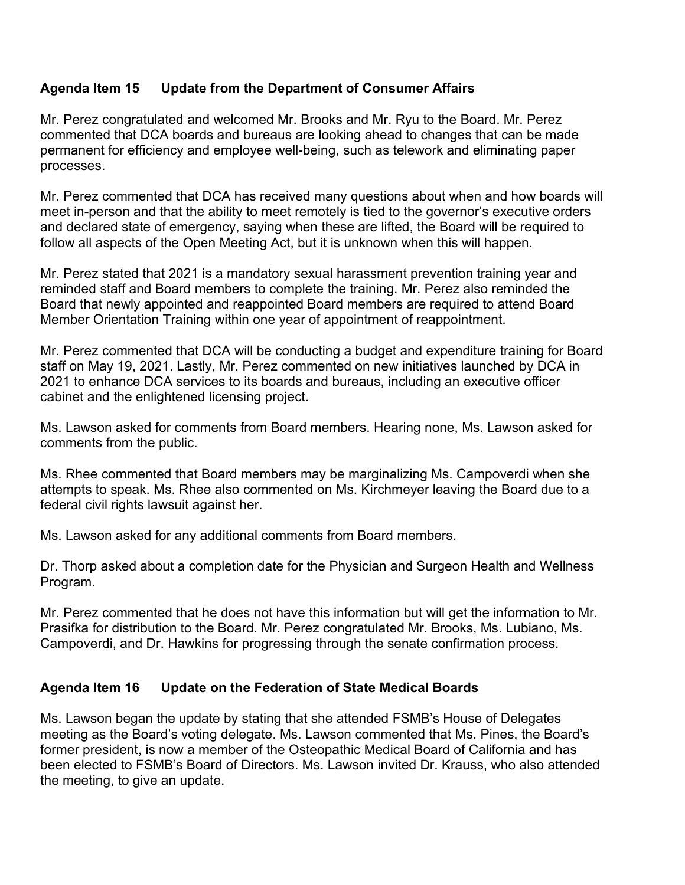**Agenda Item 15 Update from the Department of Consumer Affairs**

Mr. Perez congratulated and welcomed Mr. Brooks and Mr. Ryu to the Board. Mr. Perez commented that DCA boards and bureaus are looking ahead to changes that can be made permanent for efficiency and employee well-being, such as telework and eliminating paper processes.

Mr. Perez commented that DCA has received many questions about when and how boards will meet in-person and that the ability to meet remotely is tied to the governor's executive orders and declared state of emergency, saying when these are lifted, the Board will be required to follow all aspects of the Open Meeting Act, but it is unknown when this will happen.

Mr. Perez stated that 2021 is a mandatory sexual harassment prevention training year and reminded staff and Board members to complete the training. Mr. Perez also reminded the Board that newly appointed and reappointed Board members are required to attend Board Member Orientation Training within one year of appointment of reappointment.

Mr. Perez commented that DCA will be conducting a budget and expenditure training for Board staff on May 19, 2021. Lastly, Mr. Perez commented on new initiatives launched by DCA in 2021 to enhance DCA services to its boards and bureaus, including an executive officer cabinet and the enlightened licensing project.

Ms. Lawson asked for comments from Board members. Hearing none, Ms. Lawson asked for comments from the public.

Ms. Rhee commented that Board members may be marginalizing Ms. Campoverdi when she attempts to speak. Ms. Rhee also commented on Ms. Kirchmeyer leaving the Board due to a federal civil rights lawsuit against her.

Ms. Lawson asked for any additional comments from Board members.

Dr. Thorp asked about a completion date for the Physician and Surgeon Health and Wellness Program.

Mr. Perez commented that he does not have this information but will get the information to Mr. Prasifka for distribution to the Board. Mr. Perez congratulated Mr. Brooks, Ms. Lubiano, Ms. Campoverdi, and Dr. Hawkins for progressing through the senate confirmation process.

**Agenda Item 16 Update on the Federation of State Medical Boards**

Ms. Lawson began the update by stating that she attended FSMB's House of Delegates meeting as the Board's voting delegate. Ms. Lawson commented that Ms. Pines, the Board's former president, is now a member of the Osteopathic Medical Board of California and has been elected to FSMB's Board of Directors. Ms. Lawson invited Dr. Krauss, who also attended the meeting, to give an update.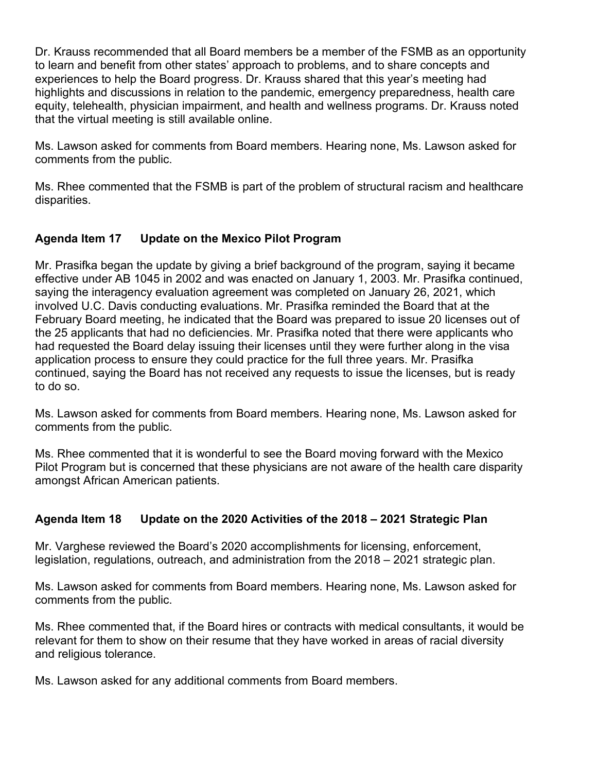Dr. Krauss recommended that all Board members be a member of the FSMB as an opportunity to learn and benefit from other states' approach to problems, and to share concepts and experiences to help the Board progress. Dr. Krauss shared that this year's meeting had highlights and discussions in relation to the pandemic, emergency preparedness, health care equity, telehealth, physician impairment, and health and wellness programs. Dr. Krauss noted that the virtual meeting is still available online.

Ms. Lawson asked for comments from Board members. Hearing none, Ms. Lawson asked for comments from the public.

Ms. Rhee commented that the FSMB is part of the problem of structural racism and healthcare disparities.

### Agenda Item 17 Update on the Mexico Pilot Program

Mr. Prasifka began the update by giving a brief background of the program, saying it became effective under AB 1045 in 2002 and was enacted on January 1, 2003. Mr. Prasifka continued, saying the interagency evaluation agreement was completed on January 26, 2021, which involved U.C. Davis conducting evaluations. Mr. Prasifka reminded the Board that at the February Board meeting, he indicated that the Board was prepared to issue 20 licenses out of the 25 applicants that had no deficiencies. Mr. Prasifka noted that there were applicants who had requested the Board delay issuing their licenses until they were further along in the visa application process to ensure they could practice for the full three years. Mr. Prasifka continued, saying the Board has not received any requests to issue the licenses, but is ready to do so.

Ms. Lawson asked for comments from Board members. Hearing none, Ms. Lawson asked for comments from the public.

Ms. Rhee commented that it is wonderful to see the Board moving forward with the Mexico Pilot Program but is concerned that these physicians are not aware of the health care disparity amongst African American patients.

### Agenda Item 18 Update on the 2020 Activities of the 2018 – 2021 Strategic Plan

Mr. Varghese reviewed the Board's 2020 accomplishments for licensing, enforcement, legislation, regulations, outreach, and administration from the 2018 – 2021 strategic plan.

Ms. Lawson asked for comments from Board members. Hearing none, Ms. Lawson asked for comments from the public.

Ms. Rhee commented that, if the Board hires or contracts with medical consultants, it would be relevant for them to show on their resume that they have worked in areas of racial diversity and religious tolerance.

Ms. Lawson asked for any additional comments from Board members.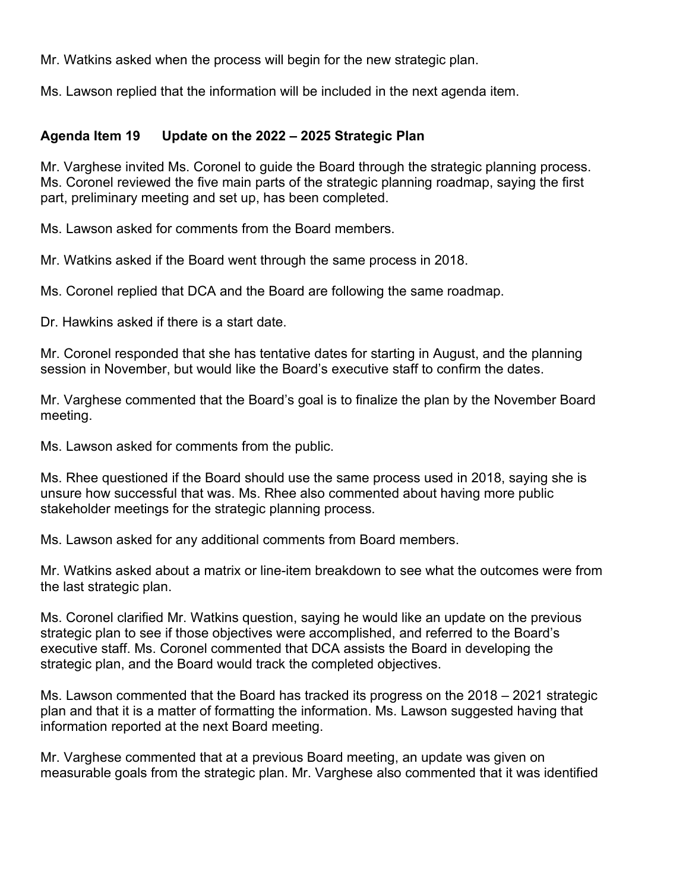Mr. Watkins asked when the process will begin for the new strategic plan.

Ms. Lawson replied that the information will be included in the next agenda item.

**Agenda Item 19 Update on the 2022 – 2025 Strategic Plan**

Mr. Varghese invited Ms. Coronel to guide the Board through the strategic planning process. Ms. Coronel reviewed the five main parts of the strategic planning roadmap, saying the first part, preliminary meeting and set up, has been completed.

Ms. Lawson asked for comments from the Board members.

Mr. Watkins asked if the Board went through the same process in 2018.

Ms. Coronel replied that DCA and the Board are following the same roadmap.

Dr. Hawkins asked if there is a start date.

Mr. Coronel responded that she has tentative dates for starting in August, and the planning session in November, but would like the Board's executive staff to confirm the dates.

Mr. Varghese commented that the Board's goal is to finalize the plan by the November Board meeting.

Ms. Lawson asked for comments from the public.

Ms. Rhee questioned if the Board should use the same process used in 2018, saying she is unsure how successful that was. Ms. Rhee also commented about having more public stakeholder meetings for the strategic planning process.

Ms. Lawson asked for any additional comments from Board members.

Mr. Watkins asked about a matrix or line-item breakdown to see what the outcomes were from the last strategic plan.

Ms. Coronel clarified Mr. Watkins question, saying he would like an update on the previous strategic plan to see if those objectives were accomplished, and referred to the Board's executive staff. Ms. Coronel commented that DCA assists the Board in developing the strategic plan, and the Board would track the completed objectives.

Ms. Lawson commented that the Board has tracked its progress on the 2018 – 2021 strategic plan and that it is a matter of formatting the information. Ms. Lawson suggested having that information reported at the next Board meeting.

Mr. Varghese commented that at a previous Board meeting, an update was given on measurable goals from the strategic plan. Mr. Varghese also commented that it was identified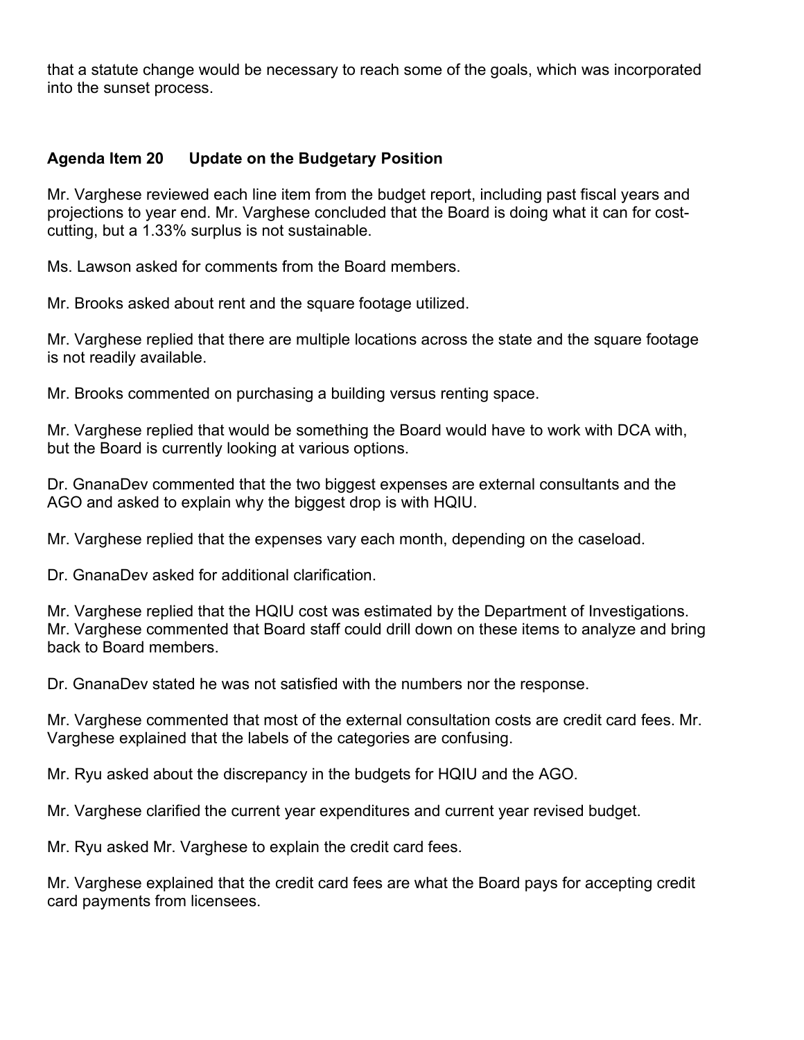that a statute change would be necessary to reach some of the goals, which was incorporated into the sunset process.

**Agenda Item 20 Update on the Budgetary Position**

Mr. Varghese reviewed each line item from the budget report, including past fiscal years and projections to year end. Mr. Varghese concluded that the Board is doing what it can for cost-cutting, but a 1.33% surplus is not sustainable.

Ms. Lawson asked for comments from the Board members.

Mr. Brooks asked about rent and the square footage utilized.

Mr. Varghese replied that there are multiple locations across the state and the square footage is not readily available.

Mr. Brooks commented on purchasing a building versus renting space.

Mr. Varghese replied that would be something the Board would have to work with DCA with, but the Board is currently looking at various options.

Dr. GnanaDev commented that the two biggest expenses are external consultants and the AGO and asked to explain why the biggest drop is with HQIU.

Mr. Varghese replied that the expenses vary each month, depending on the caseload.

Dr. GnanaDev asked for additional clarification.

Mr. Varghese replied that the HQIU cost was estimated by the Department of Investigations. Mr. Varghese commented that Board staff could drill down on these items to analyze and bring back to Board members.

Dr. GnanaDev stated he was not satisfied with the numbers nor the response.

Mr. Varghese commented that most of the external consultation costs are credit card fees. Mr. Varghese explained that the labels of the categories are confusing.

Mr. Ryu asked about the discrepancy in the budgets for HQIU and the AGO.

Mr. Varghese clarified the current year expenditures and current year revised budget.

Mr. Ryu asked Mr. Varghese to explain the credit card fees.

Mr. Varghese explained that the credit card fees are what the Board pays for accepting credit card payments from licensees.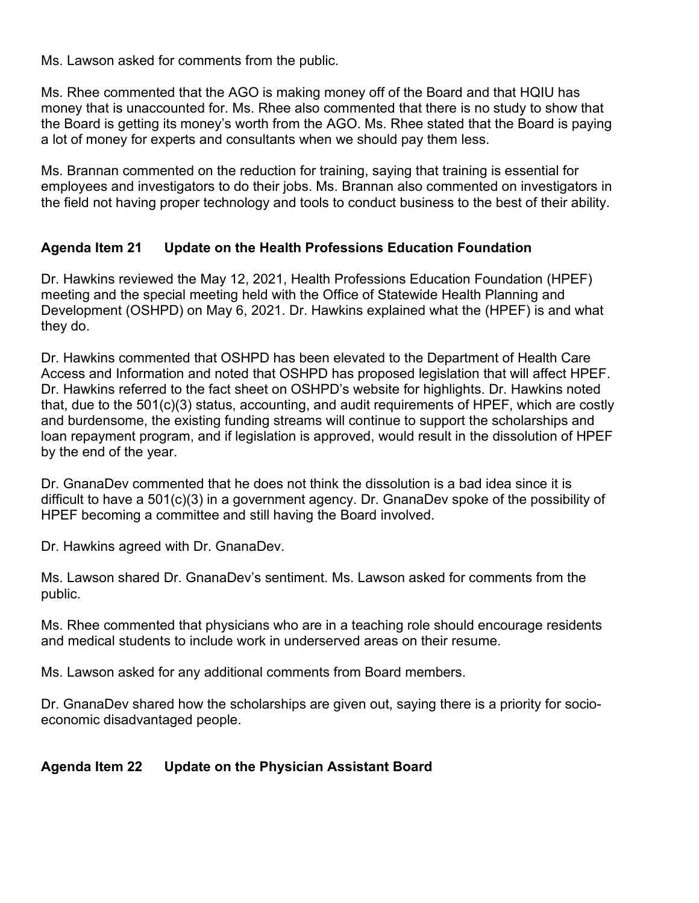Ms. Lawson asked for comments from the public.

Ms. Rhee commented that the AGO is making money off of the Board and that HQIU has money that is unaccounted for. Ms. Rhee also commented that there is no study to show that the Board is getting its money's worth from the AGO. Ms. Rhee stated that the Board is paying a lot of money for experts and consultants when we should pay them less.

Ms. Brannan commented on the reduction for training, saying that training is essential for employees and investigators to do their jobs. Ms. Brannan also commented on investigators in the field not having proper technology and tools to conduct business to the best of their ability.

**Agenda Item 21 Update on the Health Professions Education Foundation**

Dr. Hawkins reviewed the May 12, 2021, Health Professions Education Foundation (HPEF) meeting and the special meeting held with the Office of Statewide Health Planning and Development (OSHPD) on May 6, 2021. Dr. Hawkins explained what the (HPEF) is and what they do.

Dr. Hawkins commented that OSHPD has been elevated to the Department of Health Care Access and Information and noted that OSHPD has proposed legislation that will affect HPEF. Dr. Hawkins referred to the fact sheet on OSHPD's website for highlights. Dr. Hawkins noted that, due to the 501(c)(3) status, accounting, and audit requirements of HPEF, which are costly and burdensome, the existing funding streams will continue to support the scholarships and loan repayment program, and if legislation is approved, would result in the dissolution of HPEF by the end of the year.

Dr. GnanaDev commented that he does not think the dissolution is a bad idea since it is difficult to have a 501(c)(3) in a government agency. Dr. GnanaDev spoke of the possibility of HPEF becoming a committee and still having the Board involved.

Dr. Hawkins agreed with Dr. GnanaDev.

Ms. Lawson shared Dr. GnanaDev's sentiment. Ms. Lawson asked for comments from the public.

Ms. Rhee commented that physicians who are in a teaching role should encourage residents and medical students to include work in underserved areas on their resume.

Ms. Lawson asked for any additional comments from Board members.

Dr. GnanaDev shared how the scholarships are given out, saying there is a priority for socio-economic disadvantaged people.

**Agenda Item 22 Update on the Physician Assistant Board**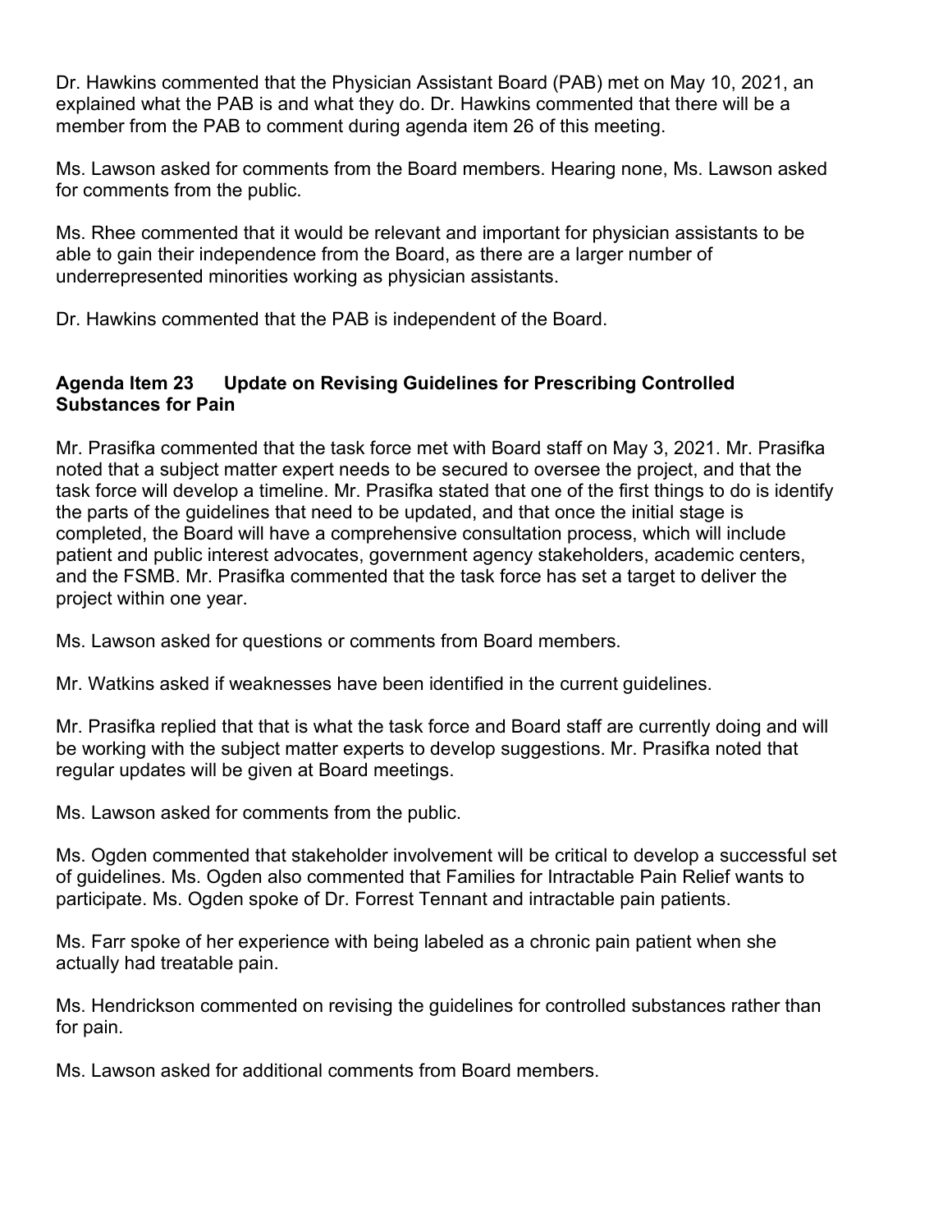Dr. Hawkins commented that the Physician Assistant Board (PAB) met on May 10, 2021, an explained what the PAB is and what they do. Dr. Hawkins commented that there will be a member from the PAB to comment during agenda item 26 of this meeting.

Ms. Lawson asked for comments from the Board members. Hearing none, Ms. Lawson asked for comments from the public.

Ms. Rhee commented that it would be relevant and important for physician assistants to be able to gain their independence from the Board, as there are a larger number of underrepresented minorities working as physician assistants.

Dr. Hawkins commented that the PAB is independent of the Board.

**Agenda Item 23 Update on Revising Guidelines for Prescribing Controlled Substances for Pain**

Mr. Prasifka commented that the task force met with Board staff on May 3, 2021. Mr. Prasifka noted that a subject matter expert needs to be secured to oversee the project, and that the task force will develop a timeline. Mr. Prasifka stated that one of the first things to do is identify the parts of the guidelines that need to be updated, and that once the initial stage is completed, the Board will have a comprehensive consultation process, which will include patient and public interest advocates, government agency stakeholders, academic centers, and the FSMB. Mr. Prasifka commented that the task force has set a target to deliver the project within one year.

Ms. Lawson asked for questions or comments from Board members.

Mr. Watkins asked if weaknesses have been identified in the current guidelines.

Mr. Prasifka replied that that is what the task force and Board staff are currently doing and will be working with the subject matter experts to develop suggestions. Mr. Prasifka noted that regular updates will be given at Board meetings.

Ms. Lawson asked for comments from the public.

Ms. Ogden commented that stakeholder involvement will be critical to develop a successful set of guidelines. Ms. Ogden also commented that Families for Intractable Pain Relief wants to participate. Ms. Ogden spoke of Dr. Forrest Tennant and intractable pain patients.

Ms. Farr spoke of her experience with being labeled as a chronic pain patient when she actually had treatable pain.

Ms. Hendrickson commented on revising the guidelines for controlled substances rather than for pain.

Ms. Lawson asked for additional comments from Board members.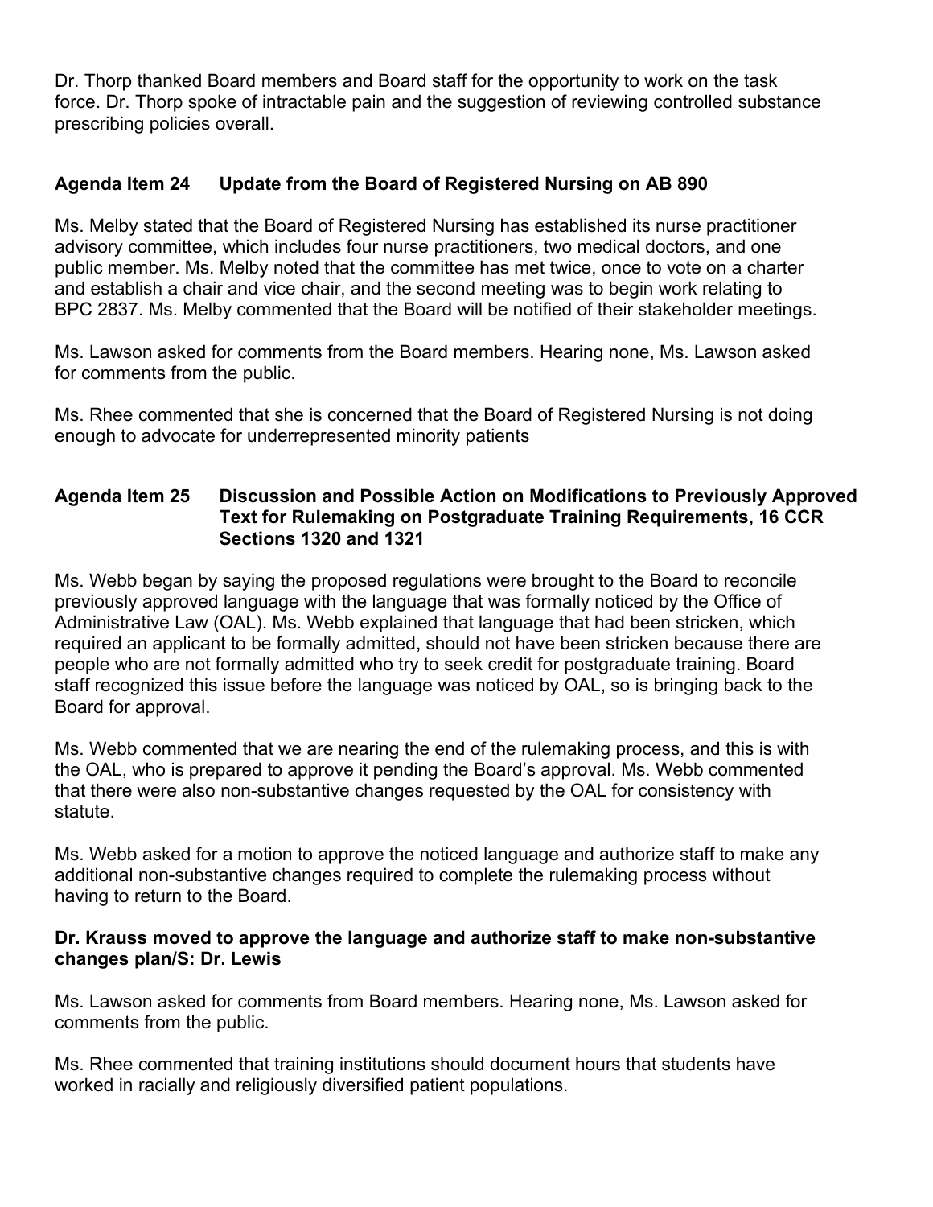Dr. Thorp thanked Board members and Board staff for the opportunity to work on the task force. Dr. Thorp spoke of intractable pain and the suggestion of reviewing controlled substance prescribing policies overall.

### Agenda Item 24 Update from the Board of Registered Nursing on AB 890

Ms. Melby stated that the Board of Registered Nursing has established its nurse practitioner advisory committee, which includes four nurse practitioners, two medical doctors, and one public member. Ms. Melby noted that the committee has met twice, once to vote on a charter and establish a chair and vice chair, and the second meeting was to begin work relating to BPC 2837. Ms. Melby commented that the Board will be notified of their stakeholder meetings.

Ms. Lawson asked for comments from the Board members. Hearing none, Ms. Lawson asked for comments from the public.

Ms. Rhee commented that she is concerned that the Board of Registered Nursing is not doing enough to advocate for underrepresented minority patients

### Agenda Item 25 Discussion and Possible Action on Modifications to Previously Approved Text for Rulemaking on Postgraduate Training Requirements, 16 CCR Sections 1320 and 1321

Ms. Webb began by saying the proposed regulations were brought to the Board to reconcile previously approved language with the language that was formally noticed by the Office of Administrative Law (OAL). Ms. Webb explained that language that had been stricken, which required an applicant to be formally admitted, should not have been stricken because there are people who are not formally admitted who try to seek credit for postgraduate training. Board staff recognized this issue before the language was noticed by OAL, so is bringing back to the Board for approval.

Ms. Webb commented that we are nearing the end of the rulemaking process, and this is with the OAL, who is prepared to approve it pending the Board's approval. Ms. Webb commented that there were also non-substantive changes requested by the OAL for consistency with statute.

Ms. Webb asked for a motion to approve the noticed language and authorize staff to make any additional non-substantive changes required to complete the rulemaking process without having to return to the Board.

**Dr. Krauss moved to approve the language and authorize staff to make non-substantive changes plan/S: Dr. Lewis**

Ms. Lawson asked for comments from Board members. Hearing none, Ms. Lawson asked for comments from the public.

Ms. Rhee commented that training institutions should document hours that students have worked in racially and religiously diversified patient populations.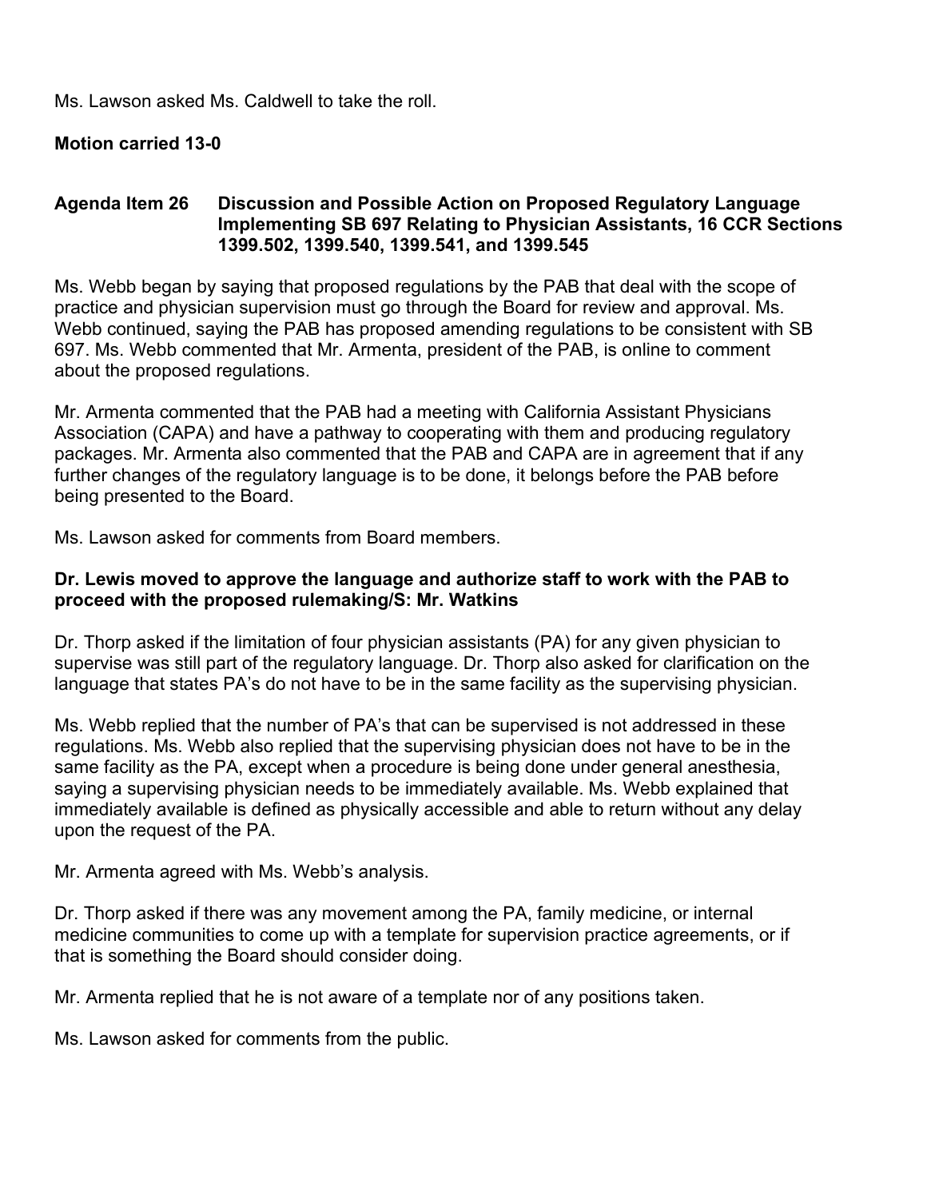Ms. Lawson asked Ms. Caldwell to take the roll.

**Motion carried 13-0**

**Agenda Item 26 Discussion and Possible Action on Proposed Regulatory Language Implementing SB 697 Relating to Physician Assistants, 16 CCR Sections 1399.502, 1399.540, 1399.541, and 1399.545**

Ms. Webb began by saying that proposed regulations by the PAB that deal with the scope of practice and physician supervision must go through the Board for review and approval. Ms. Webb continued, saying the PAB has proposed amending regulations to be consistent with SB 697. Ms. Webb commented that Mr. Armenta, president of the PAB, is online to comment about the proposed regulations.

Mr. Armenta commented that the PAB had a meeting with California Assistant Physicians Association (CAPA) and have a pathway to cooperating with them and producing regulatory packages. Mr. Armenta also commented that the PAB and CAPA are in agreement that if any further changes of the regulatory language is to be done, it belongs before the PAB before being presented to the Board.

Ms. Lawson asked for comments from Board members.

**Dr. Lewis moved to approve the language and authorize staff to work with the PAB to proceed with the proposed rulemaking/S: Mr. Watkins**

Dr. Thorp asked if the limitation of four physician assistants (PA) for any given physician to supervise was still part of the regulatory language. Dr. Thorp also asked for clarification on the language that states PA's do not have to be in the same facility as the supervising physician.

Ms. Webb replied that the number of PA's that can be supervised is not addressed in these regulations. Ms. Webb also replied that the supervising physician does not have to be in the same facility as the PA, except when a procedure is being done under general anesthesia, saying a supervising physician needs to be immediately available. Ms. Webb explained that immediately available is defined as physically accessible and able to return without any delay upon the request of the PA.

Mr. Armenta agreed with Ms. Webb's analysis.

Dr. Thorp asked if there was any movement among the PA, family medicine, or internal medicine communities to come up with a template for supervision practice agreements, or if that is something the Board should consider doing.

Mr. Armenta replied that he is not aware of a template nor of any positions taken.

Ms. Lawson asked for comments from the public.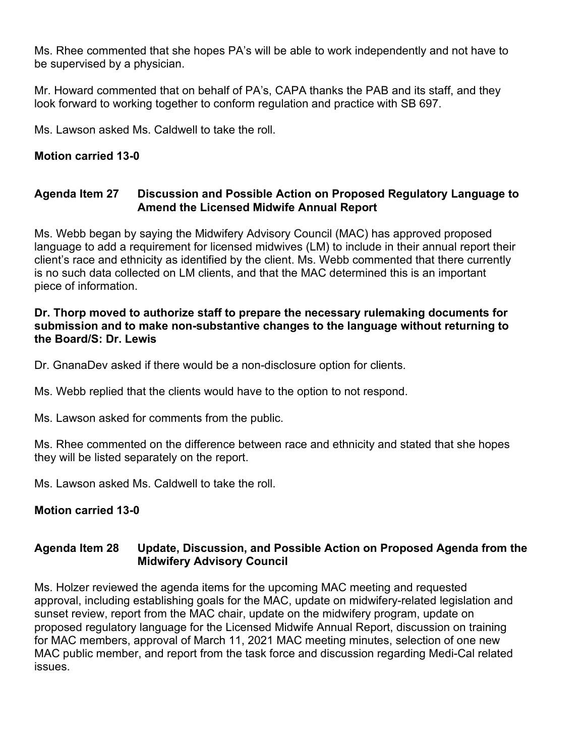Ms. Rhee commented that she hopes PA's will be able to work independently and not have to be supervised by a physician.

Mr. Howard commented that on behalf of PA's, CAPA thanks the PAB and its staff, and they look forward to working together to conform regulation and practice with SB 697.

Ms. Lawson asked Ms. Caldwell to take the roll.

**Motion carried 13-0**

### Agenda Item 27 Discussion and Possible Action on Proposed Regulatory Language to Amend the Licensed Midwife Annual Report

Ms. Webb began by saying the Midwifery Advisory Council (MAC) has approved proposed language to add a requirement for licensed midwives (LM) to include in their annual report their client's race and ethnicity as identified by the client. Ms. Webb commented that there currently is no such data collected on LM clients, and that the MAC determined this is an important piece of information.

**Dr. Thorp moved to authorize staff to prepare the necessary rulemaking documents for submission and to make non-substantive changes to the language without returning to the Board/S: Dr. Lewis**

Dr. GnanaDev asked if there would be a non-disclosure option for clients.

Ms. Webb replied that the clients would have to the option to not respond.

Ms. Lawson asked for comments from the public.

Ms. Rhee commented on the difference between race and ethnicity and stated that she hopes they will be listed separately on the report.

Ms. Lawson asked Ms. Caldwell to take the roll.

**Motion carried 13-0**

### Agenda Item 28 Update, Discussion, and Possible Action on Proposed Agenda from the Midwifery Advisory Council

Ms. Holzer reviewed the agenda items for the upcoming MAC meeting and requested approval, including establishing goals for the MAC, update on midwifery-related legislation and sunset review, report from the MAC chair, update on the midwifery program, update on proposed regulatory language for the Licensed Midwife Annual Report, discussion on training for MAC members, approval of March 11, 2021 MAC meeting minutes, selection of one new MAC public member, and report from the task force and discussion regarding Medi-Cal related issues.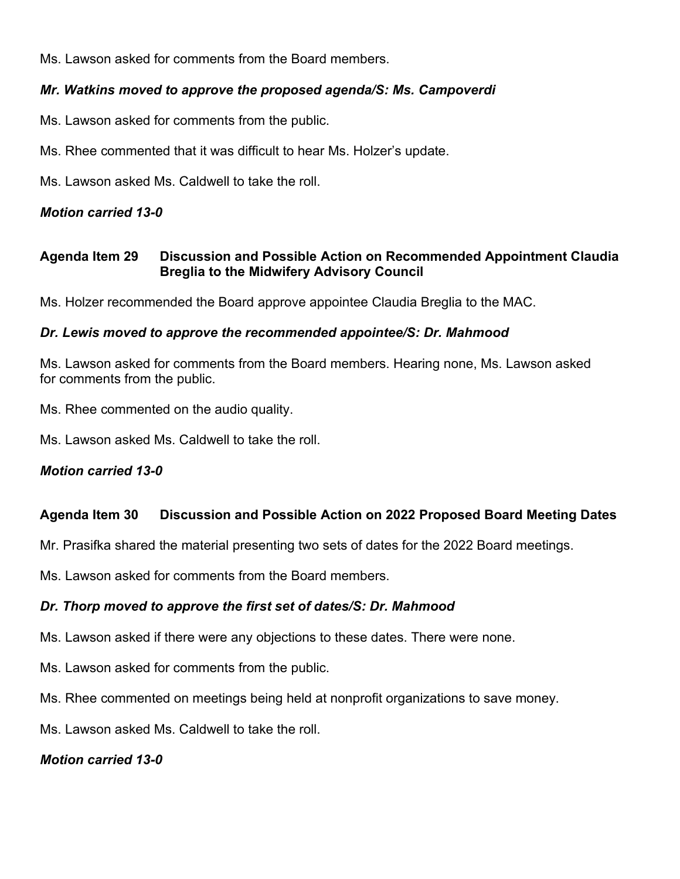Ms. Lawson asked for comments from the Board members.

***Mr. Watkins moved to approve the proposed agenda/S: Ms. Campoverdi***

Ms. Lawson asked for comments from the public.

Ms. Rhee commented that it was difficult to hear Ms. Holzer's update.

Ms. Lawson asked Ms. Caldwell to take the roll.

***Motion carried 13-0***

### Agenda Item 29 Discussion and Possible Action on Recommended Appointment Claudia Breglia to the Midwifery Advisory Council

Ms. Holzer recommended the Board approve appointee Claudia Breglia to the MAC.

***Dr. Lewis moved to approve the recommended appointee/S: Dr. Mahmood***

Ms. Lawson asked for comments from the Board members. Hearing none, Ms. Lawson asked for comments from the public.

Ms. Rhee commented on the audio quality.

Ms. Lawson asked Ms. Caldwell to take the roll.

***Motion carried 13-0***

### Agenda Item 30 Discussion and Possible Action on 2022 Proposed Board Meeting Dates

Mr. Prasifka shared the material presenting two sets of dates for the 2022 Board meetings.

Ms. Lawson asked for comments from the Board members.

***Dr. Thorp moved to approve the first set of dates/S: Dr. Mahmood***

Ms. Lawson asked if there were any objections to these dates. There were none.

Ms. Lawson asked for comments from the public.

Ms. Rhee commented on meetings being held at nonprofit organizations to save money.

Ms. Lawson asked Ms. Caldwell to take the roll.

***Motion carried 13-0***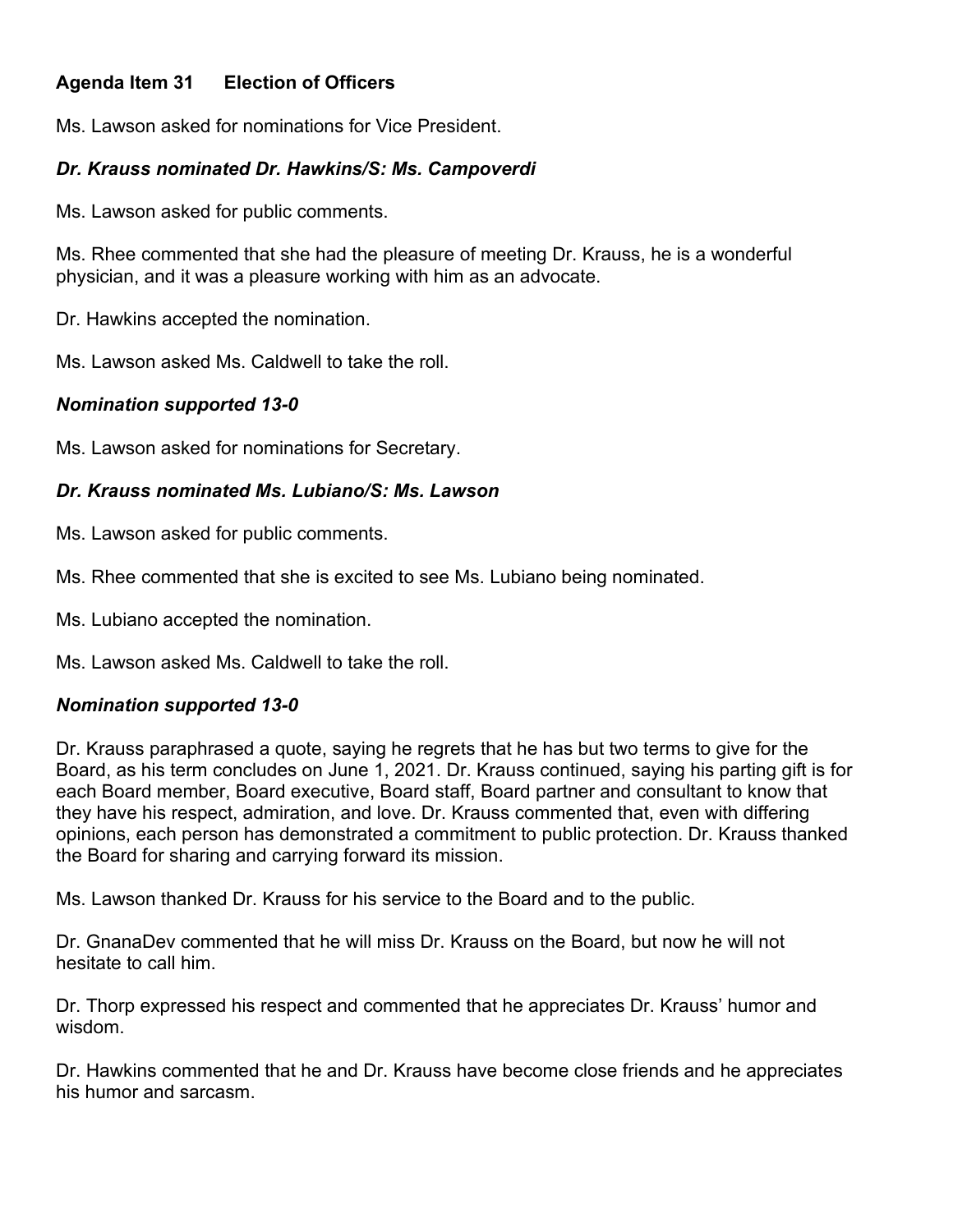### Agenda Item 31 Election of Officers

Ms. Lawson asked for nominations for Vice President.

***Dr. Krauss nominated Dr. Hawkins/S: Ms. Campoverdi***

Ms. Lawson asked for public comments.

Ms. Rhee commented that she had the pleasure of meeting Dr. Krauss, he is a wonderful physician, and it was a pleasure working with him as an advocate.

Dr. Hawkins accepted the nomination.

Ms. Lawson asked Ms. Caldwell to take the roll.

***Nomination supported 13-0***

Ms. Lawson asked for nominations for Secretary.

***Dr. Krauss nominated Ms. Lubiano/S: Ms. Lawson***

Ms. Lawson asked for public comments.

Ms. Rhee commented that she is excited to see Ms. Lubiano being nominated.

Ms. Lubiano accepted the nomination.

Ms. Lawson asked Ms. Caldwell to take the roll.

***Nomination supported 13-0***

Dr. Krauss paraphrased a quote, saying he regrets that he has but two terms to give for the Board, as his term concludes on June 1, 2021. Dr. Krauss continued, saying his parting gift is for each Board member, Board executive, Board staff, Board partner and consultant to know that they have his respect, admiration, and love. Dr. Krauss commented that, even with differing opinions, each person has demonstrated a commitment to public protection. Dr. Krauss thanked the Board for sharing and carrying forward its mission.

Ms. Lawson thanked Dr. Krauss for his service to the Board and to the public.

Dr. GnanaDev commented that he will miss Dr. Krauss on the Board, but now he will not hesitate to call him.

Dr. Thorp expressed his respect and commented that he appreciates Dr. Krauss' humor and wisdom.

Dr. Hawkins commented that he and Dr. Krauss have become close friends and he appreciates his humor and sarcasm.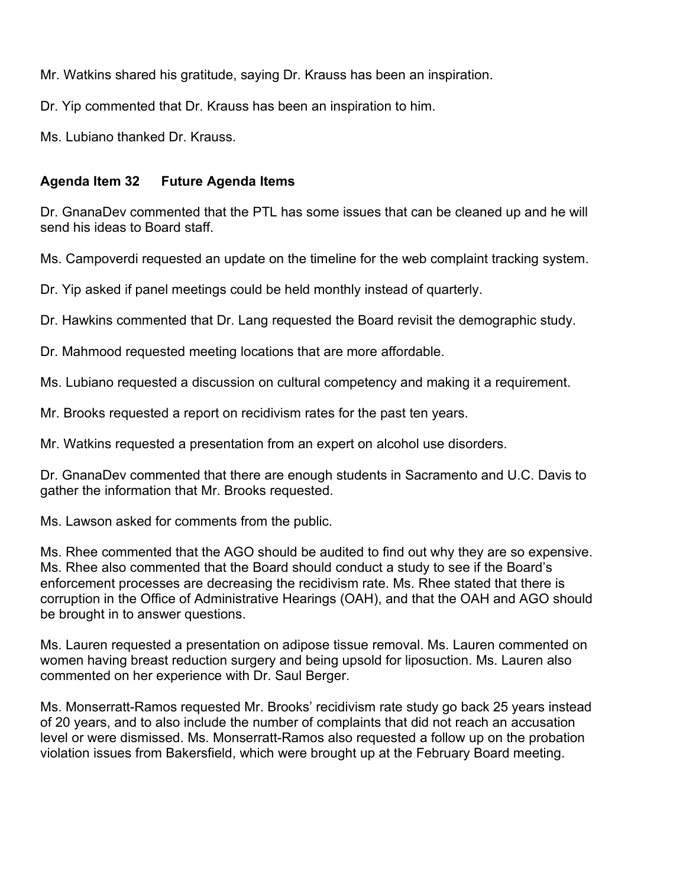Mr. Watkins shared his gratitude, saying Dr. Krauss has been an inspiration.

Dr. Yip commented that Dr. Krauss has been an inspiration to him.

Ms. Lubiano thanked Dr. Krauss.

**Agenda Item 32 Future Agenda Items**

Dr. GnanaDev commented that the PTL has some issues that can be cleaned up and he will send his ideas to Board staff.

Ms. Campoverdi requested an update on the timeline for the web complaint tracking system.

Dr. Yip asked if panel meetings could be held monthly instead of quarterly.

Dr. Hawkins commented that Dr. Lang requested the Board revisit the demographic study.

Dr. Mahmood requested meeting locations that are more affordable.

Ms. Lubiano requested a discussion on cultural competency and making it a requirement.

Mr. Brooks requested a report on recidivism rates for the past ten years.

Mr. Watkins requested a presentation from an expert on alcohol use disorders.

Dr. GnanaDev commented that there are enough students in Sacramento and U.C. Davis to gather the information that Mr. Brooks requested.

Ms. Lawson asked for comments from the public.

Ms. Rhee commented that the AGO should be audited to find out why they are so expensive. Ms. Rhee also commented that the Board should conduct a study to see if the Board's enforcement processes are decreasing the recidivism rate. Ms. Rhee stated that there is corruption in the Office of Administrative Hearings (OAH), and that the OAH and AGO should be brought in to answer questions.

Ms. Lauren requested a presentation on adipose tissue removal. Ms. Lauren commented on women having breast reduction surgery and being upsold for liposuction. Ms. Lauren also commented on her experience with Dr. Saul Berger.

Ms. Monserratt-Ramos requested Mr. Brooks' recidivism rate study go back 25 years instead of 20 years, and to also include the number of complaints that did not reach an accusation level or were dismissed. Ms. Monserratt-Ramos also requested a follow up on the probation violation issues from Bakersfield, which were brought up at the February Board meeting.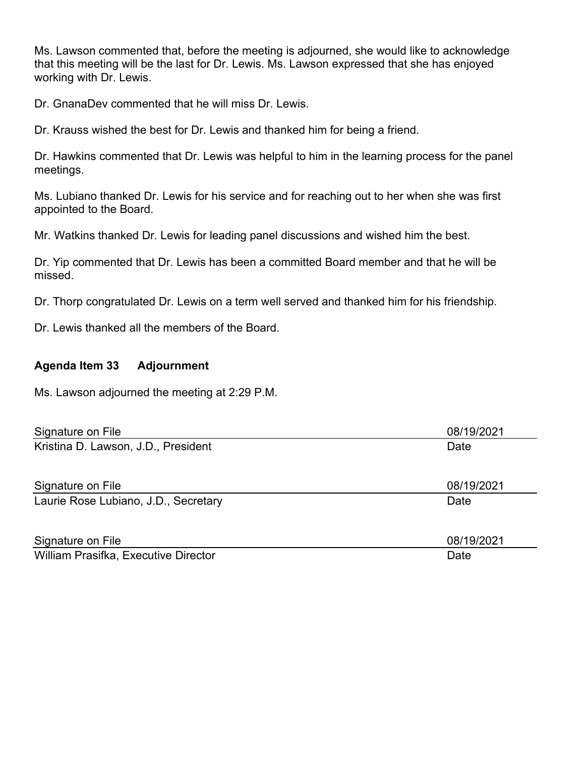Ms. Lawson commented that, before the meeting is adjourned, she would like to acknowledge that this meeting will be the last for Dr. Lewis. Ms. Lawson expressed that she has enjoyed working with Dr. Lewis.

Dr. GnanaDev commented that he will miss Dr. Lewis.

Dr. Krauss wished the best for Dr. Lewis and thanked him for being a friend.

Dr. Hawkins commented that Dr. Lewis was helpful to him in the learning process for the panel meetings.

Ms. Lubiano thanked Dr. Lewis for his service and for reaching out to her when she was first appointed to the Board.

Mr. Watkins thanked Dr. Lewis for leading panel discussions and wished him the best.

Dr. Yip commented that Dr. Lewis has been a committed Board member and that he will be missed.

Dr. Thorp congratulated Dr. Lewis on a term well served and thanked him for his friendship.

Dr. Lewis thanked all the members of the Board.

**Agenda Item 33 Adjournment**

Ms. Lawson adjourned the meeting at 2:29 P.M.

| | |
|---|---|
| Signature on File | 08/19/2021 |
| Kristina D. Lawson, J.D., President | Date |
| Signature on File | 08/19/2021 |
| Laurie Rose Lubiano, J.D., Secretary | Date |
| Signature on File | 08/19/2021 |
| William Prasifka, Executive Director | Date |